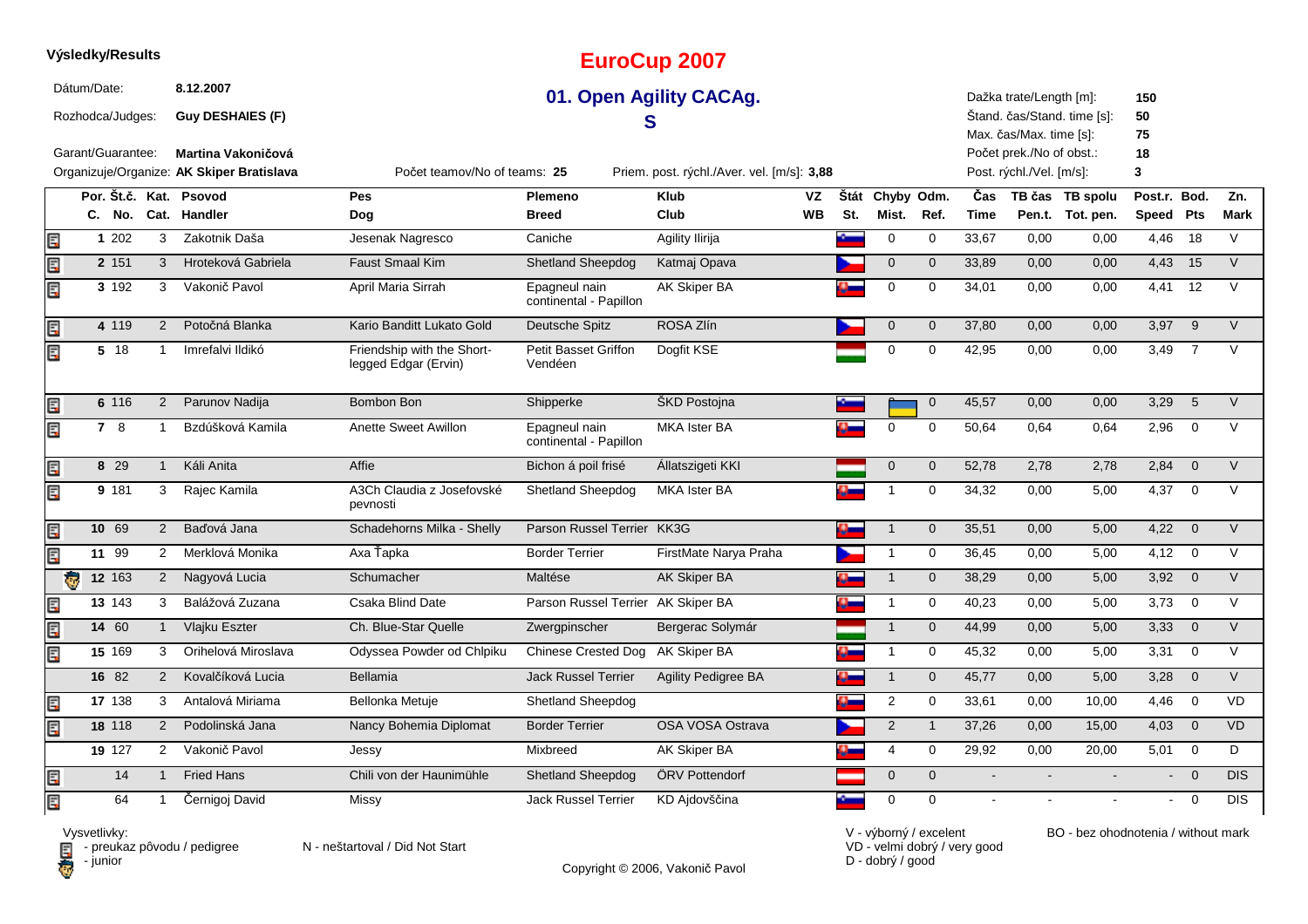**Výsledky/Results**

# EuroCup 2007

## 01. Open Agility CACAg.

## S

Dátum/Date: **8.12.2007**
Rozhodca/Judges: **Guy DESHAIES (F)**
Garant/Guarantee: **Martina Vakoničová**
Organizuje/Organize: **AK Skiper Bratislava**

Počet teamov/No of teams: **25**
Priem. post. rýchl./Aver. vel. [m/s]: **3,88**

Dažka trate/Length [m]: **150**
Štand. čas/Stand. time [s]: **50**
Max. čas/Max. time [s]: **75**
Počet prek./No of obst.: **18**
Post. rýchl./Vel. [m/s]: **3**

| Por. C. | Št.č. No. | Kat. Cat. | Psovod Handler | Pes Dog | Plemeno Breed | Klub Club | VZ WB | Štát St. | Chyby Mist. | Odm. Ref. | Čas Time | TB čas Pen.t. | TB spolu Tot. pen. | Post.r. Speed | Bod. Pts | Zn. Mark |
|---|---|---|---|---|---|---|---|---|---|---|---|---|---|---|---|---|
| 1 | 202 | 3 | Zakotnik Daša | Jesenak Nagresco | Caniche | Agility Ilirija | | | 0 | 0 | 33,67 | 0,00 | 0,00 | 4,46 | 18 | V |
| 2 | 151 | 3 | Hroteková Gabriela | Faust Smaal Kim | Shetland Sheepdog | Katmaj Opava | | | 0 | 0 | 33,89 | 0,00 | 0,00 | 4,43 | 15 | V |
| 3 | 192 | 3 | Vakonič Pavol | April Maria Sirrah | Epagneul nain continental - Papillon | AK Skiper BA | | | 0 | 0 | 34,01 | 0,00 | 0,00 | 4,41 | 12 | V |
| 4 | 119 | 2 | Potočná Blanka | Kario Banditt Lukato Gold | Deutsche Spitz | ROSA Zlín | | | 0 | 0 | 37,80 | 0,00 | 0,00 | 3,97 | 9 | V |
| 5 | 18 | 1 | Imrefalvi Ildikó | Friendship with the Short-legged Edgar (Ervin) | Petit Basset Griffon Vendéen | Dogfit KSE | | | 0 | 0 | 42,95 | 0,00 | 0,00 | 3,49 | 7 | V |
| 6 | 116 | 2 | Parunov Nadija | Bombon Bon | Shipperke | ŠKD Postojna | | | | 0 | 45,57 | 0,00 | 0,00 | 3,29 | 5 | V |
| 7 | 8 | 1 | Bzdúšková Kamila | Anette Sweet Awillon | Epagneul nain continental - Papillon | MKA Ister BA | | | 0 | 0 | 50,64 | 0,64 | 0,64 | 2,96 | 0 | V |
| 8 | 29 | 1 | Káli Anita | Affie | Bichon á poil frisé | Állatszigeti KKI | | | 0 | 0 | 52,78 | 2,78 | 2,78 | 2,84 | 0 | V |
| 9 | 181 | 3 | Rajec Kamila | A3Ch Claudia z Josefovské pevnosti | Shetland Sheepdog | MKA Ister BA | | | 1 | 0 | 34,32 | 0,00 | 5,00 | 4,37 | 0 | V |
| 10 | 69 | 2 | Baďová Jana | Schadehorns Milka - Shelly | Parson Russel Terrier | KK3G | | | 1 | 0 | 35,51 | 0,00 | 5,00 | 4,22 | 0 | V |
| 11 | 99 | 2 | Merklová Monika | Axa Ťapka | Border Terrier | FirstMate Narya Praha | | | 1 | 0 | 36,45 | 0,00 | 5,00 | 4,12 | 0 | V |
| 12 | 163 | 2 | Nagyová Lucia | Schumacher | Maltése | AK Skiper BA | | | 1 | 0 | 38,29 | 0,00 | 5,00 | 3,92 | 0 | V |
| 13 | 143 | 3 | Balážová Zuzana | Csaka Blind Date | Parson Russel Terrier | AK Skiper BA | | | 1 | 0 | 40,23 | 0,00 | 5,00 | 3,73 | 0 | V |
| 14 | 60 | 1 | Vlajku Eszter | Ch. Blue-Star Quelle | Zwergpinscher | Bergerac Solymár | | | 1 | 0 | 44,99 | 0,00 | 5,00 | 3,33 | 0 | V |
| 15 | 169 | 3 | Orihelová Miroslava | Odyssea Powder od Chlpiku | Chinese Crested Dog | AK Skiper BA | | | 1 | 0 | 45,32 | 0,00 | 5,00 | 3,31 | 0 | V |
| 16 | 82 | 2 | Kovalčíková Lucia | Bellamia | Jack Russel Terrier | Agility Pedigree BA | | | 1 | 0 | 45,77 | 0,00 | 5,00 | 3,28 | 0 | V |
| 17 | 138 | 3 | Antalová Miriama | Bellonka Metuje | Shetland Sheepdog | | | | 2 | 0 | 33,61 | 0,00 | 10,00 | 4,46 | 0 | VD |
| 18 | 118 | 2 | Podolinská Jana | Nancy Bohemia Diplomat | Border Terrier | OSA VOSA Ostrava | | | 2 | 1 | 37,26 | 0,00 | 15,00 | 4,03 | 0 | VD |
| 19 | 127 | 2 | Vakonič Pavol | Jessy | Mixbreed | AK Skiper BA | | | 4 | 0 | 29,92 | 0,00 | 20,00 | 5,01 | 0 | D |
| | 14 | 1 | Fried Hans | Chili von der Haunimühle | Shetland Sheepdog | ÖRV Pottendorf | | | 0 | 0 | - | - | - | - | 0 | DIS |
| | 64 | 1 | Černigoj David | Missy | Jack Russel Terrier | KD Ajdovščina | | | 0 | 0 | - | - | - | - | 0 | DIS |

Vysvetlivky:
- preukaz pôvodu / pedigree
- junior

N - neštartoval / Did Not Start

V - výborný / excelent
VD - velmi dobrý / very good
D - dobrý / good

BO - bez ohodnotenia / without mark

Copyright © 2006, Vakonič Pavol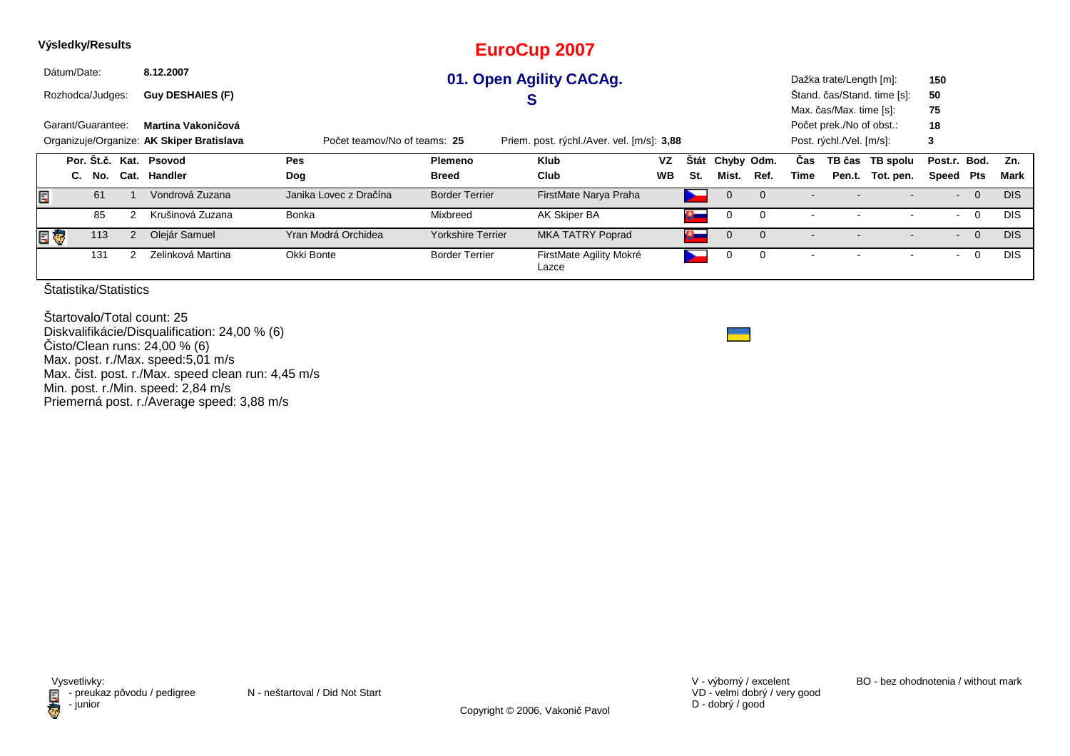**Výsledky/Results**

# EuroCup 2007

## 01. Open Agility CACAg. S

Dátum/Date: **8.12.2007**

Rozhodca/Judges: **Guy DESHAIES (F)**

Garant/Guarantee: **Martina Vakoničová**

Organizuje/Organize: **AK Skiper Bratislava**

Počet teamov/No of teams: **25**

Priem. post. rýchl./Aver. vel. [m/s]: **3,88**

Dažka trate/Length [m]: **150**
Štand. čas/Stand. time [s]: **50**
Max. čas/Max. time [s]: **75**
Počet prek./No of obst.: **18**
Post. rýchl./Vel. [m/s]: **3**

| Por. C. | Št.č. No. | Kat. Cat. | Psovod Handler | Pes Dog | Plemeno Breed | Klub Club | VZ WB | Štát St. | Chyby Mist. | Odm. Ref. | Čas Time | TB čas Pen.t. | TB spolu Tot. pen. | Post.r. Speed | Bod. Pts | Zn. Mark |
|---|---|---|---|---|---|---|---|---|---|---|---|---|---|---|---|---|
| | 61 | 1 | Vondrová Zuzana | Janika Lovec z Dračína | Border Terrier | FirstMate Narya Praha | | | 0 | 0 | - | - | - | - | 0 | DIS |
| | 85 | 2 | Krušinová Zuzana | Bonka | Mixbreed | AK Skiper BA | | | 0 | 0 | - | - | - | - | 0 | DIS |
| | 113 | 2 | Olejár Samuel | Yran Modrá Orchidea | Yorkshire Terrier | MKA TATRY Poprad | | | 0 | 0 | - | - | - | - | 0 | DIS |
| | 131 | 2 | Zelinková Martina | Okki Bonte | Border Terrier | FirstMate Agility Mokré Lazce | | | 0 | 0 | - | - | - | - | 0 | DIS |

Štatistika/Statistics

Štartovalo/Total count: 25
Diskvalifikácie/Disqualification: 24,00 % (6)
Čisto/Clean runs: 24,00 % (6)
Max. post. r./Max. speed:5,01 m/s
Max. čist. post. r./Max. speed clean run: 4,45 m/s
Min. post. r./Min. speed: 2,84 m/s
Priemerná post. r./Average speed: 3,88 m/s

Vysvetlivky:
- preukaz pôvodu / pedigree
- junior

N - neštartoval / Did Not Start

V - výborný / excelent
VD - velmi dobrý / very good
D - dobrý / good

BO - bez ohodnotenia / without mark

Copyright © 2006, Vakonič Pavol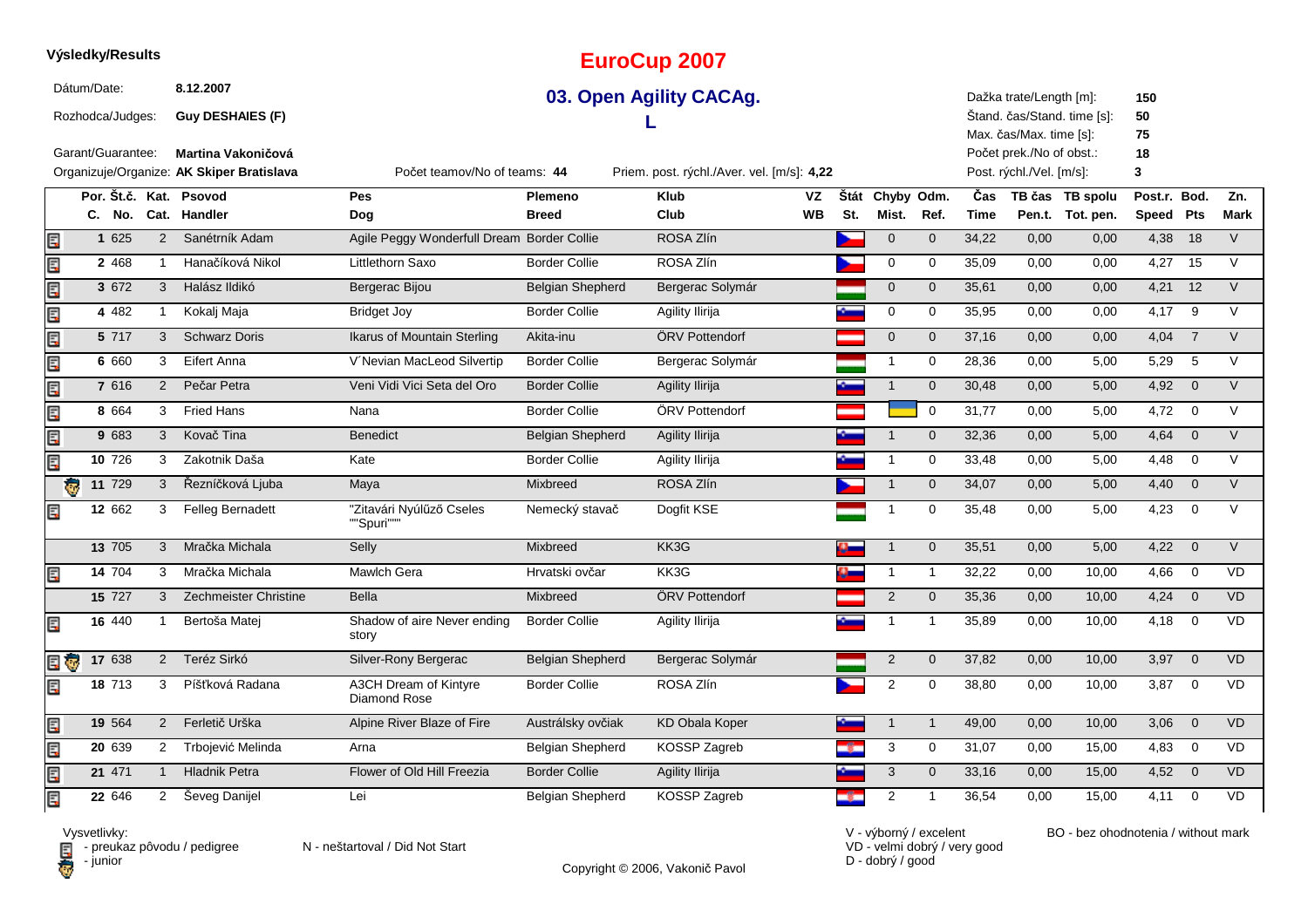**Výsledky/Results**

# EuroCup 2007

## 03. Open Agility CACAg.

## L

Dátum/Date: **8.12.2007**
Rozhodca/Judges: **Guy DESHAIES (F)**
Garant/Guarantee: **Martina Vakoničová**
Organizuje/Organize: **AK Skiper Bratislava**

Počet teamov/No of teams: **44**
Priem. post. rýchl./Aver. vel. [m/s]: **4,22**

Dažka trate/Length [m]: **150**
Štand. čas/Stand. time [s]: **50**
Max. čas/Max. time [s]: **75**
Počet prek./No of obst.: **18**
Post. rýchl./Vel. [m/s]: **3**

| Por. C. | Št.č. No. | Kat. Cat. | Psovod Handler | Pes Dog | Plemeno Breed | Klub Club | VZ WB | Štát St. | Chyby Mist. | Odm. Ref. | Čas Time | TB čas Pen.t. | TB spolu Tot. pen. | Post.r. Speed | Bod. Pts | Zn. Mark |
|---|---|---|---|---|---|---|---|---|---|---|---|---|---|---|---|---|
| 1 | 625 | 2 | Sanétrník Adam | Agile Peggy Wonderfull Dream | Border Collie | ROSA Zlín | | | 0 | 0 | 34,22 | 0,00 | 0,00 | 4,38 | 18 | V |
| 2 | 468 | 1 | Hanačíková Nikol | Littlethorn Saxo | Border Collie | ROSA Zlín | | | 0 | 0 | 35,09 | 0,00 | 0,00 | 4,27 | 15 | V |
| 3 | 672 | 3 | Halász Ildikó | Bergerac Bijou | Belgian Shepherd | Bergerac Solymár | | | 0 | 0 | 35,61 | 0,00 | 0,00 | 4,21 | 12 | V |
| 4 | 482 | 1 | Kokalj Maja | Bridget Joy | Border Collie | Agility Ilirija | | | 0 | 0 | 35,95 | 0,00 | 0,00 | 4,17 | 9 | V |
| 5 | 717 | 3 | Schwarz Doris | Ikarus of Mountain Sterling | Akita-inu | ÖRV Pottendorf | | | 0 | 0 | 37,16 | 0,00 | 0,00 | 4,04 | 7 | V |
| 6 | 660 | 3 | Eifert Anna | V´Nevian MacLeod Silvertip | Border Collie | Bergerac Solymár | | | 1 | 0 | 28,36 | 0,00 | 5,00 | 5,29 | 5 | V |
| 7 | 616 | 2 | Pečar Petra | Veni Vidi Vici Seta del Oro | Border Collie | Agility Ilirija | | | 1 | 0 | 30,48 | 0,00 | 5,00 | 4,92 | 0 | V |
| 8 | 664 | 3 | Fried Hans | Nana | Border Collie | ÖRV Pottendorf | | | | 0 | 31,77 | 0,00 | 5,00 | 4,72 | 0 | V |
| 9 | 683 | 3 | Kovač Tina | Benedict | Belgian Shepherd | Agility Ilirija | | | 1 | 0 | 32,36 | 0,00 | 5,00 | 4,64 | 0 | V |
| 10 | 726 | 3 | Zakotnik Daša | Kate | Border Collie | Agility Ilirija | | | 1 | 0 | 33,48 | 0,00 | 5,00 | 4,48 | 0 | V |
| 11 | 729 | 3 | Řezníčková Ljuba | Maya | Mixbreed | ROSA Zlín | | | 1 | 0 | 34,07 | 0,00 | 5,00 | 4,40 | 0 | V |
| 12 | 662 | 3 | Felleg Bernadett | "Zitavári Nyúlűző Cseles ""Spuri""" | Nemecký stavač | Dogfit KSE | | | 1 | 0 | 35,48 | 0,00 | 5,00 | 4,23 | 0 | V |
| 13 | 705 | 3 | Mračka Michala | Selly | Mixbreed | KK3G | | | 1 | 0 | 35,51 | 0,00 | 5,00 | 4,22 | 0 | V |
| 14 | 704 | 3 | Mračka Michala | Mawlch Gera | Hrvatski ovčar | KK3G | | | 1 | 1 | 32,22 | 0,00 | 10,00 | 4,66 | 0 | VD |
| 15 | 727 | 3 | Zechmeister Christine | Bella | Mixbreed | ÖRV Pottendorf | | | 2 | 0 | 35,36 | 0,00 | 10,00 | 4,24 | 0 | VD |
| 16 | 440 | 1 | Bertoša Matej | Shadow of aire Never ending story | Border Collie | Agility Ilirija | | | 1 | 1 | 35,89 | 0,00 | 10,00 | 4,18 | 0 | VD |
| 17 | 638 | 2 | Teréz Sirkó | Silver-Rony Bergerac | Belgian Shepherd | Bergerac Solymár | | | 2 | 0 | 37,82 | 0,00 | 10,00 | 3,97 | 0 | VD |
| 18 | 713 | 3 | Píšťková Radana | A3CH Dream of Kintyre Diamond Rose | Border Collie | ROSA Zlín | | | 2 | 0 | 38,80 | 0,00 | 10,00 | 3,87 | 0 | VD |
| 19 | 564 | 2 | Ferletič Urška | Alpine River Blaze of Fire | Austrálsky ovčiak | KD Obala Koper | | | 1 | 1 | 49,00 | 0,00 | 10,00 | 3,06 | 0 | VD |
| 20 | 639 | 2 | Trbojević Melinda | Arna | Belgian Shepherd | KOSSP Zagreb | | | 3 | 0 | 31,07 | 0,00 | 15,00 | 4,83 | 0 | VD |
| 21 | 471 | 1 | Hladnik Petra | Flower of Old Hill Freezia | Border Collie | Agility Ilirija | | | 3 | 0 | 33,16 | 0,00 | 15,00 | 4,52 | 0 | VD |
| 22 | 646 | 2 | Ševeg Danijel | Lei | Belgian Shepherd | KOSSP Zagreb | | | 2 | 1 | 36,54 | 0,00 | 15,00 | 4,11 | 0 | VD |

Vysvetlivky:
- preukaz pôvodu / pedigree
- junior

N - neštartoval / Did Not Start

V - výborný / excelent
VD - velmi dobrý / very good
D - dobrý / good

BO - bez ohodnotenia / without mark

Copyright © 2006, Vakonič Pavol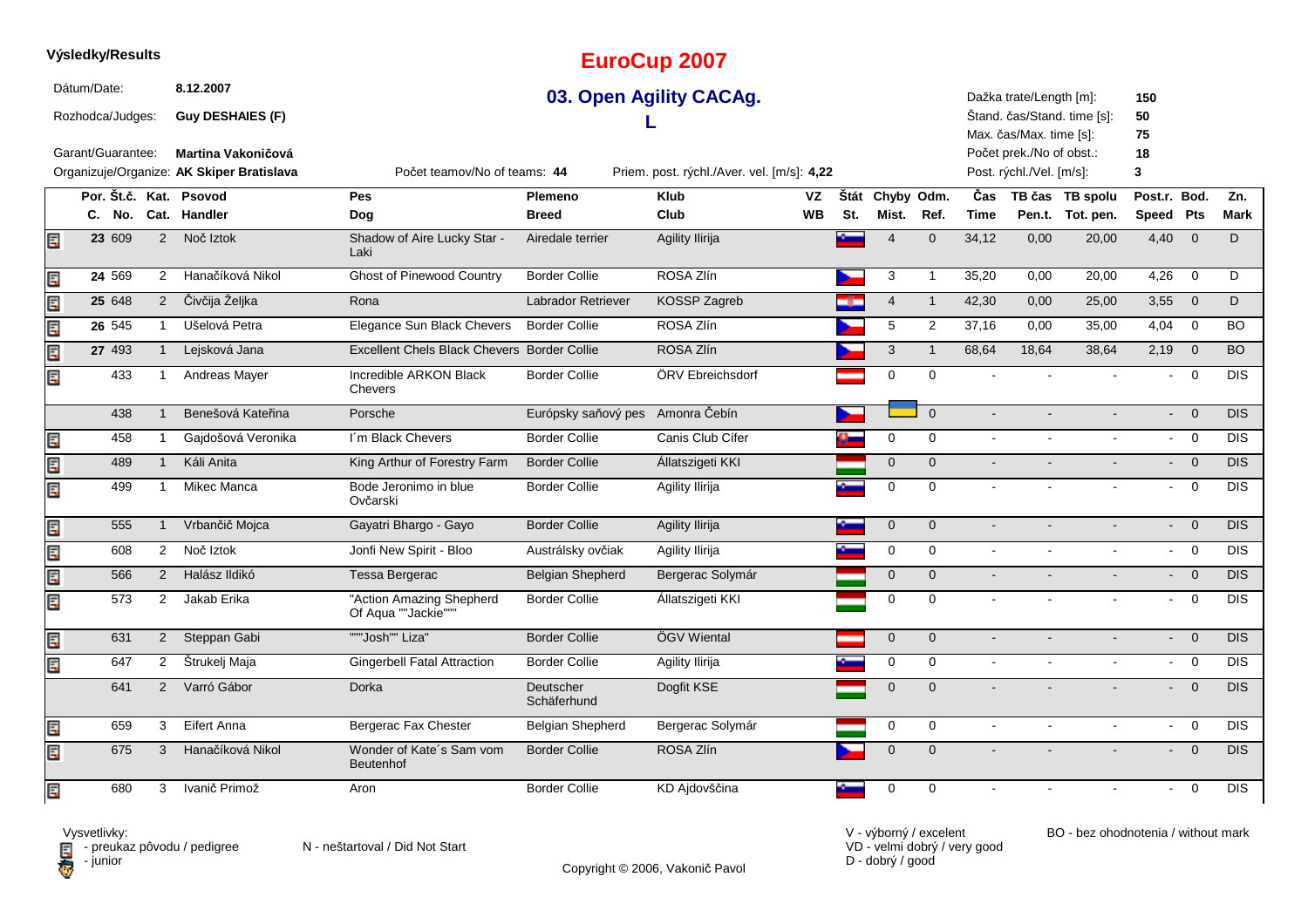**Výsledky/Results**

# EuroCup 2007

## 03. Open Agility CACAg. L

Dátum/Date: **8.12.2007**
Rozhodca/Judges: **Guy DESHAIES (F)**
Garant/Guarantee: **Martina Vakoničová**
Organizuje/Organize: **AK Skiper Bratislava**

Počet teamov/No of teams: **44**
Priem. post. rýchl./Aver. vel. [m/s]: **4,22**

Dažka trate/Length [m]: **150**
Štand. čas/Stand. time [s]: **50**
Max. čas/Max. time [s]: **75**
Počet prek./No of obst.: **18**
Post. rýchl./Vel. [m/s]: **3**

| Por. C. | Št.č. No. | Kat. Cat. | Psovod Handler | Pes Dog | Plemeno Breed | Klub Club | VZ WB | Štát St. | Chyby Mist. | Odm. Ref. | Čas Time | TB čas Pen.t. | TB spolu Tot. pen. | Post.r. Speed | Bod. Pts | Zn. Mark |
|---|---|---|---|---|---|---|---|---|---|---|---|---|---|---|---|---|
| 23 | 609 | 2 | Nač Iztok | Shadow of Aire Lucky Star - Laki | Airedale terrier | Agility Ilirija | | | 4 | 0 | 34,12 | 0,00 | 20,00 | 4,40 | 0 | D |
| 24 | 569 | 2 | Hanačíková Nikol | Ghost of Pinewood Country | Border Collie | ROSA Zlín | | | 3 | 1 | 35,20 | 0,00 | 20,00 | 4,26 | 0 | D |
| 25 | 648 | 2 | Čivčija Željka | Rona | Labrador Retriever | KOSSP Zagreb | | | 4 | 1 | 42,30 | 0,00 | 25,00 | 3,55 | 0 | D |
| 26 | 545 | 1 | Ušelová Petra | Elegance Sun Black Chevers | Border Collie | ROSA Zlín | | | 5 | 2 | 37,16 | 0,00 | 35,00 | 4,04 | 0 | BO |
| 27 | 493 | 1 | Lejsková Jana | Excellent Chels Black Chevers | Border Collie | ROSA Zlín | | | 3 | 1 | 68,64 | 18,64 | 38,64 | 2,19 | 0 | BO |
| | 433 | 1 | Andreas Mayer | Incredible ARKON Black Chevers | Border Collie | ÖRV Ebreichsdorf | | | 0 | 0 | - | - | - | - | 0 | DIS |
| | 438 | 1 | Benešová Kateřina | Porsche | Európsky saňový pes | Amonra Čebín | | | | 0 | - | - | - | - | 0 | DIS |
| | 458 | 1 | Gajdošová Veronika | I´m Black Chevers | Border Collie | Canis Club Cífer | | | 0 | 0 | - | - | - | - | 0 | DIS |
| | 489 | 1 | Káli Anita | King Arthur of Forestry Farm | Border Collie | Állatszigeti KKI | | | 0 | 0 | - | - | - | - | 0 | DIS |
| | 499 | 1 | Mikec Manca | Bode Jeronimo in blue Ovčarski | Border Collie | Agility Ilirija | | | 0 | 0 | - | - | - | - | 0 | DIS |
| | 555 | 1 | Vrbančič Mojca | Gayatri Bhargo - Gayo | Border Collie | Agility Ilirija | | | 0 | 0 | - | - | - | - | 0 | DIS |
| | 608 | 2 | Nač Iztok | Jonfi New Spirit - Bloo | Austrálsky ovčiak | Agility Ilirija | | | 0 | 0 | - | - | - | - | 0 | DIS |
| | 566 | 2 | Halász Ildikó | Tessa Bergerac | Belgian Shepherd | Bergerac Solymár | | | 0 | 0 | - | - | - | - | 0 | DIS |
| | 573 | 2 | Jakab Erika | "Action Amazing Shepherd Of Aqua ""Jackie""" | Border Collie | Állatszigeti KKI | | | 0 | 0 | - | - | - | - | 0 | DIS |
| | 631 | 2 | Steppan Gabi | """Josh"" Liza" | Border Collie | ÖGV Wiental | | | 0 | 0 | - | - | - | - | 0 | DIS |
| | 647 | 2 | Štrukelj Maja | Gingerbell Fatal Attraction | Border Collie | Agility Ilirija | | | 0 | 0 | - | - | - | - | 0 | DIS |
| | 641 | 2 | Varró Gábor | Dorka | Deutscher Schäferhund | Dogfit KSE | | | 0 | 0 | - | - | - | - | 0 | DIS |
| | 659 | 3 | Eifert Anna | Bergerac Fax Chester | Belgian Shepherd | Bergerac Solymár | | | 0 | 0 | - | - | - | - | 0 | DIS |
| | 675 | 3 | Hanačíková Nikol | Wonder of Kate´s Sam vom Beutenhof | Border Collie | ROSA Zlín | | | 0 | 0 | - | - | - | - | 0 | DIS |
| | 680 | 3 | Ivanič Primož | Aron | Border Collie | KD Ajdovščina | | | 0 | 0 | - | - | - | - | 0 | DIS |

Vysvetlivky:
- preukaz pôvodu / pedigree
- junior

N - neštartoval / Did Not Start

V - výborný / excelent
VD - velmi dobrý / very good
D - dobrý / good

BO - bez ohodnotenia / without mark

Copyright © 2006, Vakonič Pavol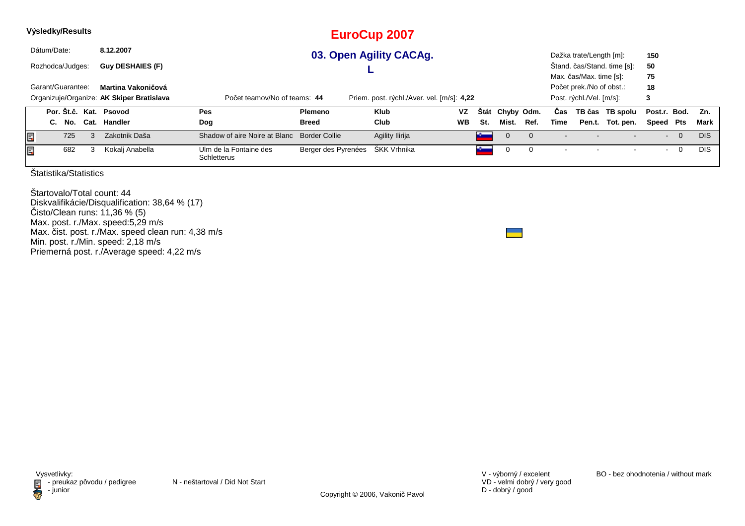**Výsledky/Results**

# EuroCup 2007

## 03. Open Agility CACAg.

## L

Dátum/Date: **8.12.2007**

Rozhodca/Judges: **Guy DESHAIES (F)**

Garant/Guarantee: **Martina Vakoničová**

Organizuje/Organize: **AK Skiper Bratislava**

Počet teamov/No of teams: **44**

Priem. post. rýchl./Aver. vel. [m/s]: **4,22**

Dažka trate/Length [m]: **150**
Štand. čas/Stand. time [s]: **50**
Max. čas/Max. time [s]: **75**
Počet prek./No of obst.: **18**
Post. rýchl./Vel. [m/s]: **3**

| Por. C. | Št.č. No. | Kat. Cat. | Psovod Handler | Pes Dog | Plemeno Breed | Klub Club | VZ WB | Štát St. | Chyby Mist. | Odm. Ref. | Čas Time | TB čas Pen.t. | TB spolu Tot. pen. | Post.r. Speed | Bod. Pts | Zn. Mark |
|---|---|---|---|---|---|---|---|---|---|---|---|---|---|---|---|---|
| | 725 | 3 | Zakotnik Daša | Shadow of aire Noire at Blanc | Border Collie | Agility Ilirija | | | 0 | 0 | - | - | - | - | 0 | DIS |
| | 682 | 3 | Kokalj Anabella | Ulm de la Fontaine des Schletterus | Berger des Pyrenées | ŠKK Vrhnika | | | 0 | 0 | - | - | - | - | 0 | DIS |

Štatistika/Statistics

Štartovalo/Total count: 44
Diskvalifikácie/Disqualification: 38,64 % (17)
Čisto/Clean runs: 11,36 % (5)
Max. post. r./Max. speed:5,29 m/s
Max. čist. post. r./Max. speed clean run: 4,38 m/s
Min. post. r./Min. speed: 2,18 m/s
Priemerná post. r./Average speed: 4,22 m/s

Vysvetlivky:
- preukaz pôvodu / pedigree
- junior

N - neštartoval / Did Not Start

V - výborný / excelent
VD - velmi dobrý / very good
D - dobrý / good

BO - bez ohodnotenia / without mark

Copyright © 2006, Vakonič Pavol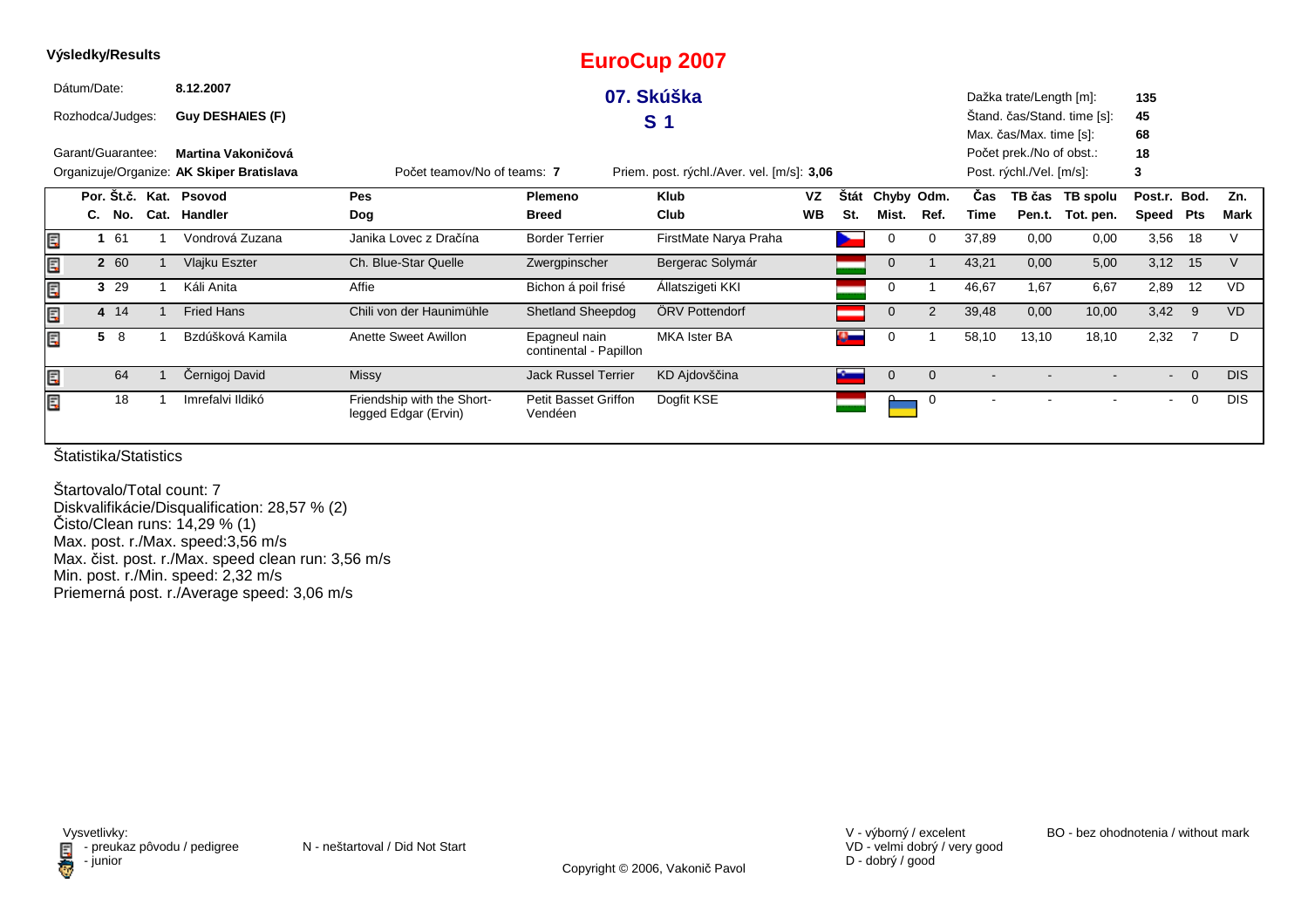**Výsledky/Results**

# EuroCup 2007

## 07. Skúška

## S 1

Dátum/Date: **8.12.2007**

Rozhodca/Judges: **Guy DESHAIES (F)**

Garant/Guarantee: **Martina Vakoničová**

Organizuje/Organize: **AK Skiper Bratislava**

Počet teamov/No of teams: **7**

Priem. post. rýchl./Aver. vel. [m/s]: **3,06**

Dažka trate/Length [m]: **135**
Štand. čas/Stand. time [s]: **45**
Max. čas/Max. time [s]: **68**
Počet prek./No of obst.: **18**
Post. rýchl./Vel. [m/s]: **3**

| Por. C. | Št.č. No. | Kat. Cat. | Psovod Handler | Pes Dog | Plemeno Breed | Klub Club | VZ WB | Štát St. | Chyby Mist. | Odm. Ref. | Čas Time | TB čas Pen.t. | TB spolu Tot. pen. | Post.r. Speed | Bod. Pts | Zn. Mark |
|---|---|---|---|---|---|---|---|---|---|---|---|---|---|---|---|---|
| 1 | 61 | 1 | Vondrová Zuzana | Janika Lovec z Dračína | Border Terrier | FirstMate Narya Praha | | | 0 | 0 | 37,89 | 0,00 | 0,00 | 3,56 | 18 | V |
| 2 | 60 | 1 | Vlajku Eszter | Ch. Blue-Star Quelle | Zwergpinscher | Bergerac Solymár | | | 0 | 1 | 43,21 | 0,00 | 5,00 | 3,12 | 15 | V |
| 3 | 29 | 1 | Káli Anita | Affie | Bichon á poil frisé | Állatszigeti KKI | | | 0 | 1 | 46,67 | 1,67 | 6,67 | 2,89 | 12 | VD |
| 4 | 14 | 1 | Fried Hans | Chili von der Haunimühle | Shetland Sheepdog | ÖRV Pottendorf | | | 0 | 2 | 39,48 | 0,00 | 10,00 | 3,42 | 9 | VD |
| 5 | 8 | 1 | Bzdúšková Kamila | Anette Sweet Awillon | Epagneul nain continental - Papillon | MKA Ister BA | | | 0 | 1 | 58,10 | 13,10 | 18,10 | 2,32 | 7 | D |
| | 64 | 1 | Černigoj David | Missy | Jack Russel Terrier | KD Ajdovščina | | | 0 | 0 | - | - | - | - | 0 | DIS |
| | 18 | 1 | Imrefalvi Ildikó | Friendship with the Short-legged Edgar (Ervin) | Petit Basset Griffon Vendéen | Dogfit KSE | | | 0 | 0 | - | - | - | - | 0 | DIS |

Štatistika/Statistics

Štartovalo/Total count: 7
Diskvalifikácie/Disqualification: 28,57 % (2)
Čisto/Clean runs: 14,29 % (1)
Max. post. r./Max. speed:3,56 m/s
Max. čist. post. r./Max. speed clean run: 3,56 m/s
Min. post. r./Min. speed: 2,32 m/s
Priemerná post. r./Average speed: 3,06 m/s

Vysvetlivky:
- preukaz pôvodu / pedigree
- junior

N - neštartoval / Did Not Start

V - výborný / excelent
VD - velmi dobrý / very good
D - dobrý / good

BO - bez ohodnotenia / without mark

Copyright © 2006, Vakonič Pavol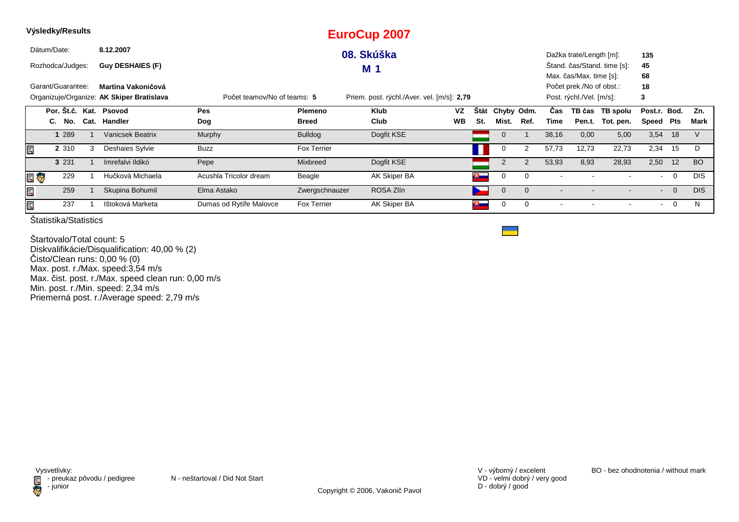**Výsledky/Results**

# EuroCup 2007

## 08. Skúška

## M 1

Dátum/Date: **8.12.2007**

Rozhodca/Judges: **Guy DESHAIES (F)**

Garant/Guarantee: **Martina Vakoničová**

Organizuje/Organize: **AK Skiper Bratislava**

Počet teamov/No of teams: **5**

Priem. post. rýchl./Aver. vel. [m/s]: **2,79**

Dažka trate/Length [m]: **135**
Štand. čas/Stand. time [s]: **45**
Max. čas/Max. time [s]: **68**
Počet prek./No of obst.: **18**
Post. rýchl./Vel. [m/s]: **3**

| Por. C. | Št.č. No. | Kat. Cat. | Psovod Handler | Pes Dog | Plemeno Breed | Klub Club | VZ WB | Štát St. | Chyby Mist. | Odm. Ref. | Čas Time | TB čas Pen.t. | TB spolu Tot. pen. | Post.r. Speed | Bod. Pts | Zn. Mark |
|---|---|---|---|---|---|---|---|---|---|---|---|---|---|---|---|---|
| 1 | 289 | 1 | Vanicsek Beatrix | Murphy | Bulldog | Dogfit KSE | | | 0 | 1 | 38,16 | 0,00 | 5,00 | 3,54 | 18 | V |
| 2 | 310 | 3 | Deshaies Sylvie | Buzz | Fox Terrier | | | | 0 | 2 | 57,73 | 12,73 | 22,73 | 2,34 | 15 | D |
| 3 | 231 | 1 | Imrefalvi Ildikó | Pepe | Mixbreed | Dogfit KSE | | | 2 | 2 | 53,93 | 8,93 | 28,93 | 2,50 | 12 | BO |
| | 229 | 1 | Hučková Michaela | Acushla Tricolor dream | Beagle | AK Skiper BA | | | 0 | 0 | - | - | - | - | 0 | DIS |
| | 259 | 1 | Skupina Bohumil | Elma Astako | Zwergschnauzer | ROSA Zlín | | | 0 | 0 | - | - | - | - | 0 | DIS |
| | 237 | 1 | Ištoková Marketa | Dumas od Rytíře Malovce | Fox Terrier | AK Skiper BA | | | 0 | 0 | - | - | - | - | 0 | N |

Štatistika/Statistics

Štartovalo/Total count: 5
Diskvalifikácie/Disqualification: 40,00 % (2)
Čisto/Clean runs: 0,00 % (0)
Max. post. r./Max. speed:3,54 m/s
Max. čist. post. r./Max. speed clean run: 0,00 m/s
Min. post. r./Min. speed: 2,34 m/s
Priemerná post. r./Average speed: 2,79 m/s

Vysvetlivky:
- preukaz pôvodu / pedigree
- junior

N - neštartoval / Did Not Start

V - výborný / excelent
VD - velmi dobrý / very good
D - dobrý / good

BO - bez ohodnotenia / without mark

Copyright © 2006, Vakonič Pavol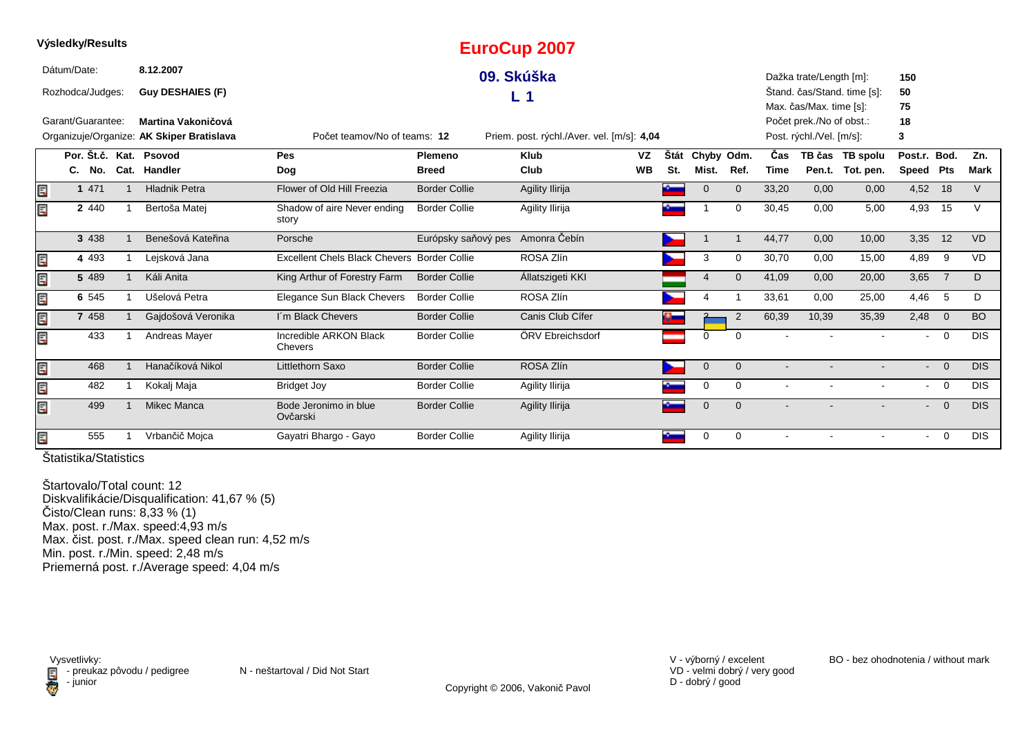**Výsledky/Results**

# EuroCup 2007

## 09. Skúška

## L 1

Dátum/Date: **8.12.2007**

Rozhodca/Judges: **Guy DESHAIES (F)**

Garant/Guarantee: **Martina Vakoničová**

Organizuje/Organize: **AK Skiper Bratislava**

Počet teamov/No of teams: **12**

Priem. post. rýchl./Aver. vel. [m/s]: **4,04**

Dažka trate/Length [m]: **150**
Štand. čas/Stand. time [s]: **50**
Max. čas/Max. time [s]: **75**
Počet prek./No of obst.: **18**
Post. rýchl./Vel. [m/s]: **3**

| Por. C. | Št.č. No. | Kat. Cat. | Psovod Handler | Pes Dog | Plemeno Breed | Klub Club | VZ WB | Štát St. | Chyby Mist. | Odm. Ref. | Čas Time | TB čas Pen.t. | TB spolu Tot. pen. | Post.r. Speed | Bod. Pts | Zn. Mark |
|---|---|---|---|---|---|---|---|---|---|---|---|---|---|---|---|---|
| 1 | 471 | 1 | Hladnik Petra | Flower of Old Hill Freezia | Border Collie | Agility Ilirija | | | 0 | 0 | 33,20 | 0,00 | 0,00 | 4,52 | 18 | V |
| 2 | 440 | 1 | Bertoša Matej | Shadow of aire Never ending story | Border Collie | Agility Ilirija | | | 1 | 0 | 30,45 | 0,00 | 5,00 | 4,93 | 15 | V |
| 3 | 438 | 1 | Benešová Kateřina | Porsche | Európsky saňový pes | Amonra Čebín | | | 1 | 1 | 44,77 | 0,00 | 10,00 | 3,35 | 12 | VD |
| 4 | 493 | 1 | Lejsková Jana | Excellent Chels Black Chevers | Border Collie | ROSA Zlín | | | 3 | 0 | 30,70 | 0,00 | 15,00 | 4,89 | 9 | VD |
| 5 | 489 | 1 | Káli Anita | King Arthur of Forestry Farm | Border Collie | Állatszigeti KKI | | | 4 | 0 | 41,09 | 0,00 | 20,00 | 3,65 | 7 | D |
| 6 | 545 | 1 | Ušelová Petra | Elegance Sun Black Chevers | Border Collie | ROSA Zlín | | | 4 | 1 | 33,61 | 0,00 | 25,00 | 4,46 | 5 | D |
| 7 | 458 | 1 | Gajdošová Veronika | I´m Black Chevers | Border Collie | Canis Club Cífer | | | 3 | 2 | 60,39 | 10,39 | 35,39 | 2,48 | 0 | BO |
| | 433 | 1 | Andreas Mayer | Incredible ARKON Black Chevers | Border Collie | ÖRV Ebreichsdorf | | | 0 | 0 | - | - | - | - | 0 | DIS |
| | 468 | 1 | Hanačíková Nikol | Littlethorn Saxo | Border Collie | ROSA Zlín | | | 0 | 0 | - | - | - | - | 0 | DIS |
| | 482 | 1 | Kokalj Maja | Bridget Joy | Border Collie | Agility Ilirija | | | 0 | 0 | - | - | - | - | 0 | DIS |
| | 499 | 1 | Mikec Manca | Bode Jeronimo in blue Ovčarski | Border Collie | Agility Ilirija | | | 0 | 0 | - | - | - | - | 0 | DIS |
| | 555 | 1 | Vrbančič Mojca | Gayatri Bhargo - Gayo | Border Collie | Agility Ilirija | | | 0 | 0 | - | - | - | - | 0 | DIS |

Štatistika/Statistics

Štartovalo/Total count: 12
Diskvalifikácie/Disqualification: 41,67 % (5)
Čisto/Clean runs: 8,33 % (1)
Max. post. r./Max. speed:4,93 m/s
Max. čist. post. r./Max. speed clean run: 4,52 m/s
Min. post. r./Min. speed: 2,48 m/s
Priemerná post. r./Average speed: 4,04 m/s

Vysvetlivky:
- preukaz pôvodu / pedigree
- junior

N - neštartoval / Did Not Start

V - výborný / excelent
VD - velmi dobrý / very good
D - dobrý / good

BO - bez ohodnotenia / without mark

Copyright © 2006, Vakonič Pavol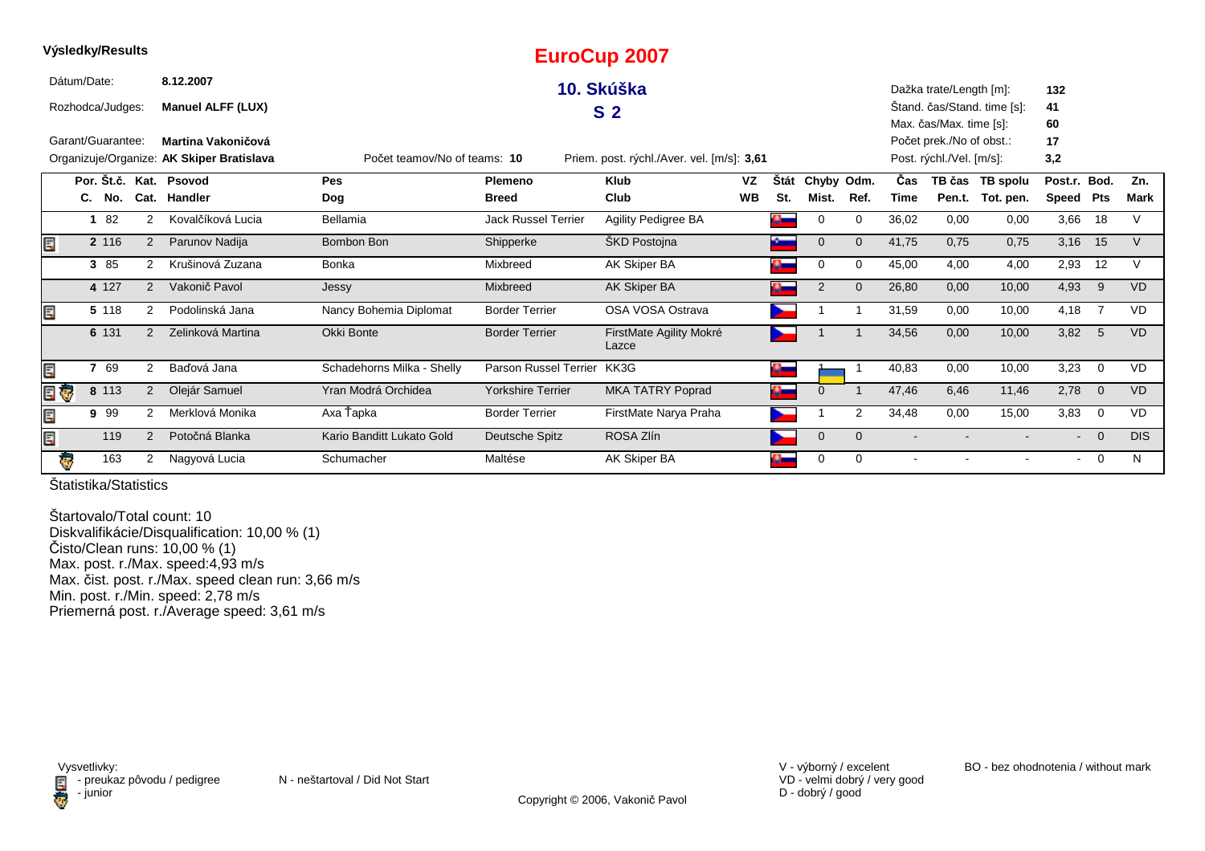**Výsledky/Results**

# EuroCup 2007

## 10. Skúška

## S 2

Dátum/Date: **8.12.2007**

Rozhodca/Judges: **Manuel ALFF (LUX)**

Garant/Guarantee: **Martina Vakoničová**

Organizuje/Organize: **AK Skiper Bratislava**

Počet teamov/No of teams: **10**

Priem. post. rýchl./Aver. vel. [m/s]: **3,61**

Dažka trate/Length [m]: **132**

Štand. čas/Stand. time [s]: **41**

Max. čas/Max. time [s]: **60**

Počet prek./No of obst.: **17**

Post. rýchl./Vel. [m/s]: **3,2**

| | Por. C. | Št.č. No. | Kat. Cat. | Psovod Handler | Pes Dog | Plemeno Breed | Klub Club | VZ WB | Štát St. | Chyby Mist. | Odm. Ref. | Čas Time | TB čas Pen.t. | TB spolu Tot. pen. | Post.r. Speed | Bod. Pts | Zn. Mark |
|---|---|---|---|---|---|---|---|---|---|---|---|---|---|---|---|---|---|
| | 1 | 82 | 2 | Kovalčíková Lucia | Bellamia | Jack Russel Terrier | Agility Pedigree BA | | | 0 | 0 | 36,02 | 0,00 | 0,00 | 3,66 | 18 | V |
| E | 2 | 116 | 2 | Parunov Nadija | Bombon Bon | Shipperke | ŠKD Postojna | | | 0 | 0 | 41,75 | 0,75 | 0,75 | 3,16 | 15 | V |
| | 3 | 85 | 2 | Krušinová Zuzana | Bonka | Mixbreed | AK Skiper BA | | | 0 | 0 | 45,00 | 4,00 | 4,00 | 2,93 | 12 | V |
| | 4 | 127 | 2 | Vakonič Pavol | Jessy | Mixbreed | AK Skiper BA | | | 2 | 0 | 26,80 | 0,00 | 10,00 | 4,93 | 9 | VD |
| E | 5 | 118 | 2 | Podolinská Jana | Nancy Bohemia Diplomat | Border Terrier | OSA VOSA Ostrava | | | 1 | 1 | 31,59 | 0,00 | 10,00 | 4,18 | 7 | VD |
| | 6 | 131 | 2 | Zelinková Martina | Okki Bonte | Border Terrier | FirstMate Agility Mokré Lazce | | | 1 | 1 | 34,56 | 0,00 | 10,00 | 3,82 | 5 | VD |
| E | 7 | 69 | 2 | Baďová Jana | Schadehorns Milka - Shelly | Parson Russel Terrier | KK3G | | | 1 | 1 | 40,83 | 0,00 | 10,00 | 3,23 | 0 | VD |
| E J | 8 | 113 | 2 | Olejár Samuel | Yran Modrá Orchidea | Yorkshire Terrier | MKA TATRY Poprad | | | 0 | 1 | 47,46 | 6,46 | 11,46 | 2,78 | 0 | VD |
| E | 9 | 99 | 2 | Merklová Monika | Axa Ťapka | Border Terrier | FirstMate Narya Praha | | | 1 | 2 | 34,48 | 0,00 | 15,00 | 3,83 | 0 | VD |
| E | | 119 | 2 | Potočná Blanka | Kario Banditt Lukato Gold | Deutsche Spitz | ROSA Zlín | | | 0 | 0 | - | - | - | - | 0 | DIS |
| J | | 163 | 2 | Nagyová Lucia | Schumacher | Maltése | AK Skiper BA | | | 0 | 0 | - | - | - | - | 0 | N |

Štatistika/Statistics

Štartovalo/Total count: 10
Diskvalifikácie/Disqualification: 10,00 % (1)
Čisto/Clean runs: 10,00 % (1)
Max. post. r./Max. speed:4,93 m/s
Max. čist. post. r./Max. speed clean run: 3,66 m/s
Min. post. r./Min. speed: 2,78 m/s
Priemerná post. r./Average speed: 3,61 m/s

Vysvetlivky:
E - preukaz pôvodu / pedigree
J - junior

N - neštartoval / Did Not Start

V - výborný / excelent
VD - velmi dobrý / very good
D - dobrý / good

BO - bez ohodnotenia / without mark

Copyright © 2006, Vakonič Pavol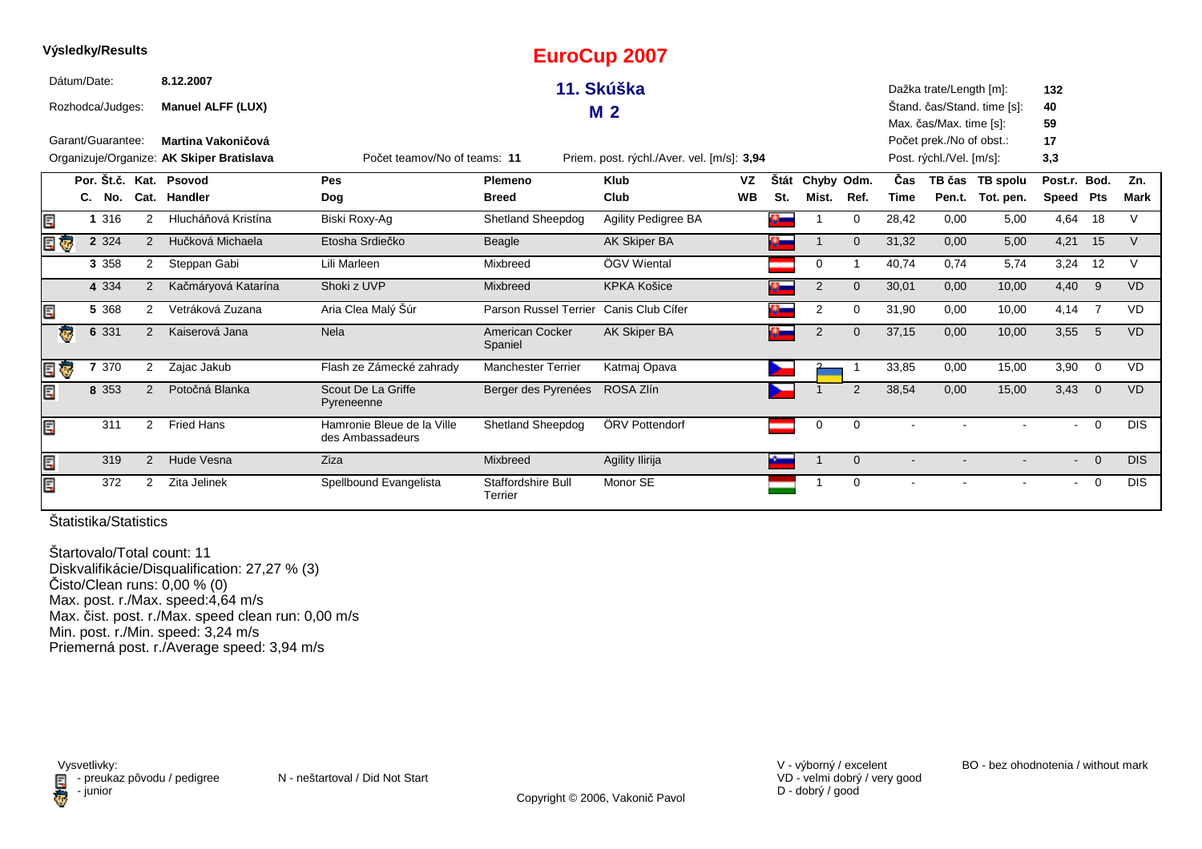**Výsledky/Results**

# EuroCup 2007

## 11. Skúška

## M 2

Dátum/Date: **8.12.2007**

Rozhodca/Judges: **Manuel ALFF (LUX)**

Garant/Guarantee: **Martina Vakoničová**

Organizuje/Organize: **AK Skiper Bratislava**

Počet teamov/No of teams: **11**

Priem. post. rýchl./Aver. vel. [m/s]: **3,94**

Dažka trate/Length [m]: **132**
Štand. čas/Stand. time [s]: **40**
Max. čas/Max. time [s]: **59**
Počet prek./No of obst.: **17**
Post. rýchl./Vel. [m/s]: **3,3**

| | Por. C. | Št.č. No. | Kat. Cat. | Psovod Handler | Pes Dog | Plemeno Breed | Klub Club | VZ WB | Štát St. | Chyby Mist. | Odm. Ref. | Čas Time | TB čas Pen.t. | TB spolu Tot. pen. | Post.r. Speed | Bod. Pts | Zn. Mark |
|---|---|---|---|---|---|---|---|---|---|---|---|---|---|---|---|---|---|
| pedigree | 1 | 316 | 2 | Hlucháňová Kristína | Biski Roxy-Ag | Shetland Sheepdog | Agility Pedigree BA | | SVK | 1 | 0 | 28,42 | 0,00 | 5,00 | 4,64 | 18 | V |
| pedigree, junior | 2 | 324 | 2 | Hučková Michaela | Etosha Srdiečko | Beagle | AK Skiper BA | | SVK | 1 | 0 | 31,32 | 0,00 | 5,00 | 4,21 | 15 | V |
| | 3 | 358 | 2 | Steppan Gabi | Lili Marleen | Mixbreed | ÖGV Wiental | | AUT | 0 | 1 | 40,74 | 0,74 | 5,74 | 3,24 | 12 | V |
| | 4 | 334 | 2 | Kačmáryová Katarína | Shoki z UVP | Mixbreed | KPKA Košice | | SVK | 2 | 0 | 30,01 | 0,00 | 10,00 | 4,40 | 9 | VD |
| pedigree | 5 | 368 | 2 | Vetráková Zuzana | Aria Clea Malý Šúr | Parson Russel Terrier | Canis Club Cífer | | SVK | 2 | 0 | 31,90 | 0,00 | 10,00 | 4,14 | 7 | VD |
| junior | 6 | 331 | 2 | Kaiserová Jana | Nela | American Cocker Spaniel | AK Skiper BA | | SVK | 2 | 0 | 37,15 | 0,00 | 10,00 | 3,55 | 5 | VD |
| pedigree, junior | 7 | 370 | 2 | Zajac Jakub | Flash ze Zámecké zahrady | Manchester Terrier | Katmaj Opava | | CZE | 2 | 1 | 33,85 | 0,00 | 15,00 | 3,90 | 0 | VD |
| pedigree | 8 | 353 | 2 | Potočná Blanka | Scout De La Griffe Pyreneenne | Berger des Pyrenées | ROSA Zlín | | CZE | 1 | 2 | 38,54 | 0,00 | 15,00 | 3,43 | 0 | VD |
| pedigree | | 311 | 2 | Fried Hans | Hamronie Bleue de la Ville des Ambassadeurs | Shetland Sheepdog | ÖRV Pottendorf | | AUT | 0 | 0 | - | - | - | - | 0 | DIS |
| pedigree | | 319 | 2 | Hude Vesna | Ziza | Mixbreed | Agility Ilirija | | SLO | 1 | 0 | - | - | - | - | 0 | DIS |
| pedigree | | 372 | 2 | Zita Jelinek | Spellbound Evangelista | Staffordshire Bull Terrier | Monor SE | | HUN | 1 | 0 | - | - | - | - | 0 | DIS |

Štatistika/Statistics

Štartovalo/Total count: 11
Diskvalifikácie/Disqualification: 27,27 % (3)
Čisto/Clean runs: 0,00 % (0)
Max. post. r./Max. speed:4,64 m/s
Max. čist. post. r./Max. speed clean run: 0,00 m/s
Min. post. r./Min. speed: 3,24 m/s
Priemerná post. r./Average speed: 3,94 m/s

Vysvetlivky:
- preukaz pôvodu / pedigree
- junior

N - neštartoval / Did Not Start

V - výborný / excelent
VD - velmi dobrý / very good
D - dobrý / good

BO - bez ohodnotenia / without mark

Copyright © 2006, Vakonič Pavol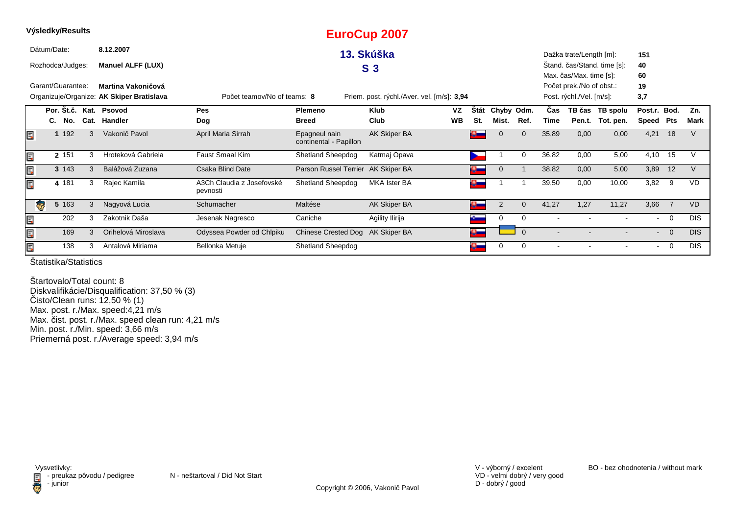**Výsledky/Results**

# EuroCup 2007

## 13. Skúška

## S 3

Dátum/Date: **8.12.2007**

Rozhodca/Judges: **Manuel ALFF (LUX)**

Garant/Guarantee: **Martina Vakoničová**

Organizuje/Organize: **AK Skiper Bratislava**

Počet teamov/No of teams: **8**

Priem. post. rýchl./Aver. vel. [m/s]: **3,94**

Dažka trate/Length [m]: **151**

Štand. čas/Stand. time [s]: **40**

Max. čas/Max. time [s]: **60**

Počet prek./No of obst.: **19**

Post. rýchl./Vel. [m/s]: **3,7**

| Por. C. | Št.č. No. | Kat. Cat. | Psovod Handler | Pes Dog | Plemeno Breed | Klub Club | VZ WB | Štát St. | Chyby Mist. | Odm. Ref. | Čas Time | TB čas Pen.t. | TB spolu Tot. pen. | Post.r. Speed | Bod. Pts | Zn. Mark |
|---|---|---|---|---|---|---|---|---|---|---|---|---|---|---|---|---|
| 1 | 192 | 3 | Vakonič Pavol | April Maria Sirrah | Epagneul nain continental - Papillon | AK Skiper BA | | | 0 | 0 | 35,89 | 0,00 | 0,00 | 4,21 | 18 | V |
| 2 | 151 | 3 | Hroteková Gabriela | Faust Smaal Kim | Shetland Sheepdog | Katmaj Opava | | | 1 | 0 | 36,82 | 0,00 | 5,00 | 4,10 | 15 | V |
| 3 | 143 | 3 | Balážová Zuzana | Csaka Blind Date | Parson Russel Terrier | AK Skiper BA | | | 0 | 1 | 38,82 | 0,00 | 5,00 | 3,89 | 12 | V |
| 4 | 181 | 3 | Rajec Kamila | A3Ch Claudia z Josefovské pevnosti | Shetland Sheepdog | MKA Ister BA | | | 1 | 1 | 39,50 | 0,00 | 10,00 | 3,82 | 9 | VD |
| 5 | 163 | 3 | Nagyová Lucia | Schumacher | Maltése | AK Skiper BA | | | 2 | 0 | 41,27 | 1,27 | 11,27 | 3,66 | 7 | VD |
| | 202 | 3 | Zakotnik Daša | Jesenak Nagresco | Caniche | Agility Ilirija | | | 0 | 0 | - | - | - | - | 0 | DIS |
| | 169 | 3 | Orihelová Miroslava | Odyssea Powder od Chlpiku | Chinese Crested Dog | AK Skiper BA | | | | 0 | - | - | - | - | 0 | DIS |
| | 138 | 3 | Antalová Miriama | Bellonka Metuje | Shetland Sheepdog | | | | 0 | 0 | - | - | - | - | 0 | DIS |

Štatistika/Statistics

Štartovalo/Total count: 8
Diskvalifikácie/Disqualification: 37,50 % (3)
Čisto/Clean runs: 12,50 % (1)
Max. post. r./Max. speed:4,21 m/s
Max. čist. post. r./Max. speed clean run: 4,21 m/s
Min. post. r./Min. speed: 3,66 m/s
Priemerná post. r./Average speed: 3,94 m/s

Vysvetlivky:
- preukaz pôvodu / pedigree
- junior

N - neštartoval / Did Not Start

V - výborný / excelent
VD - velmi dobrý / very good
D - dobrý / good

BO - bez ohodnotenia / without mark

Copyright © 2006, Vakonič Pavol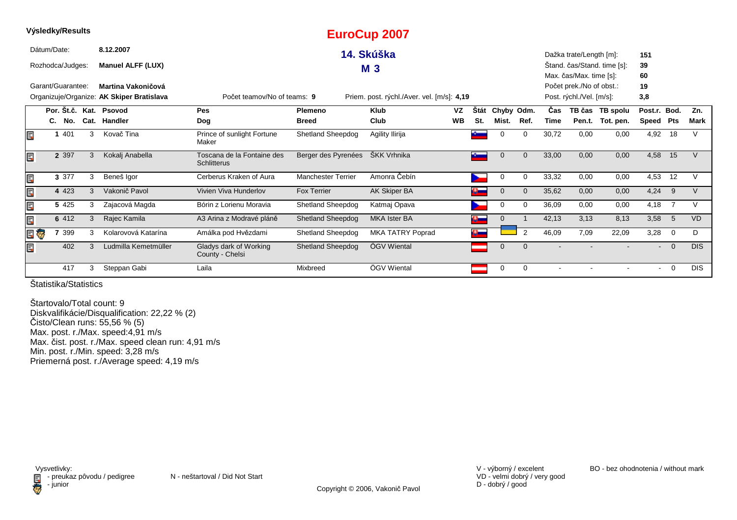**Výsledky/Results**

# EuroCup 2007

## 14. Skúška

## M 3

Dátum/Date: **8.12.2007**

Rozhodca/Judges: **Manuel ALFF (LUX)**

Garant/Guarantee: **Martina Vakoničová**

Organizuje/Organizer: **AK Skiper Bratislava**

Počet teamov/No of teams: **9**

Priem. post. rýchl./Aver. vel. [m/s]: **4,19**

Dažka trate/Length [m]: **151**

Štand. čas/Stand. time [s]: **39**

Max. čas/Max. time [s]: **60**

Počet prek./No of obst.: **19**

Post. rýchl./Vel. [m/s]: **3,8**

| Por. C. | Št.č. No. | Kat. Cat. | Psovod Handler | Pes Dog | Plemeno Breed | Klub Club | VZ WB | Štát St. | Chyby Mist. | Odm. Ref. | Čas Time | TB čas Pen.t. | TB spolu Tot. pen. | Post.r. Speed | Bod. Pts | Zn. Mark |
|---|---|---|---|---|---|---|---|---|---|---|---|---|---|---|---|---|
| 1 | 401 | 3 | Kovač Tina | Prince of sunlight Fortune Maker | Shetland Sheepdog | Agility Ilirija | | | 0 | 0 | 30,72 | 0,00 | 0,00 | 4,92 | 18 | V |
| 2 | 397 | 3 | Kokalj Anabella | Toscana de la Fontaine des Schlitterus | Berger des Pyrenées | ŠKK Vrhnika | | | 0 | 0 | 33,00 | 0,00 | 0,00 | 4,58 | 15 | V |
| 3 | 377 | 3 | Beneš Igor | Cerberus Kraken of Aura | Manchester Terrier | Amonra Čebín | | | 0 | 0 | 33,32 | 0,00 | 0,00 | 4,53 | 12 | V |
| 4 | 423 | 3 | Vakonič Pavol | Vivien Viva Hunderlov | Fox Terrier | AK Skiper BA | | | 0 | 0 | 35,62 | 0,00 | 0,00 | 4,24 | 9 | V |
| 5 | 425 | 3 | Zajacová Magda | Bórin z Lorienu Moravia | Shetland Sheepdog | Katmaj Opava | | | 0 | 0 | 36,09 | 0,00 | 0,00 | 4,18 | 7 | V |
| 6 | 412 | 3 | Rajec Kamila | A3 Arina z Modravé pláně | Shetland Sheepdog | MKA Ister BA | | | 0 | 1 | 42,13 | 3,13 | 8,13 | 3,58 | 5 | VD |
| 7 | 399 | 3 | Kolarovová Katarína | Amálka pod Hvězdami | Shetland Sheepdog | MKA TATRY Poprad | | | | 2 | 46,09 | 7,09 | 22,09 | 3,28 | 0 | D |
| | 402 | 3 | Ludmilla Kemetmüller | Gladys dark of Working County - Chelsi | Shetland Sheepdog | ÖGV Wiental | | | 0 | 0 | - | - | - | - | 0 | DIS |
| | 417 | 3 | Steppan Gabi | Laila | Mixbreed | ÖGV Wiental | | | 0 | 0 | - | - | - | - | 0 | DIS |

Štatistika/Statistics

Štartovalo/Total count: 9
Diskvalifikácie/Disqualification: 22,22 % (2)
Čisto/Clean runs: 55,56 % (5)
Max. post. r./Max. speed:4,91 m/s
Max. čist. post. r./Max. speed clean run: 4,91 m/s
Min. post. r./Min. speed: 3,28 m/s
Priemerná post. r./Average speed: 4,19 m/s

Vysvetlivky:
- preukaz pôvodu / pedigree
- junior

N - neštartoval / Did Not Start

V - výborný / excelent
VD - velmi dobrý / very good
D - dobrý / good

BO - bez ohodnotenia / without mark

Copyright © 2006, Vakonič Pavol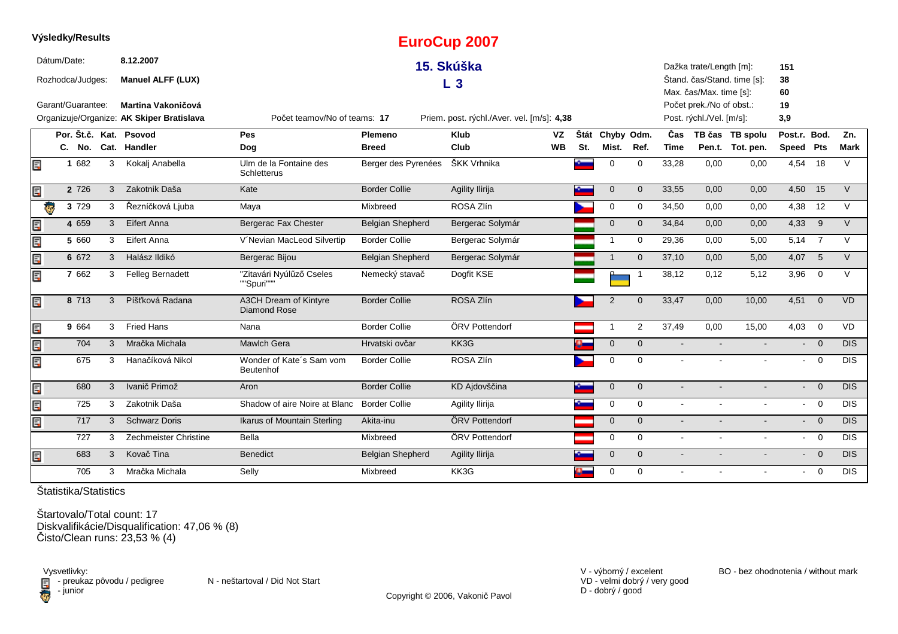**Výsledky/Results**

# EuroCup 2007

## 15. Skúška

## L 3

Dátum/Date: **8.12.2007**

Rozhodca/Judges: **Manuel ALFF (LUX)**

Garant/Guarantee: **Martina Vakoničová**

Organizuje/Organize: **AK Skiper Bratislava**

Počet teamov/No of teams: **17**

Priem. post. rýchl./Aver. vel. [m/s]: **4,38**

Dažka trate/Length [m]: **151**
Štand. čas/Stand. time [s]: **38**
Max. čas/Max. time [s]: **60**
Počet prek./No of obst.: **19**
Post. rýchl./Vel. [m/s]: **3,9**

| Por. C. | Št.č. No. | Kat. Cat. | Psovod Handler | Pes Dog | Plemeno Breed | Klub Club | VZ WB | Štát St. | Chyby Mist. | Odm. Ref. | Čas Time | TB čas Pen.t. | TB spolu Tot. pen. | Post.r. Speed | Bod. Pts | Zn. Mark |
|---|---|---|---|---|---|---|---|---|---|---|---|---|---|---|---|---|
| 1 | 682 | 3 | Kokalj Anabella | Ulm de la Fontaine des Schletterus | Berger des Pyrenées | ŠKK Vrhnika | | | 0 | 0 | 33,28 | 0,00 | 0,00 | 4,54 | 18 | V |
| 2 | 726 | 3 | Zakotnik Daša | Kate | Border Collie | Agility Ilirija | | | 0 | 0 | 33,55 | 0,00 | 0,00 | 4,50 | 15 | V |
| 3 | 729 | 3 | Řezníčková Ljuba | Maya | Mixbreed | ROSA Zlín | | | 0 | 0 | 34,50 | 0,00 | 0,00 | 4,38 | 12 | V |
| 4 | 659 | 3 | Eifert Anna | Bergerac Fax Chester | Belgian Shepherd | Bergerac Solymár | | | 0 | 0 | 34,84 | 0,00 | 0,00 | 4,33 | 9 | V |
| 5 | 660 | 3 | Eifert Anna | V´Nevian MacLeod Silvertip | Border Collie | Bergerac Solymár | | | 1 | 0 | 29,36 | 0,00 | 5,00 | 5,14 | 7 | V |
| 6 | 672 | 3 | Halász Ildikó | Bergerac Bijou | Belgian Shepherd | Bergerac Solymár | | | 1 | 0 | 37,10 | 0,00 | 5,00 | 4,07 | 5 | V |
| 7 | 662 | 3 | Felleg Bernadett | "Zitavári Nyúlűző Cseles ""Spuri""" | Nemecký stavač | Dogfit KSE | | | 0 | 1 | 38,12 | 0,12 | 5,12 | 3,96 | 0 | V |
| 8 | 713 | 3 | Píšťková Radana | A3CH Dream of Kintyre Diamond Rose | Border Collie | ROSA Zlín | | | 2 | 0 | 33,47 | 0,00 | 10,00 | 4,51 | 0 | VD |
| 9 | 664 | 3 | Fried Hans | Nana | Border Collie | ÖRV Pottendorf | | | 1 | 2 | 37,49 | 0,00 | 15,00 | 4,03 | 0 | VD |
| | 704 | 3 | Mračka Michala | Mawlch Gera | Hrvatski ovčar | KK3G | | | 0 | 0 | - | - | - | - | 0 | DIS |
| | 675 | 3 | Hanačíková Nikol | Wonder of Kate´s Sam vom Beutenhof | Border Collie | ROSA Zlín | | | 0 | 0 | - | - | - | - | 0 | DIS |
| | 680 | 3 | Ivanič Primož | Aron | Border Collie | KD Ajdovščina | | | 0 | 0 | - | - | - | - | 0 | DIS |
| | 725 | 3 | Zakotnik Daša | Shadow of aire Noire at Blanc | Border Collie | Agility Ilirija | | | 0 | 0 | - | - | - | - | 0 | DIS |
| | 717 | 3 | Schwarz Doris | Ikarus of Mountain Sterling | Akita-inu | ÖRV Pottendorf | | | 0 | 0 | - | - | - | - | 0 | DIS |
| | 727 | 3 | Zechmeister Christine | Bella | Mixbreed | ÖRV Pottendorf | | | 0 | 0 | - | - | - | - | 0 | DIS |
| | 683 | 3 | Kovač Tina | Benedict | Belgian Shepherd | Agility Ilirija | | | 0 | 0 | - | - | - | - | 0 | DIS |
| | 705 | 3 | Mračka Michala | Selly | Mixbreed | KK3G | | | 0 | 0 | - | - | - | - | 0 | DIS |

Štatistika/Statistics

Štartovalo/Total count: 17
Diskvalifikácie/Disqualification: 47,06 % (8)
Čisto/Clean runs: 23,53 % (4)

Vysvetlivky:
- preukaz pôvodu / pedigree
- junior

N - neštartoval / Did Not Start

V - výborný / excelent
VD - velmi dobrý / very good
D - dobrý / good

BO - bez ohodnotenia / without mark

Copyright © 2006, Vakonič Pavol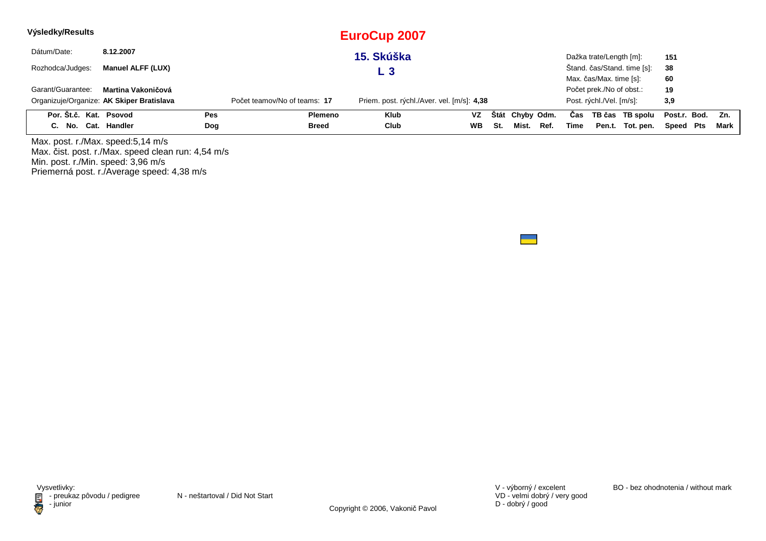**Výsledky/Results**

# EuroCup 2007

## 15. Skúška

## L 3

| | | | |
|---|---|---|---|
| Dátum/Date: | **8.12.2007** | Dažka trate/Length [m]: | **151** |
| Rozhodca/Judges: | **Manuel ALFF (LUX)** | Štand. čas/Stand. time [s]: | **38** |
| | | Max. čas/Max. time [s]: | **60** |
| Garant/Guarantee: | **Martina Vakoničová** | Počet prek./No of obst.: | **19** |
| Organizuje/Organize: | **AK Skiper Bratislava** | Post. rýchl./Vel. [m/s]: | **3,9** |

Počet teamov/No of teams: **17**

Priem. post. rýchl./Aver. vel. [m/s]: **4,38**

| Por. C. | Št.č. No. | Kat. Cat. | Psovod Handler | Pes Dog | Plemeno Breed | Klub Club | VZ WB | Štát St. | Chyby Mist. | Odm. Ref. | Čas Time | TB čas Pen.t. | TB spolu Tot. pen. | Post.r. Speed | Bod. Pts | Zn. Mark |
|---|---|---|---|---|---|---|---|---|---|---|---|---|---|---|---|---|

Max. post. r./Max. speed:5,14 m/s
Max. čist. post. r./Max. speed clean run: 4,54 m/s
Min. post. r./Min. speed: 3,96 m/s
Priemerná post. r./Average speed: 4,38 m/s

Vysvetlivky:
- preukaz pôvodu / pedigree
- junior

N - neštartoval / Did Not Start

V - výborný / excelent
VD - velmi dobrý / very good
D - dobrý / good

BO - bez ohodnotenia / without mark

Copyright © 2006, Vakonič Pavol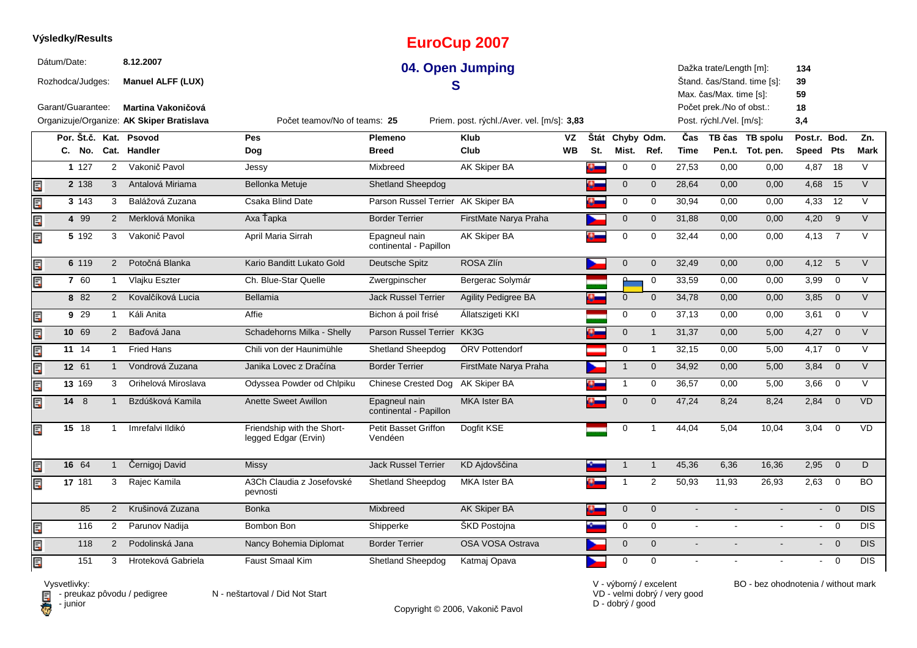**Výsledky/Results**

# EuroCup 2007

## 04. Open Jumping

## S

Dátum/Date: **8.12.2007**

Rozhodca/Judges: **Manuel ALFF (LUX)**

Garant/Guarantee: **Martina Vakoničová**

Organizuje/Organize: **AK Skiper Bratislava**

Počet teamov/No of teams: **25**

Priem. post. rýchl./Aver. vel. [m/s]: **3,83**

Dažka trate/Length [m]: **134**

Štand. čas/Stand. time [s]: **39**

Max. čas/Max. time [s]: **59**

Počet prek./No of obst.: **18**

Post. rýchl./Vel. [m/s]: **3,4**

| Por. C. | Št.č. No. | Kat. Cat. | Psovod Handler | Pes Dog | Plemeno Breed | Klub Club | VZ WB | Štát St. | Chyby Mist. | Odm. Ref. | Čas Time | TB čas Pen.t. | TB spolu Tot. pen. | Post.r. Speed | Bod. Pts | Zn. Mark |
|---|---|---|---|---|---|---|---|---|---|---|---|---|---|---|---|---|
| 1 | 127 | 2 | Vakonič Pavol | Jessy | Mixbreed | AK Skiper BA | | SVK | 0 | 0 | 27,53 | 0,00 | 0,00 | 4,87 | 18 | V |
| 2 | 138 | 3 | Antalová Miriama | Bellonka Metuje | Shetland Sheepdog | | | SVK | 0 | 0 | 28,64 | 0,00 | 0,00 | 4,68 | 15 | V |
| 3 | 143 | 3 | Balážová Zuzana | Csaka Blind Date | Parson Russel Terrier | AK Skiper BA | | SVK | 0 | 0 | 30,94 | 0,00 | 0,00 | 4,33 | 12 | V |
| 4 | 99 | 2 | Merklová Monika | Axa Ťapka | Border Terrier | FirstMate Narya Praha | | CZE | 0 | 0 | 31,88 | 0,00 | 0,00 | 4,20 | 9 | V |
| 5 | 192 | 3 | Vakonič Pavol | April Maria Sirrah | Epagneul nain continental - Papillon | AK Skiper BA | | SVK | 0 | 0 | 32,44 | 0,00 | 0,00 | 4,13 | 7 | V |
| 6 | 119 | 2 | Potočná Blanka | Kario Banditt Lukato Gold | Deutsche Spitz | ROSA Zlín | | CZE | 0 | 0 | 32,49 | 0,00 | 0,00 | 4,12 | 5 | V |
| 7 | 60 | 1 | Vlajku Eszter | Ch. Blue-Star Quelle | Zwergpinscher | Bergerac Solymár | | HUN | 0 | 0 | 33,59 | 0,00 | 0,00 | 3,99 | 0 | V |
| 8 | 82 | 2 | Kovalčíková Lucia | Bellamia | Jack Russel Terrier | Agility Pedigree BA | | SVK | 0 | 0 | 34,78 | 0,00 | 0,00 | 3,85 | 0 | V |
| 9 | 29 | 1 | Káli Anita | Affie | Bichon á poil frisé | Állatszigeti KKI | | HUN | 0 | 0 | 37,13 | 0,00 | 0,00 | 3,61 | 0 | V |
| 10 | 69 | 2 | Baďová Jana | Schadehorns Milka - Shelly | Parson Russel Terrier | KK3G | | SVK | 0 | 1 | 31,37 | 0,00 | 5,00 | 4,27 | 0 | V |
| 11 | 14 | 1 | Fried Hans | Chili von der Haunimühle | Shetland Sheepdog | ÖRV Pottendorf | | AUT | 0 | 1 | 32,15 | 0,00 | 5,00 | 4,17 | 0 | V |
| 12 | 61 | 1 | Vondrová Zuzana | Janika Lovec z Dračína | Border Terrier | FirstMate Narya Praha | | CZE | 1 | 0 | 34,92 | 0,00 | 5,00 | 3,84 | 0 | V |
| 13 | 169 | 3 | Orihelová Miroslava | Odyssea Powder od Chlpiku | Chinese Crested Dog | AK Skiper BA | | SVK | 1 | 0 | 36,57 | 0,00 | 5,00 | 3,66 | 0 | V |
| 14 | 8 | 1 | Bzdúšková Kamila | Anette Sweet Awillon | Epagneul nain continental - Papillon | MKA Ister BA | | SVK | 0 | 0 | 47,24 | 8,24 | 8,24 | 2,84 | 0 | VD |
| 15 | 18 | 1 | Imrefalvi Ildikó | Friendship with the Short-legged Edgar (Ervin) | Petit Basset Griffon Vendéen | Dogfit KSE | | HUN | 0 | 1 | 44,04 | 5,04 | 10,04 | 3,04 | 0 | VD |
| 16 | 64 | 1 | Černigoj David | Missy | Jack Russel Terrier | KD Ajdovščina | | SLO | 1 | 1 | 45,36 | 6,36 | 16,36 | 2,95 | 0 | D |
| 17 | 181 | 3 | Rajec Kamila | A3Ch Claudia z Josefovské pevnosti | Shetland Sheepdog | MKA Ister BA | | SVK | 1 | 2 | 50,93 | 11,93 | 26,93 | 2,63 | 0 | BO |
| | 85 | 2 | Krušinová Zuzana | Bonka | Mixbreed | AK Skiper BA | | SVK | 0 | 0 | - | - | - | - | 0 | DIS |
| | 116 | 2 | Parunov Nadija | Bombon Bon | Shipperke | ŠKD Postojna | | SLO | 0 | 0 | - | - | - | - | 0 | DIS |
| | 118 | 2 | Podolinská Jana | Nancy Bohemia Diplomat | Border Terrier | OSA VOSA Ostrava | | CZE | 0 | 0 | - | - | - | - | 0 | DIS |
| | 151 | 3 | Hroteková Gabriela | Faust Smaal Kim | Shetland Sheepdog | Katmaj Opava | | CZE | 0 | 0 | - | - | - | - | 0 | DIS |

Vysvetlivky:
- preukaz pôvodu / pedigree
- junior

N - neštartoval / Did Not Start

V - výborný / excelent
VD - velmi dobrý / very good
D - dobrý / good

BO - bez ohodnotenia / without mark

Copyright © 2006, Vakonič Pavol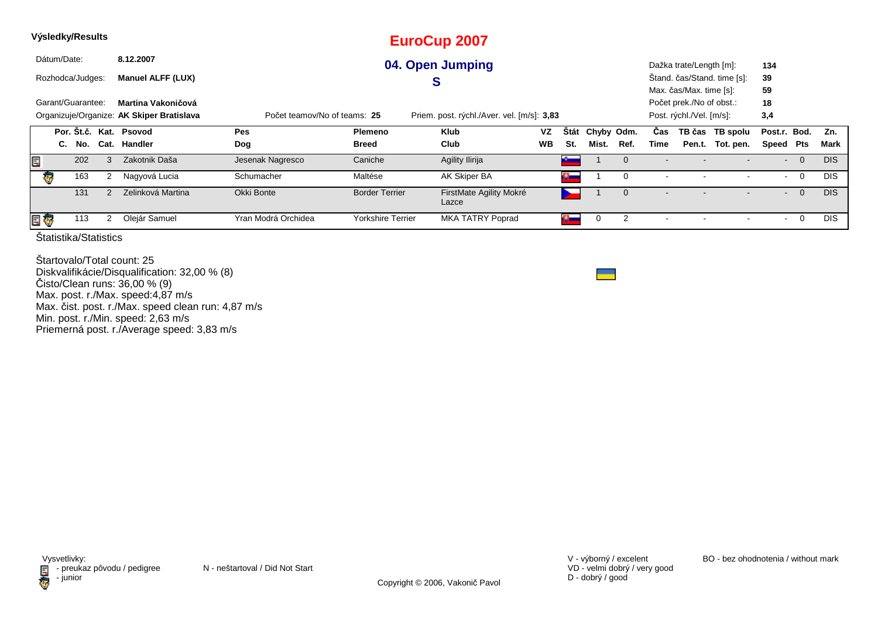**Výsledky/Results**

# EuroCup 2007

## 04. Open Jumping

## S

Dátum/Date: **8.12.2007**

Rozhodca/Judges: **Manuel ALFF (LUX)**

Garant/Guarantee: **Martina Vakoničová**

Organizuje/Organize: **AK Skiper Bratislava**

Počet teamov/No of teams: **25**

Priem. post. rýchl./Aver. vel. [m/s]: **3,83**

Dažka trate/Length [m]: **134**

Štand. čas/Stand. time [s]: **39**

Max. čas/Max. time [s]: **59**

Počet prek./No of obst.: **18**

Post. rýchl./Vel. [m/s]: **3,4**

| Por. C. | Št.č. No. | Kat. Cat. | Psovod Handler | Pes Dog | Plemeno Breed | Klub Club | VZ WB | Štát St. | Chyby Mist. | Odm. Ref. | Čas Time | TB čas Pen.t. | TB spolu Tot. pen. | Post.r. Speed | Bod. Pts | Zn. Mark |
|---|---|---|---|---|---|---|---|---|---|---|---|---|---|---|---|---|
| | 202 | 3 | Zakotnik Daša | Jesenak Nagresco | Caniche | Agility Ilirija | | | 1 | 0 | - | - | - | - | 0 | DIS |
| | 163 | 2 | Nagyová Lucia | Schumacher | Maltése | AK Skiper BA | | | 1 | 0 | - | - | - | - | 0 | DIS |
| | 131 | 2 | Zelinková Martina | Okki Bonte | Border Terrier | FirstMate Agility Mokré Lazce | | | 1 | 0 | - | - | - | - | 0 | DIS |
| | 113 | 2 | Olejár Samuel | Yran Modrá Orchidea | Yorkshire Terrier | MKA TATRY Poprad | | | 0 | 2 | - | - | - | - | 0 | DIS |

Štatistika/Statistics

Štartovalo/Total count: 25
Diskvalifikácie/Disqualification: 32,00 % (8)
Čisto/Clean runs: 36,00 % (9)
Max. post. r./Max. speed:4,87 m/s
Max. čist. post. r./Max. speed clean run: 4,87 m/s
Min. post. r./Min. speed: 2,63 m/s
Priemerná post. r./Average speed: 3,83 m/s

Vysvetlivky:
- preukaz pôvodu / pedigree
- junior

N - neštartoval / Did Not Start

V - výborný / excelent
VD - velmi dobrý / very good
D - dobrý / good

BO - bez ohodnotenia / without mark

Copyright © 2006, Vakonič Pavol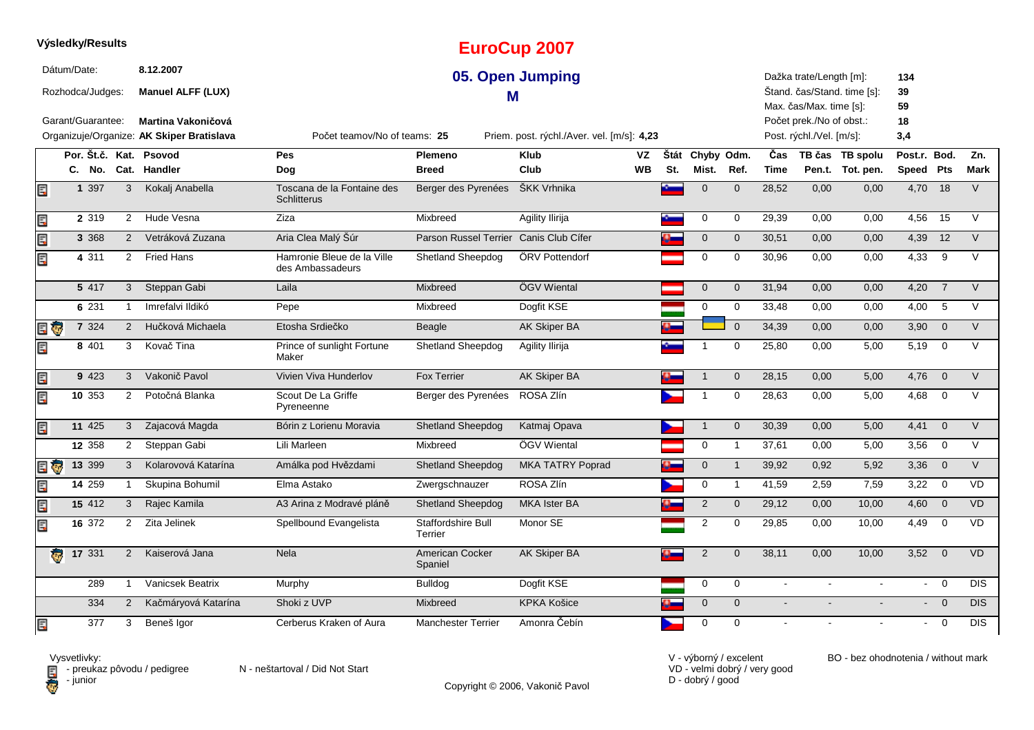**Výsledky/Results**

# EuroCup 2007

## 05. Open Jumping

### M

Dátum/Date: **8.12.2007**
Rozhodca/Judges: **Manuel ALFF (LUX)**
Garant/Guarantee: **Martina Vakoničová**
Organizuje/Organize: **AK Skiper Bratislava**

Počet teamov/No of teams: **25**
Priem. post. rýchl./Aver. vel. [m/s]: **4,23**

Dažka trate/Length [m]: **134**
Štand. čas/Stand. time [s]: **39**
Max. čas/Max. time [s]: **59**
Počet prek./No of obst.: **18**
Post. rýchl./Vel. [m/s]: **3,4**

| | Por. C. | Št.č. No. | Kat. Cat. | Psovod Handler | Pes Dog | Plemeno Breed | Klub Club | VZ WB | Štát St. | Chyby Mist. | Odm. Ref. | Čas Time | TB čas Pen.t. | TB spolu Tot. pen. | Post.r. Speed | Bod. Pts | Zn. Mark |
|---|---|---|---|---|---|---|---|---|---|---|---|---|---|---|---|---|---|
| | 1 | 397 | 3 | Kokalj Anabella | Toscana de la Fontaine des Schlitterus | Berger des Pyrenées | ŠKK Vrhnika | | | 0 | 0 | 28,52 | 0,00 | 0,00 | 4,70 | 18 | V |
| | 2 | 319 | 2 | Hude Vesna | Ziza | Mixbreed | Agility Ilirija | | | 0 | 0 | 29,39 | 0,00 | 0,00 | 4,56 | 15 | V |
| | 3 | 368 | 2 | Vetráková Zuzana | Aria Clea Malý Šúr | Parson Russel Terrier | Canis Club Cífer | | | 0 | 0 | 30,51 | 0,00 | 0,00 | 4,39 | 12 | V |
| | 4 | 311 | 2 | Fried Hans | Hamronie Bleue de la Ville des Ambassadeurs | Shetland Sheepdog | ÖRV Pottendorf | | | 0 | 0 | 30,96 | 0,00 | 0,00 | 4,33 | 9 | V |
| | 5 | 417 | 3 | Steppan Gabi | Laila | Mixbreed | ÖGV Wiental | | | 0 | 0 | 31,94 | 0,00 | 0,00 | 4,20 | 7 | V |
| | 6 | 231 | 1 | Imrefalvi Ildikó | Pepe | Mixbreed | Dogfit KSE | | | 0 | 0 | 33,48 | 0,00 | 0,00 | 4,00 | 5 | V |
| | 7 | 324 | 2 | Hučková Michaela | Etosha Srdiečko | Beagle | AK Skiper BA | | | | 0 | 34,39 | 0,00 | 0,00 | 3,90 | 0 | V |
| | 8 | 401 | 3 | Kovač Tina | Prince of sunlight Fortune Maker | Shetland Sheepdog | Agility Ilirija | | | 1 | 0 | 25,80 | 0,00 | 5,00 | 5,19 | 0 | V |
| | 9 | 423 | 3 | Vakonič Pavol | Vivien Viva Hunderlov | Fox Terrier | AK Skiper BA | | | 1 | 0 | 28,15 | 0,00 | 5,00 | 4,76 | 0 | V |
| | 10 | 353 | 2 | Potočná Blanka | Scout De La Griffe Pyreneenne | Berger des Pyrenées | ROSA Zlín | | | 1 | 0 | 28,63 | 0,00 | 5,00 | 4,68 | 0 | V |
| | 11 | 425 | 3 | Zajacová Magda | Bórin z Lorienu Moravia | Shetland Sheepdog | Katmaj Opava | | | 1 | 0 | 30,39 | 0,00 | 5,00 | 4,41 | 0 | V |
| | 12 | 358 | 2 | Steppan Gabi | Lili Marleen | Mixbreed | ÖGV Wiental | | | 0 | 1 | 37,61 | 0,00 | 5,00 | 3,56 | 0 | V |
| | 13 | 399 | 3 | Kolarovová Katarína | Amálka pod Hvězdami | Shetland Sheepdog | MKA TATRY Poprad | | | 0 | 1 | 39,92 | 0,92 | 5,92 | 3,36 | 0 | V |
| | 14 | 259 | 1 | Skupina Bohumil | Elma Astako | Zwergschnauzer | ROSA Zlín | | | 0 | 1 | 41,59 | 2,59 | 7,59 | 3,22 | 0 | VD |
| | 15 | 412 | 3 | Rajec Kamila | A3 Arina z Modravé pláně | Shetland Sheepdog | MKA Ister BA | | | 2 | 0 | 29,12 | 0,00 | 10,00 | 4,60 | 0 | VD |
| | 16 | 372 | 2 | Zita Jelinek | Spellbound Evangelista | Staffordshire Bull Terrier | Monor SE | | | 2 | 0 | 29,85 | 0,00 | 10,00 | 4,49 | 0 | VD |
| | 17 | 331 | 2 | Kaiserová Jana | Nela | American Cocker Spaniel | AK Skiper BA | | | 2 | 0 | 38,11 | 0,00 | 10,00 | 3,52 | 0 | VD |
| | | 289 | 1 | Vanicsek Beatrix | Murphy | Bulldog | Dogfit KSE | | | 0 | 0 | - | - | - | - | 0 | DIS |
| | | 334 | 2 | Kačmáryová Katarína | Shoki z UVP | Mixbreed | KPKA Košice | | | 0 | 0 | - | - | - | - | 0 | DIS |
| | | 377 | 3 | Beneš Igor | Cerberus Kraken of Aura | Manchester Terrier | Amonra Čebín | | | 0 | 0 | - | - | - | - | 0 | DIS |

Vysvetlivky:
- preukaz pôvodu / pedigree
- junior

N - neštartoval / Did Not Start

V - výborný / excelent
VD - velmi dobrý / very good
D - dobrý / good

BO - bez ohodnotenia / without mark

Copyright © 2006, Vakonič Pavol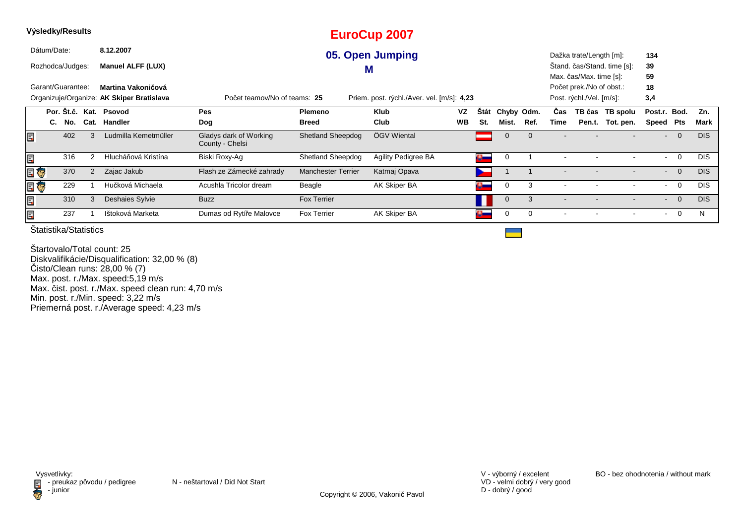**Výsledky/Results**

# EuroCup 2007

## 05. Open Jumping

## M

Dátum/Date: **8.12.2007**

Rozhodca/Judges: **Manuel ALFF (LUX)**

Garant/Guarantee: **Martina Vakoničová**

Organizuje/Organize: **AK Skiper Bratislava**

Počet teamov/No of teams: **25**

Priem. post. rýchl./Aver. vel. [m/s]: **4,23**

Dažka trate/Length [m]: **134**

Štand. čas/Stand. time [s]: **39**

Max. čas/Max. time [s]: **59**

Počet prek./No of obst.: **18**

Post. rýchl./Vel. [m/s]: **3,4**

| | Por. C. | Št.č. No. | Kat. Cat. | Psovod Handler | Pes Dog | Plemeno Breed | Klub Club | VZ WB | Štát St. | Chyby Mist. | Odm. Ref. | Čas Time | TB čas Pen.t. | TB spolu Tot. pen. | Post.r. Speed | Bod. Pts | Zn. Mark |
|---|---|---|---|---|---|---|---|---|---|---|---|---|---|---|---|---|---|
| | | 402 | 3 | Ludmilla Kemetmüller | Gladys dark of Working County - Chelsi | Shetland Sheepdog | ÖGV Wiental | | | 0 | 0 | - | - | - | - | 0 | DIS |
| | | 316 | 2 | Hlucháňová Kristína | Biski Roxy-Ag | Shetland Sheepdog | Agility Pedigree BA | | | 0 | 1 | - | - | - | - | 0 | DIS |
| | | 370 | 2 | Zajac Jakub | Flash ze Zámecké zahrady | Manchester Terrier | Katmaj Opava | | | 1 | 1 | - | - | - | - | 0 | DIS |
| | | 229 | 1 | Hučková Michaela | Acushla Tricolor dream | Beagle | AK Skiper BA | | | 0 | 3 | - | - | - | - | 0 | DIS |
| | | 310 | 3 | Deshaies Sylvie | Buzz | Fox Terrier | | | | 0 | 3 | - | - | - | - | 0 | DIS |
| | | 237 | 1 | Ištoková Marketa | Dumas od Rytíře Malovce | Fox Terrier | AK Skiper BA | | | 0 | 0 | - | - | - | - | 0 | N |

Štatistika/Statistics

Štartovalo/Total count: 25
Diskvalifikácie/Disqualification: 32,00 % (8)
Čisto/Clean runs: 28,00 % (7)
Max. post. r./Max. speed:5,19 m/s
Max. čist. post. r./Max. speed clean run: 4,70 m/s
Min. post. r./Min. speed: 3,22 m/s
Priemerná post. r./Average speed: 4,23 m/s

Vysvetlivky:
- preukaz pôvodu / pedigree
- junior

N - neštartoval / Did Not Start

V - výborný / excelent
VD - velmi dobrý / very good
D - dobrý / good

BO - bez ohodnotenia / without mark

Copyright © 2006, Vakonič Pavol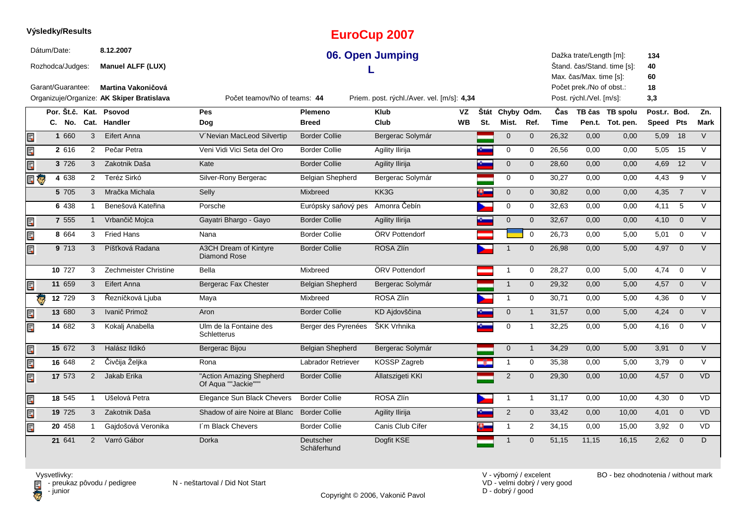**Výsledky/Results**

# EuroCup 2007

## 06. Open Jumping

## L

Dátum/Date: **8.12.2007**

Rozhodca/Judges: **Manuel ALFF (LUX)**

Garant/Guarantee: **Martina Vakoničová**

Organizuje/Organize: **AK Skiper Bratislava**

Počet teamov/No of teams: **44**

Priem. post. rýchl./Aver. vel. [m/s]: **4,34**

Dažka trate/Length [m]: **134**
Štand. čas/Stand. time [s]: **40**
Max. čas/Max. time [s]: **60**
Počet prek./No of obst.: **18**
Post. rýchl./Vel. [m/s]: **3,3**

| | Por. C. | Št.č. No. | Kat. Cat. | Psovod Handler | Pes Dog | Plemeno Breed | Klub Club | VZ WB | Štát St. | Chyby Mist. | Odm. Ref. | Čas Time | TB čas Pen.t. | TB spolu Tot. pen. | Post.r. Speed | Bod. Pts | Zn. Mark |
|---|---|---|---|---|---|---|---|---|---|---|---|---|---|---|---|---|---|
| pedigree | 1 | 660 | 3 | Eifert Anna | V´Nevian MacLeod Silvertip | Border Collie | Bergerac Solymár | | HUN | 0 | 0 | 26,32 | 0,00 | 0,00 | 5,09 | 18 | V |
| pedigree | 2 | 616 | 2 | Pečar Petra | Veni Vidi Vici Seta del Oro | Border Collie | Agility Ilirija | | SLO | 0 | 0 | 26,56 | 0,00 | 0,00 | 5,05 | 15 | V |
| pedigree | 3 | 726 | 3 | Zakotnik Daša | Kate | Border Collie | Agility Ilirija | | SLO | 0 | 0 | 28,60 | 0,00 | 0,00 | 4,69 | 12 | V |
| pedigree, junior | 4 | 638 | 2 | Teréz Sirkó | Silver-Rony Bergerac | Belgian Shepherd | Bergerac Solymár | | HUN | 0 | 0 | 30,27 | 0,00 | 0,00 | 4,43 | 9 | V |
| | 5 | 705 | 3 | Mračka Michala | Selly | Mixbreed | KK3G | | SVK | 0 | 0 | 30,82 | 0,00 | 0,00 | 4,35 | 7 | V |
| | 6 | 438 | 1 | Benešová Kateřina | Porsche | Európsky saňový pes | Amonra Čebín | | CZE | 0 | 0 | 32,63 | 0,00 | 0,00 | 4,11 | 5 | V |
| pedigree | 7 | 555 | 1 | Vrbančič Mojca | Gayatri Bhargo - Gayo | Border Collie | Agility Ilirija | | SLO | 0 | 0 | 32,67 | 0,00 | 0,00 | 4,10 | 0 | V |
| pedigree | 8 | 664 | 3 | Fried Hans | Nana | Border Collie | ÖRV Pottendorf | | AUT | | 0 | 26,73 | 0,00 | 5,00 | 5,01 | 0 | V |
| pedigree | 9 | 713 | 3 | Píšťková Radana | A3CH Dream of Kintyre Diamond Rose | Border Collie | ROSA Zlín | | CZE | 1 | 0 | 26,98 | 0,00 | 5,00 | 4,97 | 0 | V |
| | 10 | 727 | 3 | Zechmeister Christine | Bella | Mixbreed | ÖRV Pottendorf | | AUT | 1 | 0 | 28,27 | 0,00 | 5,00 | 4,74 | 0 | V |
| pedigree | 11 | 659 | 3 | Eifert Anna | Bergerac Fax Chester | Belgian Shepherd | Bergerac Solymár | | HUN | 1 | 0 | 29,32 | 0,00 | 5,00 | 4,57 | 0 | V |
| junior | 12 | 729 | 3 | Řezníčková Ljuba | Maya | Mixbreed | ROSA Zlín | | CZE | 1 | 0 | 30,71 | 0,00 | 5,00 | 4,36 | 0 | V |
| pedigree | 13 | 680 | 3 | Ivanič Primož | Aron | Border Collie | KD Ajdovščina | | SLO | 0 | 1 | 31,57 | 0,00 | 5,00 | 4,24 | 0 | V |
| pedigree | 14 | 682 | 3 | Kokalj Anabella | Ulm de la Fontaine des Schletterus | Berger des Pyrenées | ŠKK Vrhnika | | SLO | 0 | 1 | 32,25 | 0,00 | 5,00 | 4,16 | 0 | V |
| pedigree | 15 | 672 | 3 | Halász Ildikó | Bergerac Bijou | Belgian Shepherd | Bergerac Solymár | | HUN | 0 | 1 | 34,29 | 0,00 | 5,00 | 3,91 | 0 | V |
| pedigree | 16 | 648 | 2 | Čivčija Željka | Rona | Labrador Retriever | KOSSP Zagreb | | CRO | 1 | 0 | 35,38 | 0,00 | 5,00 | 3,79 | 0 | V |
| pedigree | 17 | 573 | 2 | Jakab Erika | "Action Amazing Shepherd Of Aqua ""Jackie""" | Border Collie | Állatszigeti KKI | | HUN | 2 | 0 | 29,30 | 0,00 | 10,00 | 4,57 | 0 | VD |
| pedigree | 18 | 545 | 1 | Ušelová Petra | Elegance Sun Black Chevers | Border Collie | ROSA Zlín | | CZE | 1 | 1 | 31,17 | 0,00 | 10,00 | 4,30 | 0 | VD |
| pedigree | 19 | 725 | 3 | Zakotnik Daša | Shadow of aire Noire at Blanc | Border Collie | Agility Ilirija | | SLO | 2 | 0 | 33,42 | 0,00 | 10,00 | 4,01 | 0 | VD |
| pedigree | 20 | 458 | 1 | Gajdošová Veronika | I´m Black Chevers | Border Collie | Canis Club Cífer | | SVK | 1 | 2 | 34,15 | 0,00 | 15,00 | 3,92 | 0 | VD |
| | 21 | 641 | 2 | Varró Gábor | Dorka | Deutscher Schäferhund | Dogfit KSE | | HUN | 1 | 0 | 51,15 | 11,15 | 16,15 | 2,62 | 0 | D |

Vysvetlivky:
- preukaz pôvodu / pedigree
- junior

N - neštartoval / Did Not Start

V - výborný / excelent
VD - velmi dobrý / very good
D - dobrý / good

BO - bez ohodnotenia / without mark

Copyright © 2006, Vakonič Pavol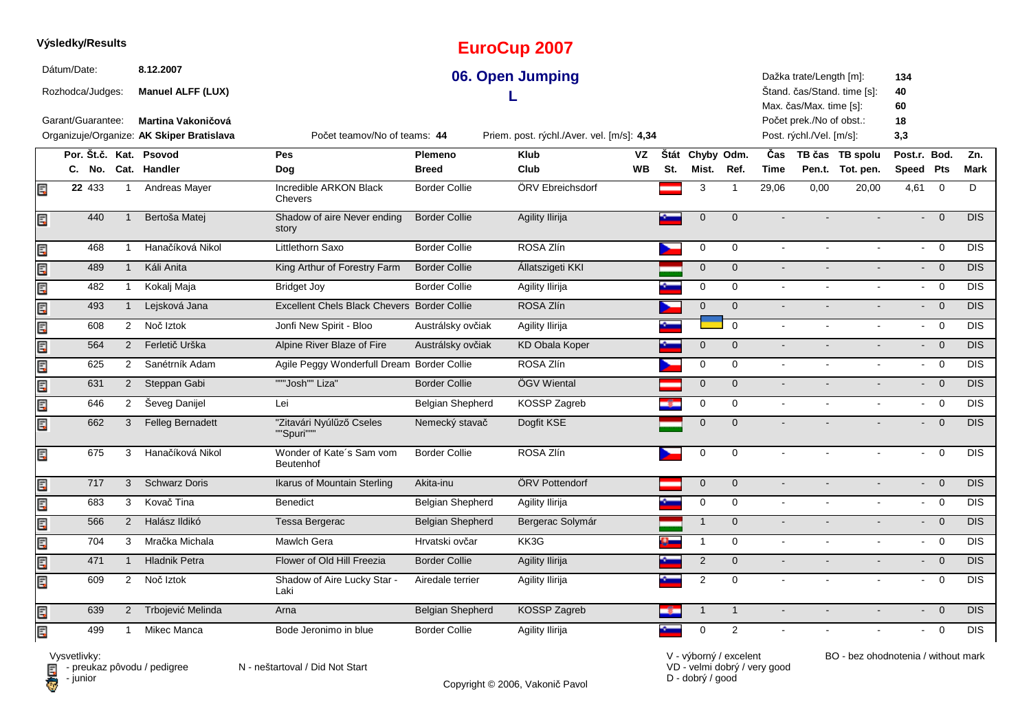**Výsledky/Results**

# EuroCup 2007

## 06. Open Jumping

## L

Dátum/Date: **8.12.2007**
Rozhodca/Judges: **Manuel ALFF (LUX)**
Garant/Guarantee: **Martina Vakoničová**
Organizuje/Organize: **AK Skiper Bratislava**

Počet teamov/No of teams: **44**
Priem. post. rýchl./Aver. vel. [m/s]: **4,34**

Dažka trate/Length [m]: **134**
Štand. čas/Stand. time [s]: **40**
Max. čas/Max. time [s]: **60**
Počet prek./No of obst.: **18**
Post. rýchl./Vel. [m/s]: **3,3**

| Por. C. | Št.č. No. | Kat. Cat. | Psovod Handler | Pes Dog | Plemeno Breed | Klub Club | VZ WB | Štát St. | Chyby Mist. | Odm. Ref. | Čas Time | TB čas Pen.t. | TB spolu Tot. pen. | Post.r. Speed | Bod. Pts | Zn. Mark |
|---|---|---|---|---|---|---|---|---|---|---|---|---|---|---|---|---|
| 22 | 433 | 1 | Andreas Mayer | Incredible ARKON Black Chevers | Border Collie | ÖRV Ebreichsdorf | | | 3 | 1 | 29,06 | 0,00 | 20,00 | 4,61 | 0 | D |
| | 440 | 1 | Bertoša Matej | Shadow of aire Never ending story | Border Collie | Agility Ilirija | | | 0 | 0 | - | - | - | - | 0 | DIS |
| | 468 | 1 | Hanačíková Nikol | Littlethorn Saxo | Border Collie | ROSA Zlín | | | 0 | 0 | - | - | - | - | 0 | DIS |
| | 489 | 1 | Káli Anita | King Arthur of Forestry Farm | Border Collie | Állatszigeti KKI | | | 0 | 0 | - | - | - | - | 0 | DIS |
| | 482 | 1 | Kokalj Maja | Bridget Joy | Border Collie | Agility Ilirija | | | 0 | 0 | - | - | - | - | 0 | DIS |
| | 493 | 1 | Lejsková Jana | Excellent Chels Black Chevers | Border Collie | ROSA Zlín | | | 0 | 0 | - | - | - | - | 0 | DIS |
| | 608 | 2 | Noč‌ Iztok | Jonfi New Spirit - Bloo | Austrálsky ovčiak | Agility Ilirija | | | | 0 | - | - | - | - | 0 | DIS |
| | 564 | 2 | Ferletič Urška | Alpine River Blaze of Fire | Austrálsky ovčiak | KD Obala Koper | | | 0 | 0 | - | - | - | - | 0 | DIS |
| | 625 | 2 | Sanétrník Adam | Agile Peggy Wonderfull Dream | Border Collie | ROSA Zlín | | | 0 | 0 | - | - | - | - | 0 | DIS |
| | 631 | 2 | Steppan Gabi | """Josh"" Liza" | Border Collie | ÖGV Wiental | | | 0 | 0 | - | - | - | - | 0 | DIS |
| | 646 | 2 | Ševeg Danijel | Lei | Belgian Shepherd | KOSSP Zagreb | | | 0 | 0 | - | - | - | - | 0 | DIS |
| | 662 | 3 | Felleg Bernadett | "Zitavári Nyúlűző Cseles ""Spuri""" | Nemecký stavač | Dogfit KSE | | | 0 | 0 | - | - | - | - | 0 | DIS |
| | 675 | 3 | Hanačíková Nikol | Wonder of Kate´s Sam vom Beutenhof | Border Collie | ROSA Zlín | | | 0 | 0 | - | - | - | - | 0 | DIS |
| | 717 | 3 | Schwarz Doris | Ikarus of Mountain Sterling | Akita-inu | ÖRV Pottendorf | | | 0 | 0 | - | - | - | - | 0 | DIS |
| | 683 | 3 | Kovač Tina | Benedict | Belgian Shepherd | Agility Ilirija | | | 0 | 0 | - | - | - | - | 0 | DIS |
| | 566 | 2 | Halász Ildikó | Tessa Bergerac | Belgian Shepherd | Bergerac Solymár | | | 1 | 0 | - | - | - | - | 0 | DIS |
| | 704 | 3 | Mračka Michala | Mawlch Gera | Hrvatski ovčar | KK3G | | | 1 | 0 | - | - | - | - | 0 | DIS |
| | 471 | 1 | Hladnik Petra | Flower of Old Hill Freezia | Border Collie | Agility Ilirija | | | 2 | 0 | - | - | - | - | 0 | DIS |
| | 609 | 2 | Noč‌ Iztok | Shadow of Aire Lucky Star - Laki | Airedale terrier | Agility Ilirija | | | 2 | 0 | - | - | - | - | 0 | DIS |
| | 639 | 2 | Trbojević Melinda | Arna | Belgian Shepherd | KOSSP Zagreb | | | 1 | 1 | - | - | - | - | 0 | DIS |
| | 499 | 1 | Mikec Manca | Bode Jeronimo in blue | Border Collie | Agility Ilirija | | | 0 | 2 | - | - | - | - | 0 | DIS |

Vysvetlivky:
- preukaz pôvodu / pedigree
- junior

N - neštartoval / Did Not Start

V - výborný / excelent
VD - velmi dobrý / very good
D - dobrý / good

BO - bez ohodnotenia / without mark

Copyright © 2006, Vakonič Pavol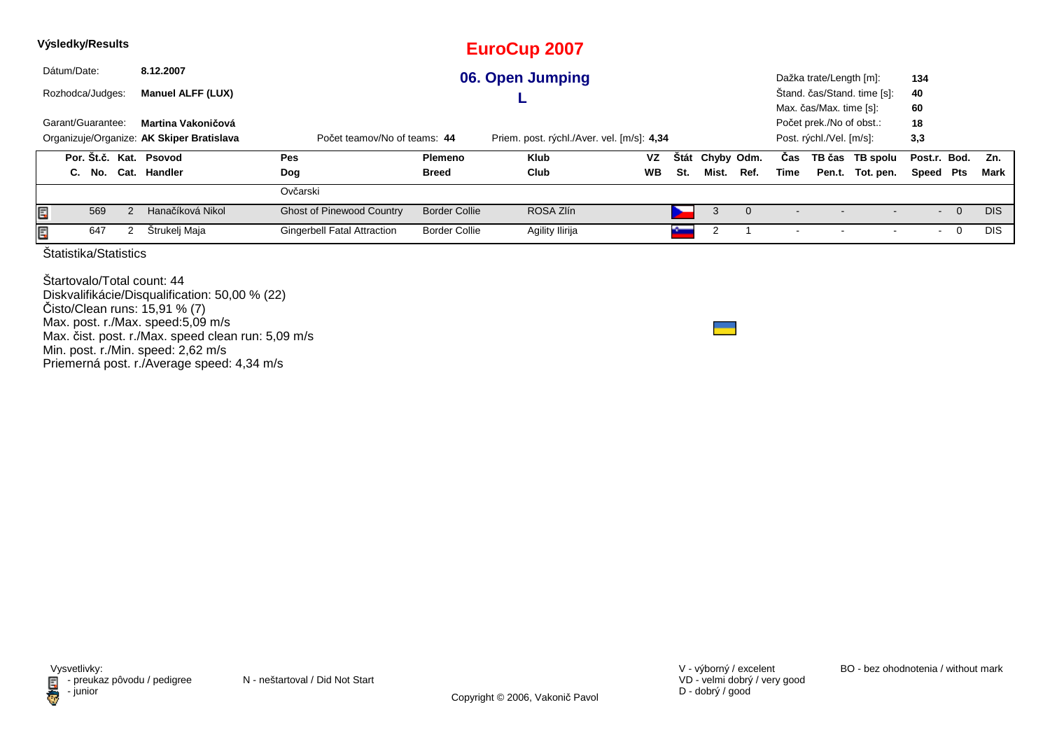**Výsledky/Results**

# EuroCup 2007

## 06. Open Jumping

## L

Dátum/Date: **8.12.2007**

Rozhodca/Judges: **Manuel ALFF (LUX)**

Garant/Guarantee: **Martina Vakoničová**

Organizuje/Organize: **AK Skiper Bratislava**

Počet teamov/No of teams: **44**

Priem. post. rýchl./Aver. vel. [m/s]: **4,34**

Dažka trate/Length [m]: **134**

Štand. čas/Stand. time [s]: **40**

Max. čas/Max. time [s]: **60**

Počet prek./No of obst.: **18**

Post. rýchl./Vel. [m/s]: **3,3**

| Por. C. | Št.č. No. | Kat. Cat. | Psovod Handler | Pes Dog | Plemeno Breed | Klub Club | VZ WB | Štát St. | Chyby Mist. | Odm. Ref. | Čas Time | TB čas Pen.t. | TB spolu Tot. pen. | Post.r. Speed | Bod. Pts | Zn. Mark |
|---|---|---|---|---|---|---|---|---|---|---|---|---|---|---|---|---|
| | | | | Ovčarski | | | | | | | | | | | | |
| | 569 | 2 | Hanačíková Nikol | Ghost of Pinewood Country | Border Collie | ROSA Zlín | | CZE | 3 | 0 | - | - | - | - | 0 | DIS |
| | 647 | 2 | Štrukelj Maja | Gingerbell Fatal Attraction | Border Collie | Agility Ilirija | | SLO | 2 | 1 | - | - | - | - | 0 | DIS |

Štatistika/Statistics

Štartovalo/Total count: 44
Diskvalifikácie/Disqualification: 50,00 % (22)
Čisto/Clean runs: 15,91 % (7)
Max. post. r./Max. speed:5,09 m/s
Max. čist. post. r./Max. speed clean run: 5,09 m/s
Min. post. r./Min. speed: 2,62 m/s
Priemerná post. r./Average speed: 4,34 m/s

Vysvetlivky:
- preukaz pôvodu / pedigree
- junior

N - neštartoval / Did Not Start

V - výborný / excelent
VD - velmi dobrý / very good
D - dobrý / good

BO - bez ohodnotenia / without mark

Copyright © 2006, Vakonič Pavol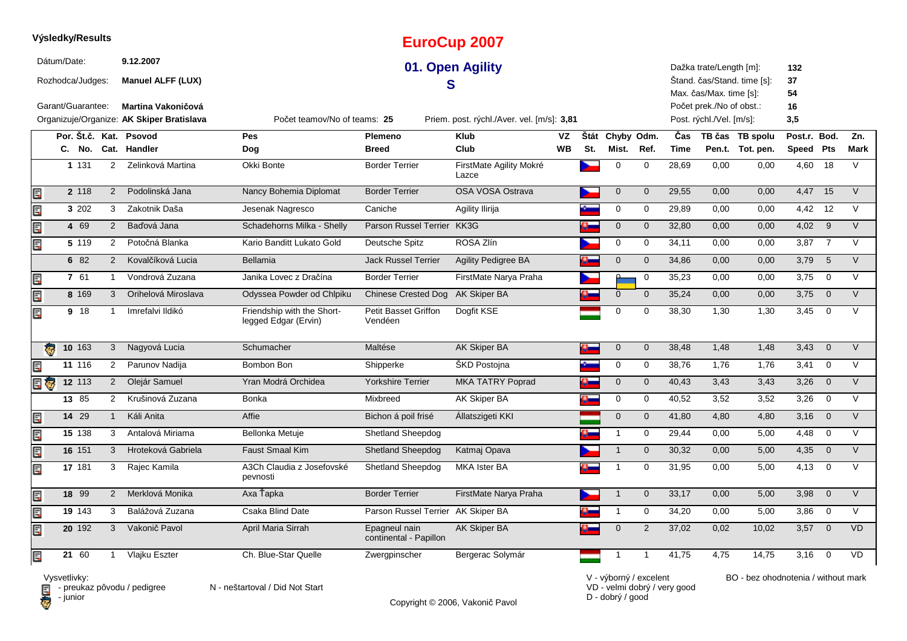**Výsledky/Results**

# EuroCup 2007

## 01. Open Agility
## S

Dátum/Date: **9.12.2007**
Rozhodca/Judges: **Manuel ALFF (LUX)**
Garant/Guarantee: **Martina Vakoničová**
Organizuje/Organize: **AK Skiper Bratislava**

Počet teamov/No of teams: **25**
Priem. post. rýchl./Aver. vel. [m/s]: **3,81**

Dažka trate/Length [m]: **132**
Štand. čas/Stand. time [s]: **37**
Max. čas/Max. time [s]: **54**
Počet prek./No of obst.: **16**
Post. rýchl./Vel. [m/s]: **3,5**

| Por. C. | Št.č. No. | Kat. Cat. | Psovod Handler | Pes Dog | Plemeno Breed | Klub Club | VZ WB | Štát St. | Chyby Mist. | Odm. Ref. | Čas Time | TB čas Pen.t. | TB spolu Tot. pen. | Post.r. Speed | Bod. Pts | Zn. Mark |
|---|---|---|---|---|---|---|---|---|---|---|---|---|---|---|---|---|
| 1 | 131 | 2 | Zelinková Martina | Okki Bonte | Border Terrier | FirstMate Agility Mokré Lazce | | | 0 | 0 | 28,69 | 0,00 | 0,00 | 4,60 | 18 | V |
| 2 | 118 | 2 | Podolinská Jana | Nancy Bohemia Diplomat | Border Terrier | OSA VOSA Ostrava | | | 0 | 0 | 29,55 | 0,00 | 0,00 | 4,47 | 15 | V |
| 3 | 202 | 3 | Zakotnik Daša | Jesenak Nagresco | Caniche | Agility Ilirija | | | 0 | 0 | 29,89 | 0,00 | 0,00 | 4,42 | 12 | V |
| 4 | 69 | 2 | Baďová Jana | Schadehorns Milka - Shelly | Parson Russel Terrier | KK3G | | | 0 | 0 | 32,80 | 0,00 | 0,00 | 4,02 | 9 | V |
| 5 | 119 | 2 | Potočná Blanka | Kario Banditt Lukato Gold | Deutsche Spitz | ROSA Zlín | | | 0 | 0 | 34,11 | 0,00 | 0,00 | 3,87 | 7 | V |
| 6 | 82 | 2 | Kovalčíková Lucia | Bellamia | Jack Russel Terrier | Agility Pedigree BA | | | 0 | 0 | 34,86 | 0,00 | 0,00 | 3,79 | 5 | V |
| 7 | 61 | 1 | Vondrová Zuzana | Janika Lovec z Dračína | Border Terrier | FirstMate Narya Praha | | | 0 | 0 | 35,23 | 0,00 | 0,00 | 3,75 | 0 | V |
| 8 | 169 | 3 | Orihelová Miroslava | Odyssea Powder od Chlpiku | Chinese Crested Dog | AK Skiper BA | | | 0 | 0 | 35,24 | 0,00 | 0,00 | 3,75 | 0 | V |
| 9 | 18 | 1 | Imrefalvi Ildikó | Friendship with the Short-legged Edgar (Ervin) | Petit Basset Griffon Vendéen | Dogfit KSE | | | 0 | 0 | 38,30 | 1,30 | 1,30 | 3,45 | 0 | V |
| 10 | 163 | 3 | Nagyová Lucia | Schumacher | Maltése | AK Skiper BA | | | 0 | 0 | 38,48 | 1,48 | 1,48 | 3,43 | 0 | V |
| 11 | 116 | 2 | Parunov Nadija | Bombon Bon | Shipperke | ŠKD Postojna | | | 0 | 0 | 38,76 | 1,76 | 1,76 | 3,41 | 0 | V |
| 12 | 113 | 2 | Olejár Samuel | Yran Modrá Orchidea | Yorkshire Terrier | MKA TATRY Poprad | | | 0 | 0 | 40,43 | 3,43 | 3,43 | 3,26 | 0 | V |
| 13 | 85 | 2 | Krušinová Zuzana | Bonka | Mixbreed | AK Skiper BA | | | 0 | 0 | 40,52 | 3,52 | 3,52 | 3,26 | 0 | V |
| 14 | 29 | 1 | Káli Anita | Affie | Bichon á poil frisé | Állatszigeti KKI | | | 0 | 0 | 41,80 | 4,80 | 4,80 | 3,16 | 0 | V |
| 15 | 138 | 3 | Antalová Miriama | Bellonka Metuje | Shetland Sheepdog | | | | 1 | 0 | 29,44 | 0,00 | 5,00 | 4,48 | 0 | V |
| 16 | 151 | 3 | Hroteková Gabriela | Faust Smaal Kim | Shetland Sheepdog | Katmaj Opava | | | 1 | 0 | 30,32 | 0,00 | 5,00 | 4,35 | 0 | V |
| 17 | 181 | 3 | Rajec Kamila | A3Ch Claudia z Josefovské pevnosti | Shetland Sheepdog | MKA Ister BA | | | 1 | 0 | 31,95 | 0,00 | 5,00 | 4,13 | 0 | V |
| 18 | 99 | 2 | Merklová Monika | Axa Ťapka | Border Terrier | FirstMate Narya Praha | | | 1 | 0 | 33,17 | 0,00 | 5,00 | 3,98 | 0 | V |
| 19 | 143 | 3 | Balážová Zuzana | Csaka Blind Date | Parson Russel Terrier | AK Skiper BA | | | 1 | 0 | 34,20 | 0,00 | 5,00 | 3,86 | 0 | V |
| 20 | 192 | 3 | Vakonič Pavol | April Maria Sirrah | Epagneul nain continental - Papillon | AK Skiper BA | | | 0 | 2 | 37,02 | 0,02 | 10,02 | 3,57 | 0 | VD |
| 21 | 60 | 1 | Vlajku Eszter | Ch. Blue-Star Quelle | Zwergpinscher | Bergerac Solymár | | | 1 | 1 | 41,75 | 4,75 | 14,75 | 3,16 | 0 | VD |

Vysvetlivky:
- preukaz pôvodu / pedigree
- junior

N - neštartoval / Did Not Start

V - výborný / excelent
VD - velmi dobrý / very good
D - dobrý / good

BO - bez ohodnotenia / without mark

Copyright © 2006, Vakonič Pavol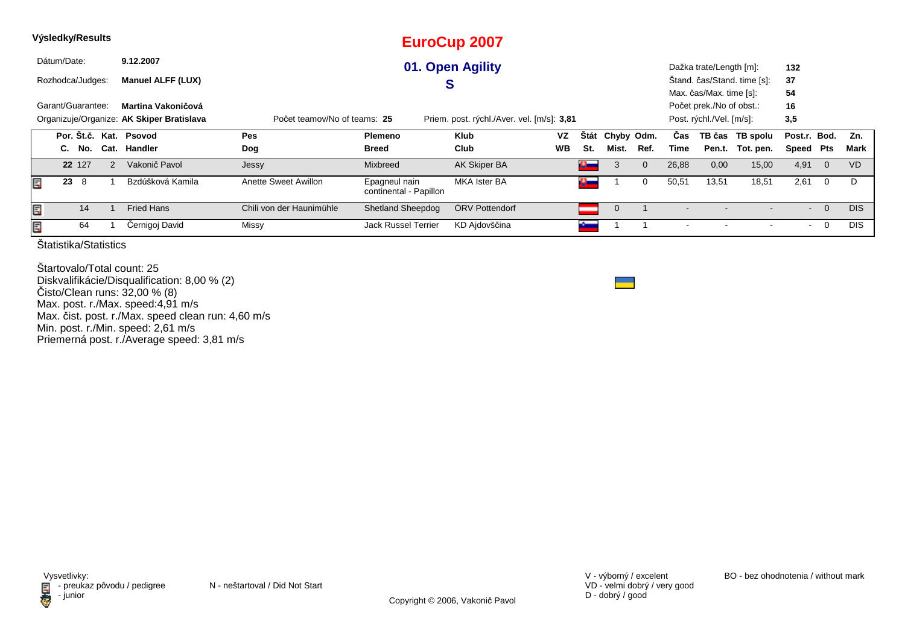**Výsledky/Results**

# EuroCup 2007

## 01. Open Agility
## S

Dátum/Date: **9.12.2007**
Rozhodca/Judges: **Manuel ALFF (LUX)**
Garant/Guarantee: **Martina Vakoničová**
Organizuje/Organize: **AK Skiper Bratislava**

Počet teamov/No of teams: **25**
Priem. post. rýchl./Aver. vel. [m/s]: **3,81**

Dažka trate/Length [m]: **132**
Štand. čas/Stand. time [s]: **37**
Max. čas/Max. time [s]: **54**
Počet prek./No of obst.: **16**
Post. rýchl./Vel. [m/s]: **3,5**

| Por. C. | Št.č. No. | Kat. Cat. | Psovod Handler | Pes Dog | Plemeno Breed | Klub Club | VZ WB | Štát St. | Chyby Mist. | Odm. Ref. | Čas Time | TB čas Pen.t. | TB spolu Tot. pen. | Post.r. Speed | Bod. Pts | Zn. Mark |
|---|---|---|---|---|---|---|---|---|---|---|---|---|---|---|---|---|
| 22 | 127 | 2 | Vakonič Pavol | Jessy | Mixbreed | AK Skiper BA | | | 3 | 0 | 26,88 | 0,00 | 15,00 | 4,91 | 0 | VD |
| 23 | 8 | 1 | Bzdúšková Kamila | Anette Sweet Awillon | Epagneul nain continental - Papillon | MKA Ister BA | | | 1 | 0 | 50,51 | 13,51 | 18,51 | 2,61 | 0 | D |
| | 14 | 1 | Fried Hans | Chili von der Haunimühle | Shetland Sheepdog | ÖRV Pottendorf | | | 0 | 1 | - | - | - | - | 0 | DIS |
| | 64 | 1 | Černigoj David | Missy | Jack Russel Terrier | KD Ajdovščina | | | 1 | 1 | - | - | - | - | 0 | DIS |

Štatistika/Statistics

Štartovalo/Total count: 25
Diskvalifikácie/Disqualification: 8,00 % (2)
Čisto/Clean runs: 32,00 % (8)
Max. post. r./Max. speed:4,91 m/s
Max. čist. post. r./Max. speed clean run: 4,60 m/s
Min. post. r./Min. speed: 2,61 m/s
Priemerná post. r./Average speed: 3,81 m/s

Vysvetlivky:
- preukaz pôvodu / pedigree
- junior

N - neštartoval / Did Not Start

V - výborný / excelent
VD - velmi dobrý / very good
D - dobrý / good

BO - bez ohodnotenia / without mark

Copyright © 2006, Vakonič Pavol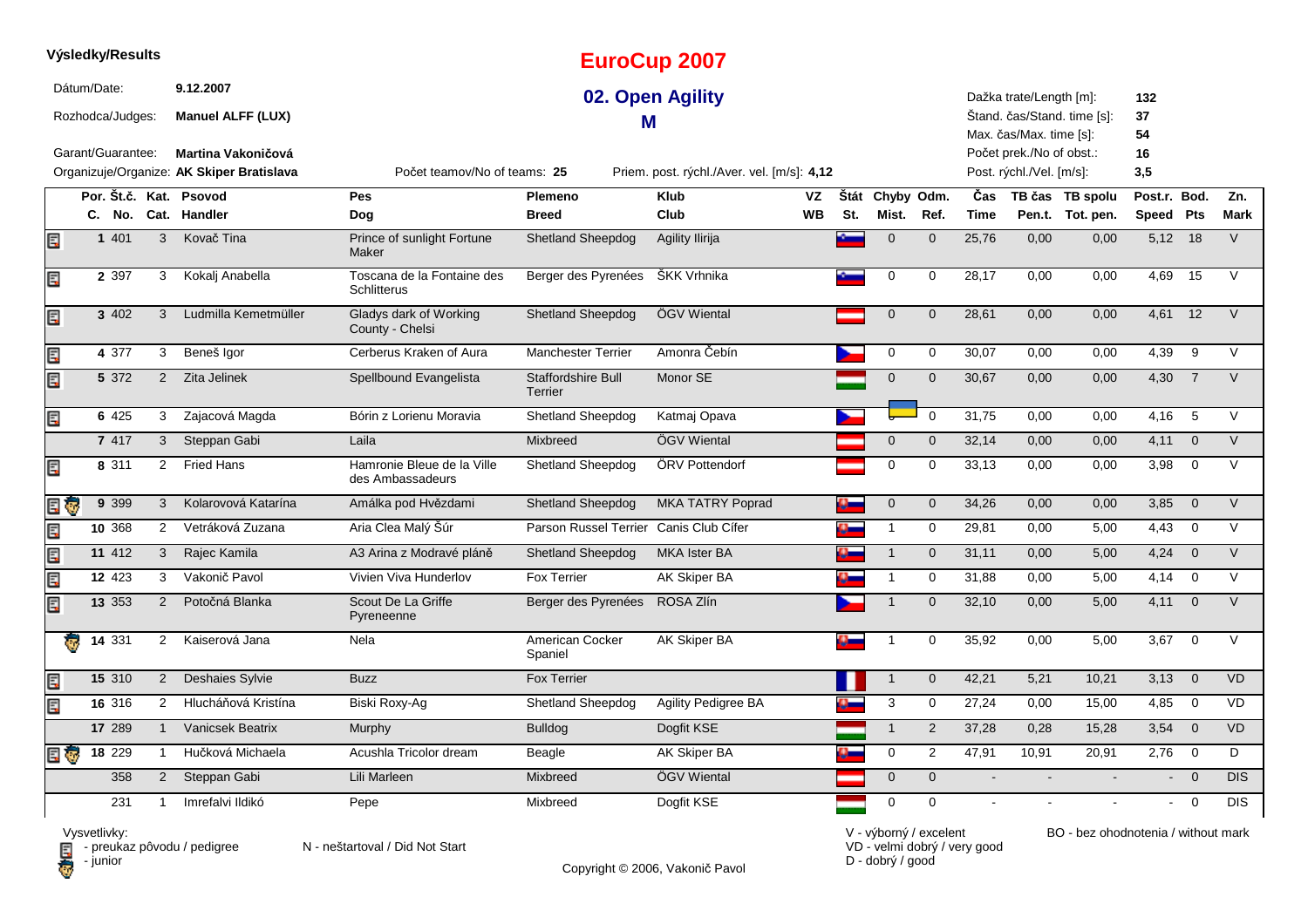**Výsledky/Results**

# EuroCup 2007

## 02. Open Agility

### M

Dátum/Date: **9.12.2007**

Rozhodca/Judges: **Manuel ALFF (LUX)**

Garant/Guarantee: **Martina Vakoničová**

Organizuje/Organize: **AK Skiper Bratislava**

Počet teamov/No of teams: **25**

Priem. post. rýchl./Aver. vel. [m/s]: **4,12**

Dažka trate/Length [m]: **132**
Štand. čas/Stand. time [s]: **37**
Max. čas/Max. time [s]: **54**
Počet prek./No of obst.: **16**
Post. rýchl./Vel. [m/s]: **3,5**

| Por. C. | Št.č. No. | Kat. Cat. | Psovod Handler | Pes Dog | Plemeno Breed | Klub Club | VZ WB | Štát St. | Chyby Mist. | Odm. Ref. | Čas Time | TB čas Pen.t. | TB spolu Tot. pen. | Post.r. Speed | Bod. Pts | Zn. Mark |
|---|---|---|---|---|---|---|---|---|---|---|---|---|---|---|---|---|
| 1 | 401 | 3 | Kovač Tina | Prince of sunlight Fortune Maker | Shetland Sheepdog | Agility Ilirija | | | 0 | 0 | 25,76 | 0,00 | 0,00 | 5,12 | 18 | V |
| 2 | 397 | 3 | Kokalj Anabella | Toscana de la Fontaine des Schlitterus | Berger des Pyrenées | ŠKK Vrhnika | | | 0 | 0 | 28,17 | 0,00 | 0,00 | 4,69 | 15 | V |
| 3 | 402 | 3 | Ludmilla Kemetmüller | Gladys dark of Working County - Chelsi | Shetland Sheepdog | ÖGV Wiental | | | 0 | 0 | 28,61 | 0,00 | 0,00 | 4,61 | 12 | V |
| 4 | 377 | 3 | Beneš Igor | Cerberus Kraken of Aura | Manchester Terrier | Amonra Čebín | | | 0 | 0 | 30,07 | 0,00 | 0,00 | 4,39 | 9 | V |
| 5 | 372 | 2 | Zita Jelinek | Spellbound Evangelista | Staffordshire Bull Terrier | Monor SE | | | 0 | 0 | 30,67 | 0,00 | 0,00 | 4,30 | 7 | V |
| 6 | 425 | 3 | Zajacová Magda | Bórin z Lorienu Moravia | Shetland Sheepdog | Katmaj Opava | | | 0 | 0 | 31,75 | 0,00 | 0,00 | 4,16 | 5 | V |
| 7 | 417 | 3 | Steppan Gabi | Laila | Mixbreed | ÖGV Wiental | | | 0 | 0 | 32,14 | 0,00 | 0,00 | 4,11 | 0 | V |
| 8 | 311 | 2 | Fried Hans | Hamronie Bleue de la Ville des Ambassadeurs | Shetland Sheepdog | ÖRV Pottendorf | | | 0 | 0 | 33,13 | 0,00 | 0,00 | 3,98 | 0 | V |
| 9 | 399 | 3 | Kolarovová Katarína | Amálka pod Hvězdami | Shetland Sheepdog | MKA TATRY Poprad | | | 0 | 0 | 34,26 | 0,00 | 0,00 | 3,85 | 0 | V |
| 10 | 368 | 2 | Vetráková Zuzana | Aria Clea Malý Šúr | Parson Russel Terrier | Canis Club Cífer | | | 1 | 0 | 29,81 | 0,00 | 5,00 | 4,43 | 0 | V |
| 11 | 412 | 3 | Rajec Kamila | A3 Arina z Modravé pláně | Shetland Sheepdog | MKA Ister BA | | | 1 | 0 | 31,11 | 0,00 | 5,00 | 4,24 | 0 | V |
| 12 | 423 | 3 | Vakonič Pavol | Vivien Viva Hunderlov | Fox Terrier | AK Skiper BA | | | 1 | 0 | 31,88 | 0,00 | 5,00 | 4,14 | 0 | V |
| 13 | 353 | 2 | Potočná Blanka | Scout De La Griffe Pyreneenne | Berger des Pyrenées | ROSA Zlín | | | 1 | 0 | 32,10 | 0,00 | 5,00 | 4,11 | 0 | V |
| 14 | 331 | 2 | Kaiserová Jana | Nela | American Cocker Spaniel | AK Skiper BA | | | 1 | 0 | 35,92 | 0,00 | 5,00 | 3,67 | 0 | V |
| 15 | 310 | 2 | Deshaies Sylvie | Buzz | Fox Terrier | | | | 1 | 0 | 42,21 | 5,21 | 10,21 | 3,13 | 0 | VD |
| 16 | 316 | 2 | Hlucháňová Kristína | Biski Roxy-Ag | Shetland Sheepdog | Agility Pedigree BA | | | 3 | 0 | 27,24 | 0,00 | 15,00 | 4,85 | 0 | VD |
| 17 | 289 | 1 | Vanicsek Beatrix | Murphy | Bulldog | Dogfit KSE | | | 1 | 2 | 37,28 | 0,28 | 15,28 | 3,54 | 0 | VD |
| 18 | 229 | 1 | Hučková Michaela | Acushla Tricolor dream | Beagle | AK Skiper BA | | | 0 | 2 | 47,91 | 10,91 | 20,91 | 2,76 | 0 | D |
| | 358 | 2 | Steppan Gabi | Lili Marleen | Mixbreed | ÖGV Wiental | | | 0 | 0 | - | - | - | - | 0 | DIS |
| | 231 | 1 | Imrefalvi Ildikó | Pepe | Mixbreed | Dogfit KSE | | | 0 | 0 | - | - | - | - | 0 | DIS |

Vysvetlivky:
- preukaz pôvodu / pedigree
- junior

N - neštartoval / Did Not Start

V - výborný / excelent
VD - velmi dobrý / very good
D - dobrý / good

BO - bez ohodnotenia / without mark

Copyright © 2006, Vakonič Pavol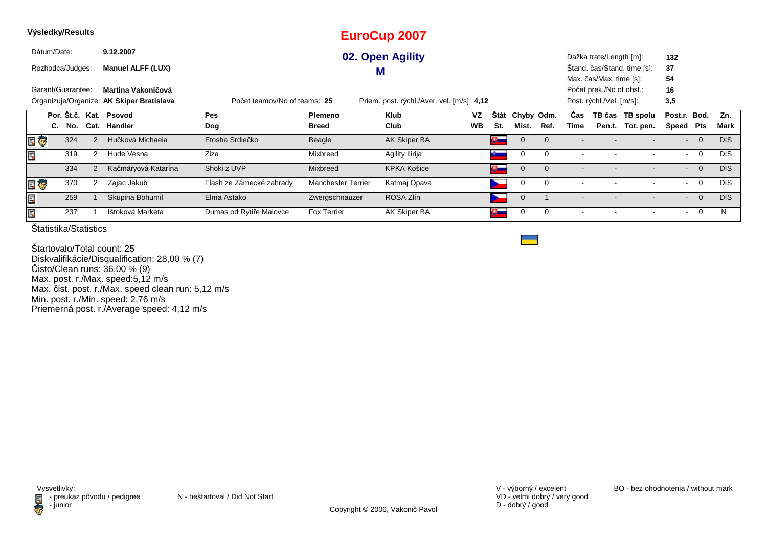**Výsledky/Results**

# EuroCup 2007

## 02. Open Agility

## M

Dátum/Date: **9.12.2007**

Rozhodca/Judges: **Manuel ALFF (LUX)**

Garant/Guarantee: **Martina Vakoničová**

Organizuje/Organize: **AK Skiper Bratislava**

Počet teamov/No of teams: **25**

Priem. post. rýchl./Aver. vel. [m/s]: **4,12**

Dažka trate/Length [m]: **132**
Štand. čas/Stand. time [s]: **37**
Max. čas/Max. time [s]: **54**
Počet prek./No of obst.: **16**
Post. rýchl./Vel. [m/s]: **3,5**

| | Por. C. | Št.č. No. | Kat. Cat. | Psovod Handler | Pes Dog | Plemeno Breed | Klub Club | VZ WB | Štát St. | Chyby Mist. | Odm. Ref. | Čas Time | TB čas Pen.t. | TB spolu Tot. pen. | Post.r. Speed | Bod. Pts | Zn. Mark |
|---|---|---|---|---|---|---|---|---|---|---|---|---|---|---|---|---|---|
| | | 324 | 2 | Hučková Michaela | Etosha Srdiečko | Beagle | AK Skiper BA | | | 0 | 0 | - | - | - | - | 0 | DIS |
| | | 319 | 2 | Hude Vesna | Ziza | Mixbreed | Agility Ilirija | | | 0 | 0 | - | - | - | - | 0 | DIS |
| | | 334 | 2 | Kačmáryová Katarína | Shoki z UVP | Mixbreed | KPKA Košice | | | 0 | 0 | - | - | - | - | 0 | DIS |
| | | 370 | 2 | Zajac Jakub | Flash ze Zámecké zahrady | Manchester Terrier | Katmaj Opava | | | 0 | 0 | - | - | - | - | 0 | DIS |
| | | 259 | 1 | Skupina Bohumil | Elma Astako | Zwergschnauzer | ROSA Zlín | | | 0 | 1 | - | - | - | - | 0 | DIS |
| | | 237 | 1 | Ištoková Marketa | Dumas od Rytíře Malovce | Fox Terrier | AK Skiper BA | | | 0 | 0 | - | - | - | - | 0 | N |

Štatistika/Statistics

Štartovalo/Total count: 25
Diskvalifikácie/Disqualification: 28,00 % (7)
Čisto/Clean runs: 36,00 % (9)
Max. post. r./Max. speed:5,12 m/s
Max. čist. post. r./Max. speed clean run: 5,12 m/s
Min. post. r./Min. speed: 2,76 m/s
Priemerná post. r./Average speed: 4,12 m/s

Vysvetlivky:
- preukaz pôvodu / pedigree
- junior

N - neštartoval / Did Not Start

Copyright © 2006, Vakonič Pavol

V - výborný / excelent
VD - velmi dobrý / very good
D - dobrý / good

BO - bez ohodnotenia / without mark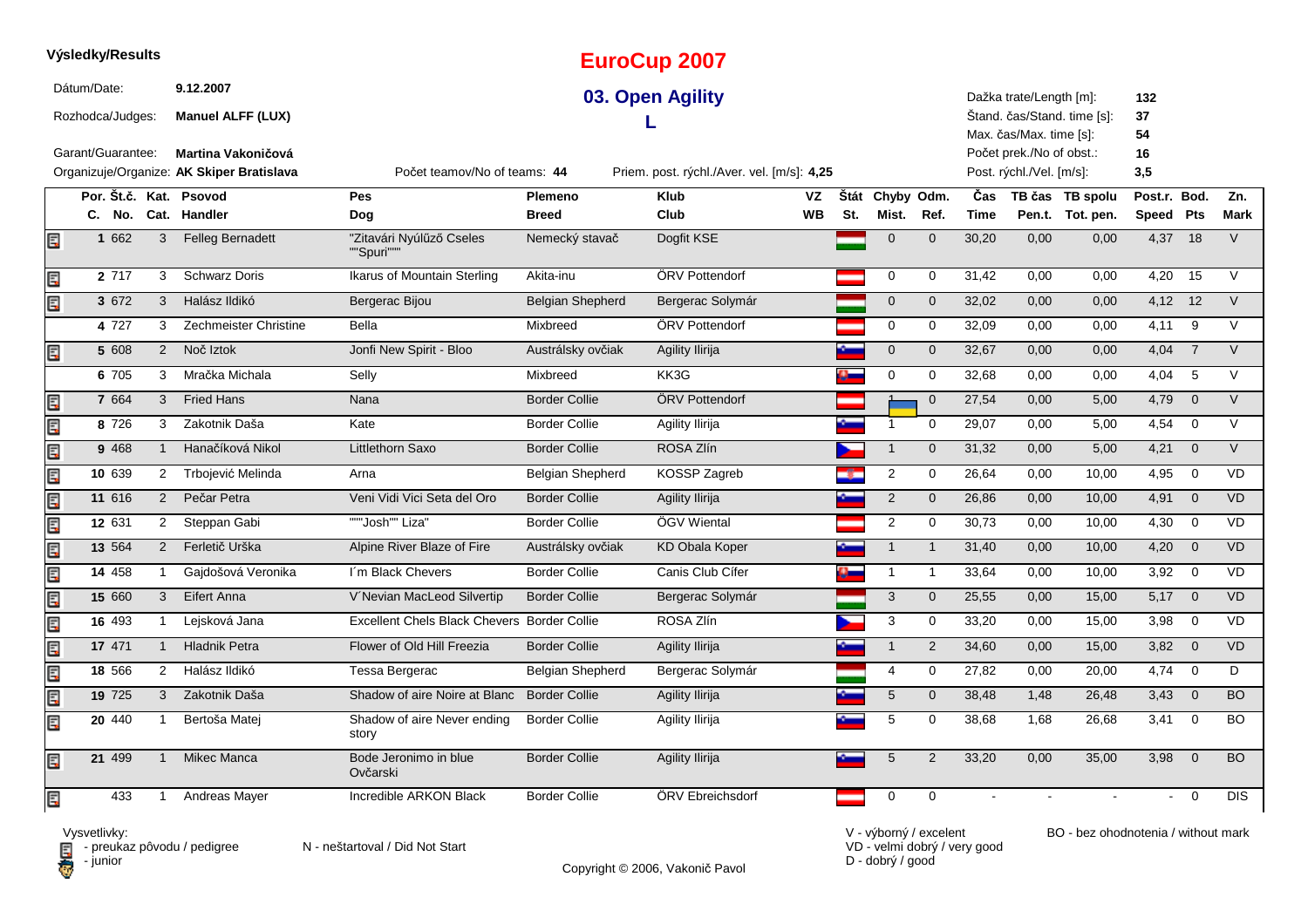**Výsledky/Results**

# EuroCup 2007

## 03. Open Agility

### L

Dátum/Date: **9.12.2007**

Rozhodca/Judges: **Manuel ALFF (LUX)**

Garant/Guarantee: **Martina Vakoničová**

Organizuje/Organize: **AK Skiper Bratislava**

Počet teamov/No of teams: 44

Priem. post. rýchl./Aver. vel. [m/s]: 4,25

Dažka trate/Length [m]: **132**

Štand. čas/Stand. time [s]: **37**

Max. čas/Max. time [s]: **54**

Počet prek./No of obst.: **16**

Post. rýchl./Vel. [m/s]: **3,5**

| Por. C. | Št.č. No. | Kat. Cat. | Psovod Handler | Pes Dog | Plemeno Breed | Klub Club | VZ WB | Štát St. | Chyby Mist. | Odm. Ref. | Čas Time | TB čas Pen.t. | TB spolu Tot. pen. | Post.r. Speed | Bod. Pts | Zn. Mark |
|---|---|---|---|---|---|---|---|---|---|---|---|---|---|---|---|---|
| 1 | 662 | 3 | Felleg Bernadett | "Zitavári Nyúlűző Cseles ""Spuri""" | Nemecký stavač | Dogfit KSE | | | 0 | 0 | 30,20 | 0,00 | 0,00 | 4,37 | 18 | V |
| 2 | 717 | 3 | Schwarz Doris | Ikarus of Mountain Sterling | Akita-inu | ÖRV Pottendorf | | | 0 | 0 | 31,42 | 0,00 | 0,00 | 4,20 | 15 | V |
| 3 | 672 | 3 | Halász Ildikó | Bergerac Bijou | Belgian Shepherd | Bergerac Solymár | | | 0 | 0 | 32,02 | 0,00 | 0,00 | 4,12 | 12 | V |
| 4 | 727 | 3 | Zechmeister Christine | Bella | Mixbreed | ÖRV Pottendorf | | | 0 | 0 | 32,09 | 0,00 | 0,00 | 4,11 | 9 | V |
| 5 | 608 | 2 | Nоč Iztok | Jonfi New Spirit - Bloo | Austrálsky ovčiak | Agility Ilirija | | | 0 | 0 | 32,67 | 0,00 | 0,00 | 4,04 | 7 | V |
| 6 | 705 | 3 | Mračka Michala | Selly | Mixbreed | KK3G | | | 0 | 0 | 32,68 | 0,00 | 0,00 | 4,04 | 5 | V |
| 7 | 664 | 3 | Fried Hans | Nana | Border Collie | ÖRV Pottendorf | | | 1 | 0 | 27,54 | 0,00 | 5,00 | 4,79 | 0 | V |
| 8 | 726 | 3 | Zakotnik Daša | Kate | Border Collie | Agility Ilirija | | | 1 | 0 | 29,07 | 0,00 | 5,00 | 4,54 | 0 | V |
| 9 | 468 | 1 | Hanačíková Nikol | Littlethorn Saxo | Border Collie | ROSA Zlín | | | 1 | 0 | 31,32 | 0,00 | 5,00 | 4,21 | 0 | V |
| 10 | 639 | 2 | Trbojević Melinda | Arna | Belgian Shepherd | KOSSP Zagreb | | | 2 | 0 | 26,64 | 0,00 | 10,00 | 4,95 | 0 | VD |
| 11 | 616 | 2 | Pečar Petra | Veni Vidi Vici Seta del Oro | Border Collie | Agility Ilirija | | | 2 | 0 | 26,86 | 0,00 | 10,00 | 4,91 | 0 | VD |
| 12 | 631 | 2 | Steppan Gabi | """Josh"" Liza" | Border Collie | ÖGV Wiental | | | 2 | 0 | 30,73 | 0,00 | 10,00 | 4,30 | 0 | VD |
| 13 | 564 | 2 | Ferletič Urška | Alpine River Blaze of Fire | Austrálsky ovčiak | KD Obala Koper | | | 1 | 1 | 31,40 | 0,00 | 10,00 | 4,20 | 0 | VD |
| 14 | 458 | 1 | Gajdošová Veronika | I´m Black Chevers | Border Collie | Canis Club Cífer | | | 1 | 1 | 33,64 | 0,00 | 10,00 | 3,92 | 0 | VD |
| 15 | 660 | 3 | Eifert Anna | V´Nevian MacLeod Silvertip | Border Collie | Bergerac Solymár | | | 3 | 0 | 25,55 | 0,00 | 15,00 | 5,17 | 0 | VD |
| 16 | 493 | 1 | Lejsková Jana | Excellent Chels Black Chevers | Border Collie | ROSA Zlín | | | 3 | 0 | 33,20 | 0,00 | 15,00 | 3,98 | 0 | VD |
| 17 | 471 | 1 | Hladnik Petra | Flower of Old Hill Freezia | Border Collie | Agility Ilirija | | | 1 | 2 | 34,60 | 0,00 | 15,00 | 3,82 | 0 | VD |
| 18 | 566 | 2 | Halász Ildikó | Tessa Bergerac | Belgian Shepherd | Bergerac Solymár | | | 4 | 0 | 27,82 | 0,00 | 20,00 | 4,74 | 0 | D |
| 19 | 725 | 3 | Zakotnik Daša | Shadow of aire Noire at Blanc | Border Collie | Agility Ilirija | | | 5 | 0 | 38,48 | 1,48 | 26,48 | 3,43 | 0 | BO |
| 20 | 440 | 1 | Bertoša Matej | Shadow of aire Never ending story | Border Collie | Agility Ilirija | | | 5 | 0 | 38,68 | 1,68 | 26,68 | 3,41 | 0 | BO |
| 21 | 499 | 1 | Mikec Manca | Bode Jeronimo in blue Ovčarski | Border Collie | Agility Ilirija | | | 5 | 2 | 33,20 | 0,00 | 35,00 | 3,98 | 0 | BO |
| | 433 | 1 | Andreas Mayer | Incredible ARKON Black | Border Collie | ÖRV Ebreichsdorf | | | 0 | 0 | - | - | - | - | 0 | DIS |

Vysvetlivky:
- preukaz pôvodu / pedigree
- junior

N - neštartoval / Did Not Start

V - výborný / excelent
VD - velmi dobrý / very good
D - dobrý / good

BO - bez ohodnotenia / without mark

Copyright © 2006, Vakonič Pavol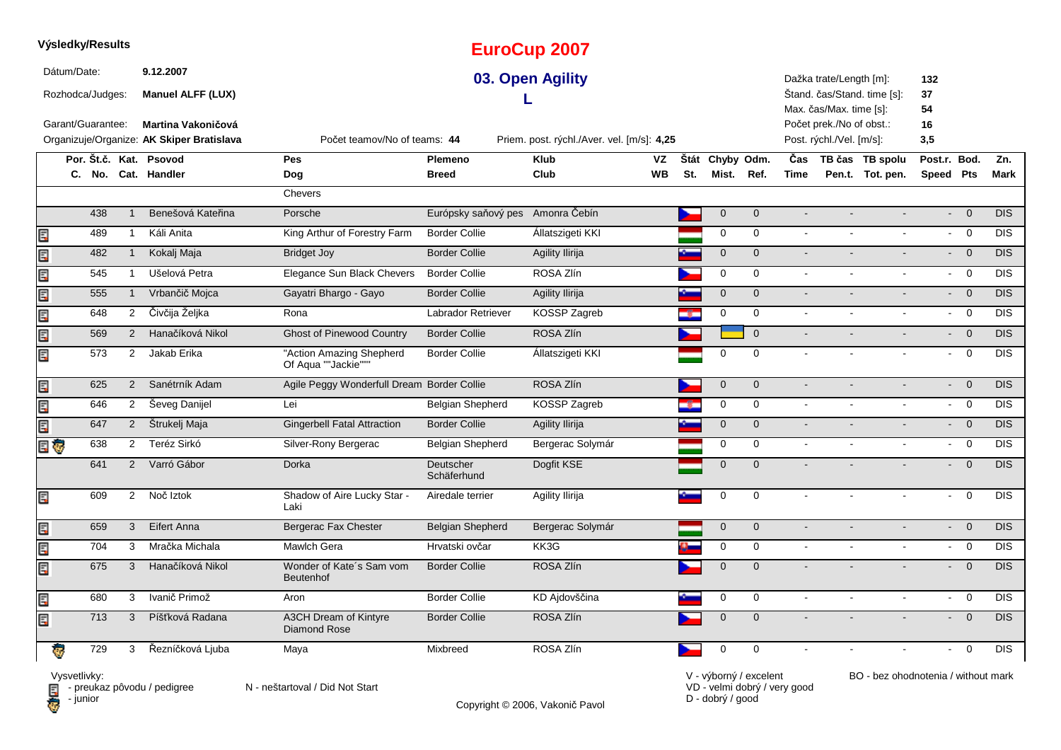**Výsledky/Results**

# EuroCup 2007

## 03. Open Agility

## L

Dátum/Date: **9.12.2007**

Rozhodca/Judges: **Manuel ALFF (LUX)**

Garant/Guarantee: **Martina Vakoničová**

Organizuje/Organize: **AK Skiper Bratislava**

Počet teamov/No of teams: **44**

Priem. post. rýchl./Aver. vel. [m/s]: **4,25**

Dažka trate/Length [m]: **132**
Štand. čas/Stand. time [s]: **37**
Max. čas/Max. time [s]: **54**
Počet prek./No of obst.: **16**
Post. rýchl./Vel. [m/s]: **3,5**

| Por. C. | Št.č. No. | Kat. Cat. | Psovod Handler | Pes Dog | Plemeno Breed | Klub Club | VZ WB | Štát St. | Chyby Mist. | Odm. Ref. | Čas Time | TB čas Pen.t. | TB spolu Tot. pen. | Post.r. Speed | Bod. Pts | Zn. Mark |
|---|---|---|---|---|---|---|---|---|---|---|---|---|---|---|---|---|
| | | | | Chevers | | | | | | | | | | | | |
| | 438 | 1 | Benešová Kateřina | Porsche | Európsky saňový pes | Amonra Čebín | | | 0 | 0 | - | - | - | - | 0 | DIS |
| | 489 | 1 | Káli Anita | King Arthur of Forestry Farm | Border Collie | Állatszigeti KKI | | | 0 | 0 | - | - | - | - | 0 | DIS |
| | 482 | 1 | Kokalj Maja | Bridget Joy | Border Collie | Agility Ilirija | | | 0 | 0 | - | - | - | - | 0 | DIS |
| | 545 | 1 | Ušelová Petra | Elegance Sun Black Chevers | Border Collie | ROSA Zlín | | | 0 | 0 | - | - | - | - | 0 | DIS |
| | 555 | 1 | Vrbančič Mojca | Gayatri Bhargo - Gayo | Border Collie | Agility Ilirija | | | 0 | 0 | - | - | - | - | 0 | DIS |
| | 648 | 2 | Čivčija Željka | Rona | Labrador Retriever | KOSSP Zagreb | | | 0 | 0 | - | - | - | - | 0 | DIS |
| | 569 | 2 | Hanačíková Nikol | Ghost of Pinewood Country | Border Collie | ROSA Zlín | | | | 0 | - | - | - | - | 0 | DIS |
| | 573 | 2 | Jakab Erika | "Action Amazing Shepherd Of Aqua ""Jackie""" | Border Collie | Állatszigeti KKI | | | 0 | 0 | - | - | - | - | 0 | DIS |
| | 625 | 2 | Sanétrník Adam | Agile Peggy Wonderfull Dream | Border Collie | ROSA Zlín | | | 0 | 0 | - | - | - | - | 0 | DIS |
| | 646 | 2 | Ševeg Danijel | Lei | Belgian Shepherd | KOSSP Zagreb | | | 0 | 0 | - | - | - | - | 0 | DIS |
| | 647 | 2 | Štrukelj Maja | Gingerbell Fatal Attraction | Border Collie | Agility Ilirija | | | 0 | 0 | - | - | - | - | 0 | DIS |
| | 638 | 2 | Teréz Sirkó | Silver-Rony Bergerac | Belgian Shepherd | Bergerac Solymár | | | 0 | 0 | - | - | - | - | 0 | DIS |
| | 641 | 2 | Varró Gábor | Dorka | Deutscher Schäferhund | Dogfit KSE | | | 0 | 0 | - | - | - | - | 0 | DIS |
| | 609 | 2 | Noč̌ Iztok | Shadow of Aire Lucky Star - Laki | Airedale terrier | Agility Ilirija | | | 0 | 0 | - | - | - | - | 0 | DIS |
| | 659 | 3 | Eifert Anna | Bergerac Fax Chester | Belgian Shepherd | Bergerac Solymár | | | 0 | 0 | - | - | - | - | 0 | DIS |
| | 704 | 3 | Mračka Michala | Mawlch Gera | Hrvatski ovčar | KK3G | | | 0 | 0 | - | - | - | - | 0 | DIS |
| | 675 | 3 | Hanačíková Nikol | Wonder of Kate´s Sam vom Beutenhof | Border Collie | ROSA Zlín | | | 0 | 0 | - | - | - | - | 0 | DIS |
| | 680 | 3 | Ivanič Primož | Aron | Border Collie | KD Ajdovščina | | | 0 | 0 | - | - | - | - | 0 | DIS |
| | 713 | 3 | Píšťková Radana | A3CH Dream of Kintyre Diamond Rose | Border Collie | ROSA Zlín | | | 0 | 0 | - | - | - | - | 0 | DIS |
| | 729 | 3 | Řezníčková Ljuba | Maya | Mixbreed | ROSA Zlín | | | 0 | 0 | - | - | - | - | 0 | DIS |

Vysvetlivky:
- preukaz pôvodu / pedigree
- junior

N - neštartoval / Did Not Start

V - výborný / excelent
VD - velmi dobrý / very good
D - dobrý / good

BO - bez ohodnotenia / without mark

Copyright © 2006, Vakonič Pavol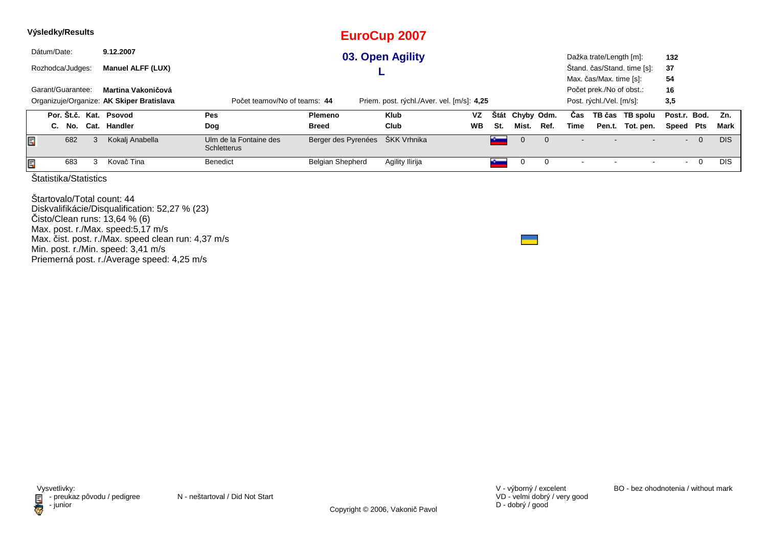**Výsledky/Results**

# EuroCup 2007

## 03. Open Agility

## L

Dátum/Date: **9.12.2007**

Rozhodca/Judges: **Manuel ALFF (LUX)**

Garant/Guarantee: **Martina Vakoničová**

Organizuje/Organize: **AK Skiper Bratislava**

Počet teamov/No of teams: **44**

Priem. post. rýchl./Aver. vel. [m/s]: **4,25**

Dažka trate/Length [m]: **132**

Štand. čas/Stand. time [s]: **37**

Max. čas/Max. time [s]: **54**

Počet prek./No of obst.: **16**

Post. rýchl./Vel. [m/s]: **3,5**

| | Por. C. | Št.č. No. | Kat. Cat. | Psovod Handler | Pes Dog | Plemeno Breed | Klub Club | VZ WB | Štát St. | Chyby Mist. | Odm. Ref. | Čas Time | TB čas Pen.t. | TB spolu Tot. pen. | Post.r. Speed | Bod. Pts | Zn. Mark |
|---|---|---|---|---|---|---|---|---|---|---|---|---|---|---|---|---|---|
| | | 682 | 3 | Kokalj Anabella | Ulm de la Fontaine des Schletterus | Berger des Pyrenées | ŠKK Vrhnika | | | 0 | 0 | - | - | - | - | 0 | DIS |
| | | 683 | 3 | Kovač Tina | Benedict | Belgian Shepherd | Agility Ilirija | | | 0 | 0 | - | - | - | - | 0 | DIS |

Štatistika/Statistics

Štartovalo/Total count: 44
Diskvalifikácie/Disqualification: 52,27 % (23)
Čisto/Clean runs: 13,64 % (6)
Max. post. r./Max. speed:5,17 m/s
Max. čist. post. r./Max. speed clean run: 4,37 m/s
Min. post. r./Min. speed: 3,41 m/s
Priemerná post. r./Average speed: 4,25 m/s

Vysvetlivky:
- preukaz pôvodu / pedigree
- junior

N - neštartoval / Did Not Start

V - výborný / excelent
VD - velmi dobrý / very good
D - dobrý / good

BO - bez ohodnotenia / without mark

Copyright © 2006, Vakonič Pavol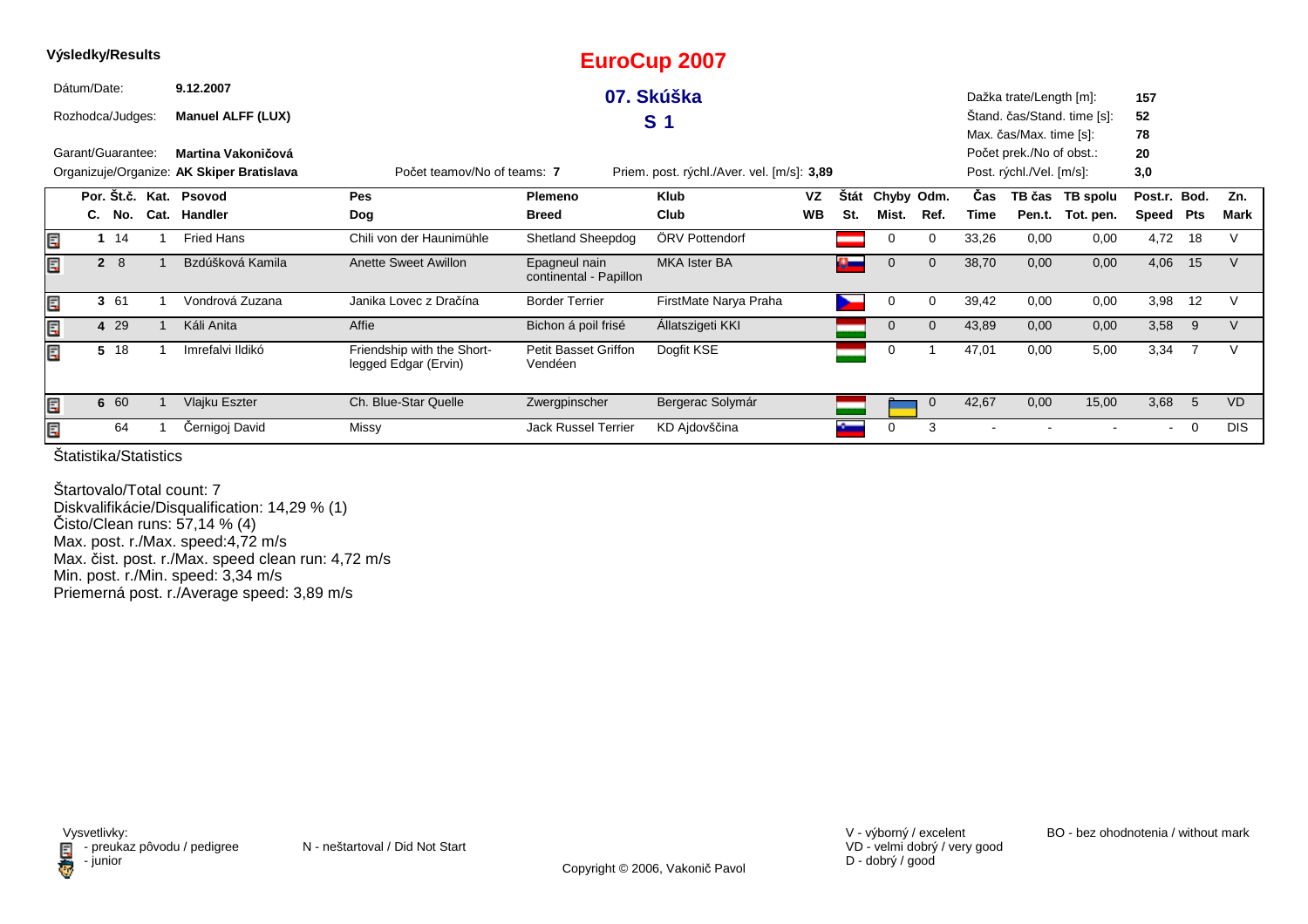**Výsledky/Results**

# EuroCup 2007

## 07. Skúška

## S 1

Dátum/Date: **9.12.2007**

Rozhodca/Judges: **Manuel ALFF (LUX)**

Garant/Guarantee: **Martina Vakoničová**

Organizuje/Organize: **AK Skiper Bratislava**

Počet teamov/No of teams: **7**

Priem. post. rýchl./Aver. vel. [m/s]: **3,89**

Dažka trate/Length [m]: **157**

Štand. čas/Stand. time [s]: **52**

Max. čas/Max. time [s]: **78**

Počet prek./No of obst.: **20**

Post. rýchl./Vel. [m/s]: **3,0**

| Por. C. | Št.č. No. | Kat. Cat. | Psovod Handler | Pes Dog | Plemeno Breed | Klub Club | VZ WB | Štát St. | Chyby Mist. | Odm. Ref. | Čas Time | TB čas Pen.t. | TB spolu Tot. pen. | Post.r. Speed | Bod. Pts | Zn. Mark |
|---|---|---|---|---|---|---|---|---|---|---|---|---|---|---|---|---|
| 1 | 14 | 1 | Fried Hans | Chili von der Haunimühle | Shetland Sheepdog | ÖRV Pottendorf | | | 0 | 0 | 33,26 | 0,00 | 0,00 | 4,72 | 18 | V |
| 2 | 8 | 1 | Bzdúšková Kamila | Anette Sweet Awillon | Epagneul nain continental - Papillon | MKA Ister BA | | | 0 | 0 | 38,70 | 0,00 | 0,00 | 4,06 | 15 | V |
| 3 | 61 | 1 | Vondrová Zuzana | Janika Lovec z Dračína | Border Terrier | FirstMate Narya Praha | | | 0 | 0 | 39,42 | 0,00 | 0,00 | 3,98 | 12 | V |
| 4 | 29 | 1 | Káli Anita | Affie | Bichon á poil frisé | Állatszigeti KKI | | | 0 | 0 | 43,89 | 0,00 | 0,00 | 3,58 | 9 | V |
| 5 | 18 | 1 | Imrefalvi Ildikó | Friendship with the Short-legged Edgar (Ervin) | Petit Basset Griffon Vendéen | Dogfit KSE | | | 0 | 1 | 47,01 | 0,00 | 5,00 | 3,34 | 7 | V |
| 6 | 60 | 1 | Vlajku Eszter | Ch. Blue-Star Quelle | Zwergpinscher | Bergerac Solymár | | | | 0 | 42,67 | 0,00 | 15,00 | 3,68 | 5 | VD |
| | 64 | 1 | Černigoj David | Missy | Jack Russel Terrier | KD Ajdovščina | | | 0 | 3 | - | - | - | - | 0 | DIS |

Štatistika/Statistics

Štartovalo/Total count: 7
Diskvalifikácie/Disqualification: 14,29 % (1)
Čisto/Clean runs: 57,14 % (4)
Max. post. r./Max. speed:4,72 m/s
Max. čist. post. r./Max. speed clean run: 4,72 m/s
Min. post. r./Min. speed: 3,34 m/s
Priemerná post. r./Average speed: 3,89 m/s

Vysvetlivky:
- preukaz pôvodu / pedigree
- junior

N - neštartoval / Did Not Start

V - výborný / excelent
VD - velmi dobrý / very good
D - dobrý / good

BO - bez ohodnotenia / without mark

Copyright © 2006, Vakonič Pavol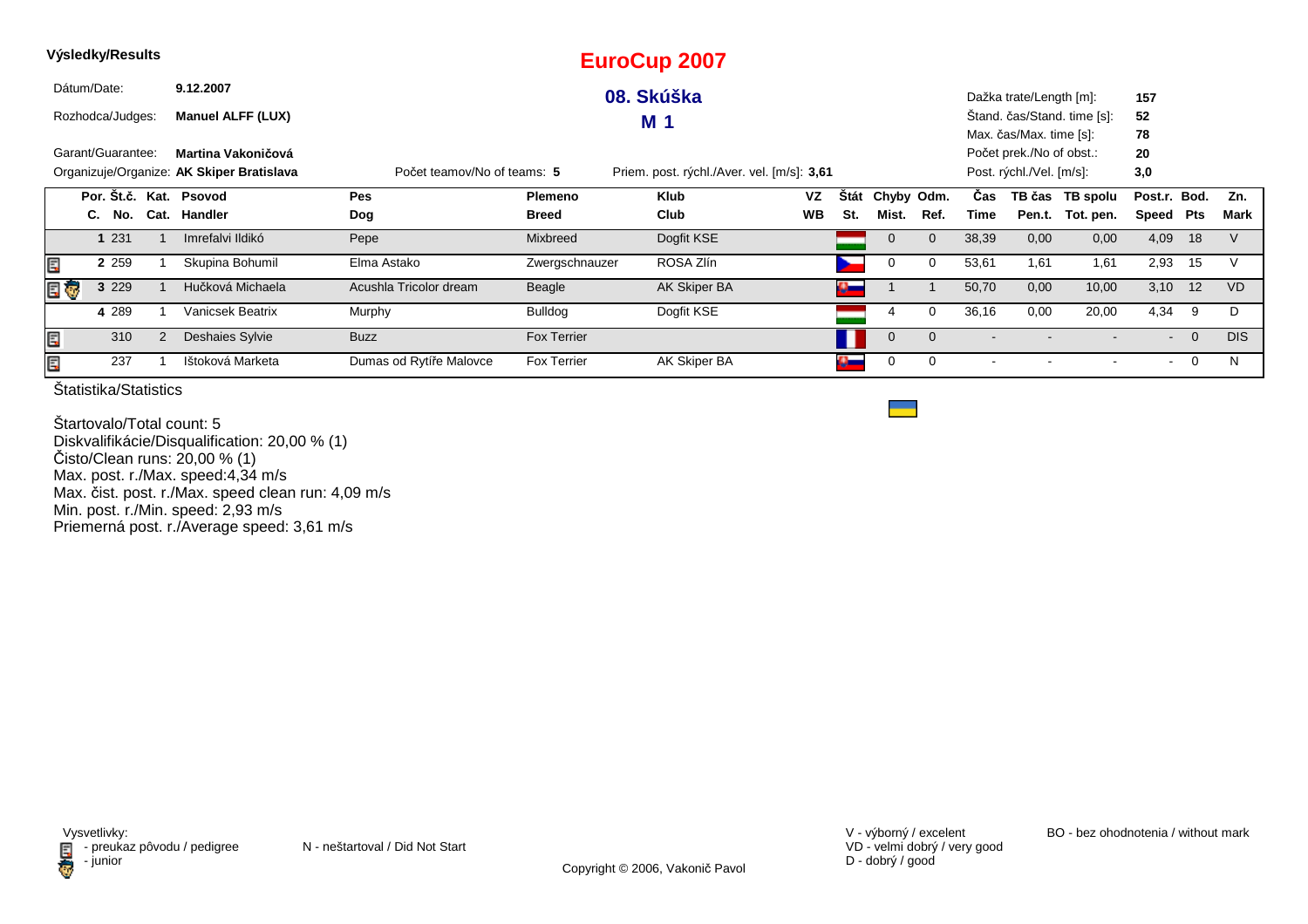**Výsledky/Results**

# EuroCup 2007

## 08. Skúška

## M 1

Dátum/Date: **9.12.2007**

Rozhodca/Judges: **Manuel ALFF (LUX)**

Garant/Guarantee: **Martina Vakoničová**

Organizuje/Organize: **AK Skiper Bratislava**

Počet teamov/No of teams: **5**

Priem. post. rýchl./Aver. vel. [m/s]: **3,61**

Dažka trate/Length [m]: **157**
Štand. čas/Stand. time [s]: **52**
Max. čas/Max. time [s]: **78**
Počet prek./No of obst.: **20**
Post. rýchl./Vel. [m/s]: **3,0**

| Por. C. | Št.č. No. | Kat. Cat. | Psovod Handler | Pes Dog | Plemeno Breed | Klub Club | VZ WB | Štát St. | Chyby Mist. | Odm. Ref. | Čas Time | TB čas Pen.t. | TB spolu Tot. pen. | Post.r. Speed | Bod. Pts | Zn. Mark |
|---|---|---|---|---|---|---|---|---|---|---|---|---|---|---|---|---|
| 1 | 231 | 1 | Imrefalvi Ildikó | Pepe | Mixbreed | Dogfit KSE | | | 0 | 0 | 38,39 | 0,00 | 0,00 | 4,09 | 18 | V |
| 2 | 259 | 1 | Skupina Bohumil | Elma Astako | Zwergschnauzer | ROSA Zlín | | | 0 | 0 | 53,61 | 1,61 | 1,61 | 2,93 | 15 | V |
| 3 | 229 | 1 | Hučková Michaela | Acushla Tricolor dream | Beagle | AK Skiper BA | | | 1 | 1 | 50,70 | 0,00 | 10,00 | 3,10 | 12 | VD |
| 4 | 289 | 1 | Vanicsek Beatrix | Murphy | Bulldog | Dogfit KSE | | | 4 | 0 | 36,16 | 0,00 | 20,00 | 4,34 | 9 | D |
| | 310 | 2 | Deshaies Sylvie | Buzz | Fox Terrier | | | | 0 | 0 | - | - | - | - | 0 | DIS |
| | 237 | 1 | Ištoková Marketa | Dumas od Rytíře Malovce | Fox Terrier | AK Skiper BA | | | 0 | 0 | - | - | - | - | 0 | N |

Štatistika/Statistics

Štartovalo/Total count: 5
Diskvalifikácie/Disqualification: 20,00 % (1)
Čisto/Clean runs: 20,00 % (1)
Max. post. r./Max. speed:4,34 m/s
Max. čist. post. r./Max. speed clean run: 4,09 m/s
Min. post. r./Min. speed: 2,93 m/s
Priemerná post. r./Average speed: 3,61 m/s

Vysvetlivky:
- preukaz pôvodu / pedigree
- junior

N - neštartoval / Did Not Start

V - výborný / excelent
VD - velmi dobrý / very good
D - dobrý / good

BO - bez ohodnotenia / without mark

Copyright © 2006, Vakonič Pavol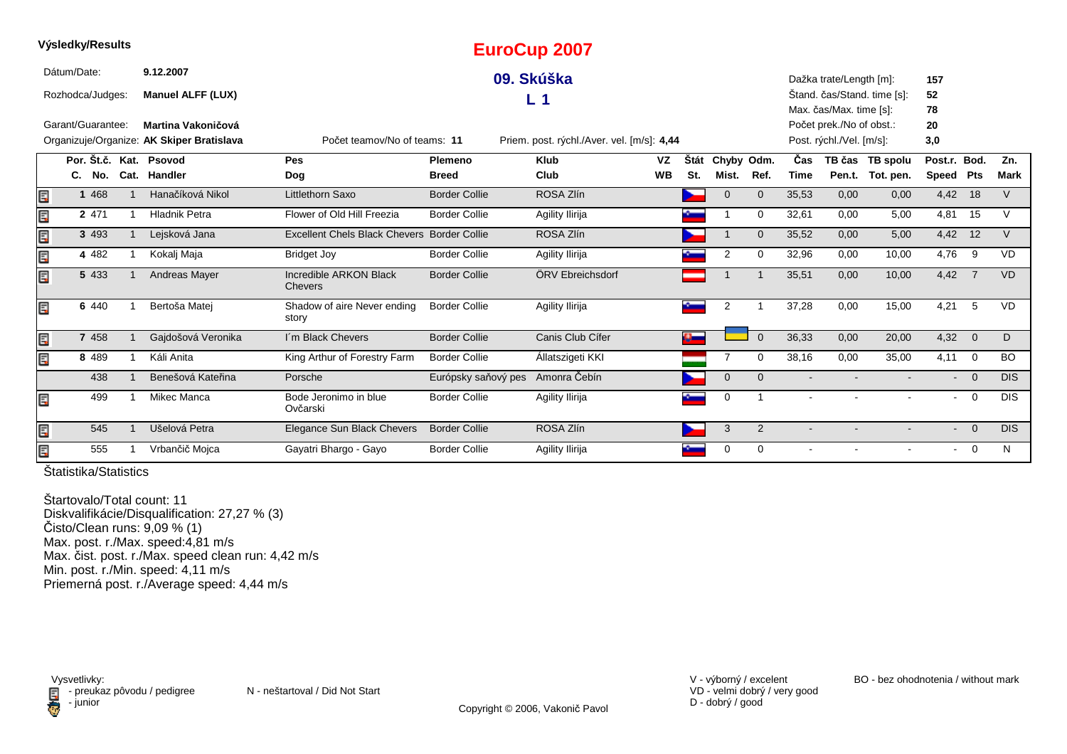**Výsledky/Results**

# EuroCup 2007

## 09. Skúška

## L 1

Dátum/Date: **9.12.2007**

Rozhodca/Judges: **Manuel ALFF (LUX)**

Garant/Guarantee: **Martina Vakoničová**

Organizuje/Organize: **AK Skiper Bratislava**

Počet teamov/No of teams: **11**

Priem. post. rýchl./Aver. vel. [m/s]: **4,44**

Dažka trate/Length [m]: **157**

Štand. čas/Stand. time [s]: **52**

Max. čas/Max. time [s]: **78**

Počet prek./No of obst.: **20**

Post. rýchl./Vel. [m/s]: **3,0**

| Por. C. | Št.č. No. | Kat. Cat. | Psovod Handler | Pes Dog | Plemeno Breed | Klub Club | VZ WB | Štát St. | Chyby Mist. | Odm. Ref. | Čas Time | TB čas Pen.t. | TB spolu Tot. pen. | Post.r. Speed | Bod. Pts | Zn. Mark |
|---|---|---|---|---|---|---|---|---|---|---|---|---|---|---|---|---|
| 1 | 468 | 1 | Hanačíková Nikol | Littlethorn Saxo | Border Collie | ROSA Zlín | | | 0 | 0 | 35,53 | 0,00 | 0,00 | 4,42 | 18 | V |
| 2 | 471 | 1 | Hladnik Petra | Flower of Old Hill Freezia | Border Collie | Agility Ilirija | | | 1 | 0 | 32,61 | 0,00 | 5,00 | 4,81 | 15 | V |
| 3 | 493 | 1 | Lejsková Jana | Excellent Chels Black Chevers | Border Collie | ROSA Zlín | | | 1 | 0 | 35,52 | 0,00 | 5,00 | 4,42 | 12 | V |
| 4 | 482 | 1 | Kokalj Maja | Bridget Joy | Border Collie | Agility Ilirija | | | 2 | 0 | 32,96 | 0,00 | 10,00 | 4,76 | 9 | VD |
| 5 | 433 | 1 | Andreas Mayer | Incredible ARKON Black Chevers | Border Collie | ÖRV Ebreichsdorf | | | 1 | 1 | 35,51 | 0,00 | 10,00 | 4,42 | 7 | VD |
| 6 | 440 | 1 | Bertoša Matej | Shadow of aire Never ending story | Border Collie | Agility Ilirija | | | 2 | 1 | 37,28 | 0,00 | 15,00 | 4,21 | 5 | VD |
| 7 | 458 | 1 | Gajdošová Veronika | I´m Black Chevers | Border Collie | Canis Club Cífer | | | | 0 | 36,33 | 0,00 | 20,00 | 4,32 | 0 | D |
| 8 | 489 | 1 | Káli Anita | King Arthur of Forestry Farm | Border Collie | Állatszigeti KKI | | | 7 | 0 | 38,16 | 0,00 | 35,00 | 4,11 | 0 | BO |
| | 438 | 1 | Benešová Kateřina | Porsche | Európsky saňový pes | Amonra Čebín | | | 0 | 0 | - | - | - | - | 0 | DIS |
| | 499 | 1 | Mikec Manca | Bode Jeronimo in blue Ovčarski | Border Collie | Agility Ilirija | | | 0 | 1 | - | - | - | - | 0 | DIS |
| | 545 | 1 | Ušelová Petra | Elegance Sun Black Chevers | Border Collie | ROSA Zlín | | | 3 | 2 | - | - | - | - | 0 | DIS |
| | 555 | 1 | Vrbančič Mojca | Gayatri Bhargo - Gayo | Border Collie | Agility Ilirija | | | 0 | 0 | - | - | - | - | 0 | N |

Štatistika/Statistics

Štartovalo/Total count: 11
Diskvalifikácie/Disqualification: 27,27 % (3)
Čisto/Clean runs: 9,09 % (1)
Max. post. r./Max. speed:4,81 m/s
Max. čist. post. r./Max. speed clean run: 4,42 m/s
Min. post. r./Min. speed: 4,11 m/s
Priemerná post. r./Average speed: 4,44 m/s

Vysvetlivky:
- preukaz pôvodu / pedigree
- junior

N - neštartoval / Did Not Start

V - výborný / excelent
VD - velmi dobrý / very good
D - dobrý / good

BO - bez ohodnotenia / without mark

Copyright © 2006, Vakonič Pavol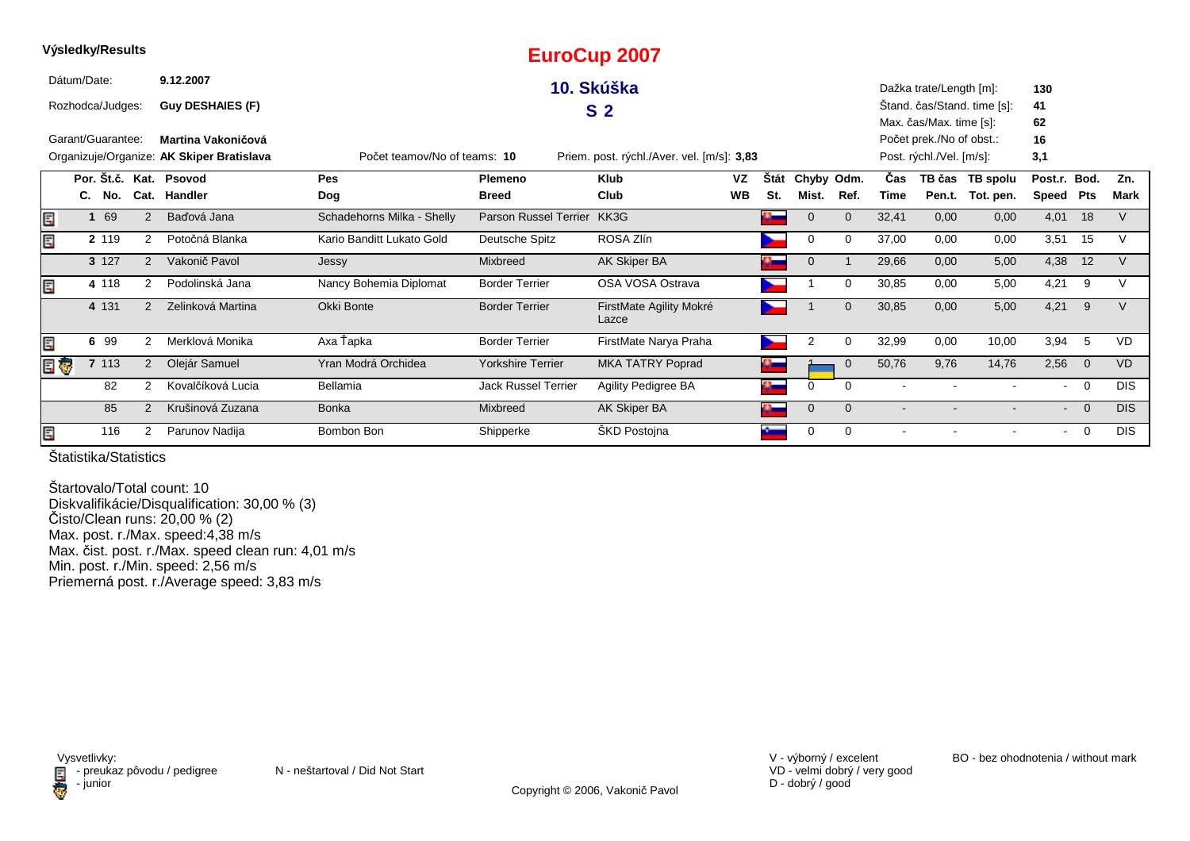**Výsledky/Results**

# EuroCup 2007

## 10. Skúška

## S 2

Dátum/Date: **9.12.2007**

Rozhodca/Judges: **Guy DESHAIES (F)**

Garant/Guarantee: **Martina Vakoničová**

Organizuje/Organize: **AK Skiper Bratislava**

Počet teamov/No of teams: **10**

Priem. post. rýchl./Aver. vel. [m/s]: **3,83**

Dažka trate/Length [m]: **130**

Štand. čas/Stand. time [s]: **41**

Max. čas/Max. time [s]: **62**

Počet prek./No of obst.: **16**

Post. rýchl./Vel. [m/s]: **3,1**

| Por. C. | Št.č. No. | Kat. Cat. | Psovod Handler | Pes Dog | Plemeno Breed | Klub Club | VZ WB | Štát St. | Chyby Mist. | Odm. Ref. | Čas Time | TB čas Pen.t. | TB spolu Tot. pen. | Post.r. Speed | Bod. Pts | Zn. Mark |
|---|---|---|---|---|---|---|---|---|---|---|---|---|---|---|---|---|
| 1 | 69 | 2 | Baďová Jana | Schadehorns Milka - Shelly | Parson Russel Terrier | KK3G | | | 0 | 0 | 32,41 | 0,00 | 0,00 | 4,01 | 18 | V |
| 2 | 119 | 2 | Potočná Blanka | Kario Banditt Lukato Gold | Deutsche Spitz | ROSA Zlín | | | 0 | 0 | 37,00 | 0,00 | 0,00 | 3,51 | 15 | V |
| 3 | 127 | 2 | Vakonič Pavol | Jessy | Mixbreed | AK Skiper BA | | | 0 | 1 | 29,66 | 0,00 | 5,00 | 4,38 | 12 | V |
| 4 | 118 | 2 | Podolinská Jana | Nancy Bohemia Diplomat | Border Terrier | OSA VOSA Ostrava | | | 1 | 0 | 30,85 | 0,00 | 5,00 | 4,21 | 9 | V |
| 4 | 131 | 2 | Zelinková Martina | Okki Bonte | Border Terrier | FirstMate Agility Mokré Lazce | | | 1 | 0 | 30,85 | 0,00 | 5,00 | 4,21 | 9 | V |
| 6 | 99 | 2 | Merklová Monika | Axa Ťapka | Border Terrier | FirstMate Narya Praha | | | 2 | 0 | 32,99 | 0,00 | 10,00 | 3,94 | 5 | VD |
| 7 | 113 | 2 | Olejár Samuel | Yran Modrá Orchidea | Yorkshire Terrier | MKA TATRY Poprad | | | 1 | 0 | 50,76 | 9,76 | 14,76 | 2,56 | 0 | VD |
| | 82 | 2 | Kovalčíková Lucia | Bellamia | Jack Russel Terrier | Agility Pedigree BA | | | 0 | 0 | - | - | - | - | 0 | DIS |
| | 85 | 2 | Krušinová Zuzana | Bonka | Mixbreed | AK Skiper BA | | | 0 | 0 | - | - | - | - | 0 | DIS |
| | 116 | 2 | Parunov Nadija | Bombon Bon | Shipperke | ŠKD Postojna | | | 0 | 0 | - | - | - | - | 0 | DIS |

Štatistika/Statistics

Štartovalo/Total count: 10
Diskvalifikácie/Disqualification: 30,00 % (3)
Čisto/Clean runs: 20,00 % (2)
Max. post. r./Max. speed:4,38 m/s
Max. čist. post. r./Max. speed clean run: 4,01 m/s
Min. post. r./Min. speed: 2,56 m/s
Priemerná post. r./Average speed: 3,83 m/s

Vysvetlivky:
- preukaz pôvodu / pedigree
- junior

N - neštartoval / Did Not Start

V - výborný / excelent
VD - velmi dobrý / very good
D - dobrý / good

BO - bez ohodnotenia / without mark

Copyright © 2006, Vakonič Pavol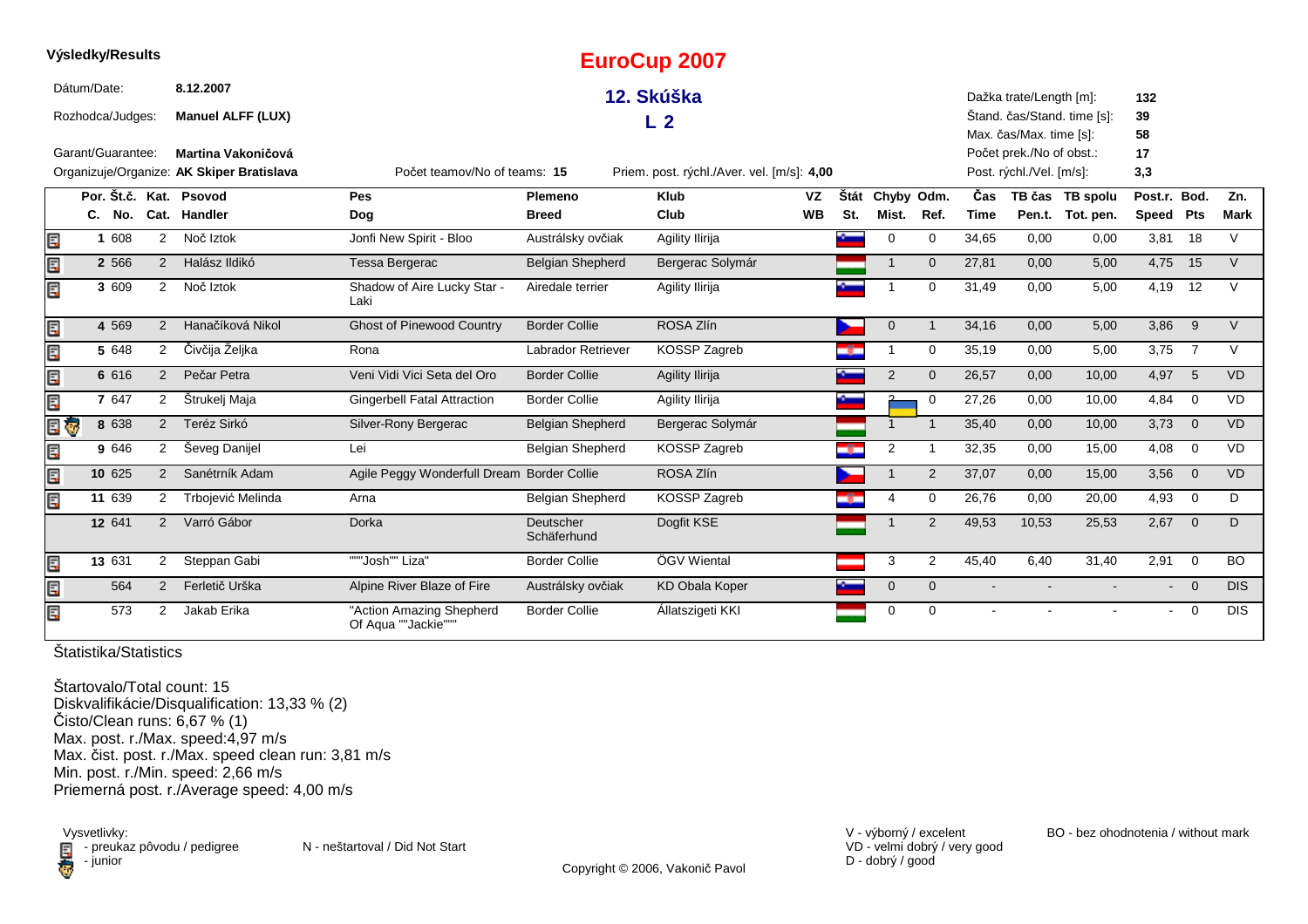**Výsledky/Results**

# EuroCup 2007

## 12. Skúška

## L 2

Dátum/Date: **8.12.2007**

Rozhodca/Judges: **Manuel ALFF (LUX)**

Garant/Guarantee: **Martina Vakoničová**

Organizuje/Organize: **AK Skiper Bratislava**

Počet teamov/No of teams: **15**

Priem. post. rýchl./Aver. vel. [m/s]: **4,00**

Dažka trate/Length [m]: **132**
Štand. čas/Stand. time [s]: **39**
Max. čas/Max. time [s]: **58**
Počet prek./No of obst.: **17**
Post. rýchl./Vel. [m/s]: **3,3**

| Por. C. | Št.č. No. | Kat. Cat. | Psovod Handler | Pes Dog | Plemeno Breed | Klub Club | VZ WB | Štát St. | Chyby Mist. | Odm. Ref. | Čas Time | TB čas Pen.t. | TB spolu Tot. pen. | Post.r. Speed | Bod. Pts | Zn. Mark |
|---|---|---|---|---|---|---|---|---|---|---|---|---|---|---|---|---|
| 1 | 608 | 2 | Nočˇ Iztok | Jonfi New Spirit - Bloo | Austrálsky ovčiak | Agility Ilirija | | | 0 | 0 | 34,65 | 0,00 | 0,00 | 3,81 | 18 | V |
| 2 | 566 | 2 | Halász Ildikó | Tessa Bergerac | Belgian Shepherd | Bergerac Solymár | | | 1 | 0 | 27,81 | 0,00 | 5,00 | 4,75 | 15 | V |
| 3 | 609 | 2 | Nočˇ Iztok | Shadow of Aire Lucky Star - Laki | Airedale terrier | Agility Ilirija | | | 1 | 0 | 31,49 | 0,00 | 5,00 | 4,19 | 12 | V |
| 4 | 569 | 2 | Hanačíková Nikol | Ghost of Pinewood Country | Border Collie | ROSA Zlín | | | 0 | 1 | 34,16 | 0,00 | 5,00 | 3,86 | 9 | V |
| 5 | 648 | 2 | Čivčija Željka | Rona | Labrador Retriever | KOSSP Zagreb | | | 1 | 0 | 35,19 | 0,00 | 5,00 | 3,75 | 7 | V |
| 6 | 616 | 2 | Pečar Petra | Veni Vidi Vici Seta del Oro | Border Collie | Agility Ilirija | | | 2 | 0 | 26,57 | 0,00 | 10,00 | 4,97 | 5 | VD |
| 7 | 647 | 2 | Štrukelj Maja | Gingerbell Fatal Attraction | Border Collie | Agility Ilirija | | | 2 | 0 | 27,26 | 0,00 | 10,00 | 4,84 | 0 | VD |
| 8 | 638 | 2 | Teréz Sirkó | Silver-Rony Bergerac | Belgian Shepherd | Bergerac Solymár | | | 1 | 1 | 35,40 | 0,00 | 10,00 | 3,73 | 0 | VD |
| 9 | 646 | 2 | Ševeg Danijel | Lei | Belgian Shepherd | KOSSP Zagreb | | | 2 | 1 | 32,35 | 0,00 | 15,00 | 4,08 | 0 | VD |
| 10 | 625 | 2 | Sanétrník Adam | Agile Peggy Wonderfull Dream | Border Collie | ROSA Zlín | | | 1 | 2 | 37,07 | 0,00 | 15,00 | 3,56 | 0 | VD |
| 11 | 639 | 2 | Trbojević Melinda | Arna | Belgian Shepherd | KOSSP Zagreb | | | 4 | 0 | 26,76 | 0,00 | 20,00 | 4,93 | 0 | D |
| 12 | 641 | 2 | Varró Gábor | Dorka | Deutscher Schäferhund | Dogfit KSE | | | 1 | 2 | 49,53 | 10,53 | 25,53 | 2,67 | 0 | D |
| 13 | 631 | 2 | Steppan Gabi | """Josh"" Liza" | Border Collie | ÖGV Wiental | | | 3 | 2 | 45,40 | 6,40 | 31,40 | 2,91 | 0 | BO |
| | 564 | 2 | Ferletič Urška | Alpine River Blaze of Fire | Austrálsky ovčiak | KD Obala Koper | | | 0 | 0 | - | - | - | - | 0 | DIS |
| | 573 | 2 | Jakab Erika | "Action Amazing Shepherd Of Aqua ""Jackie""" | Border Collie | Állatszigeti KKI | | | 0 | 0 | - | - | - | - | 0 | DIS |

Štatistika/Statistics

Štartovalo/Total count: 15
Diskvalifikácie/Disqualification: 13,33 % (2)
Čisto/Clean runs: 6,67 % (1)
Max. post. r./Max. speed:4,97 m/s
Max. čist. post. r./Max. speed clean run: 3,81 m/s
Min. post. r./Min. speed: 2,66 m/s
Priemerná post. r./Average speed: 4,00 m/s

Vysvetlivky:
- preukaz pôvodu / pedigree
- junior

N - neštartoval / Did Not Start

V - výborný / excelent
VD - velmi dobrý / very good
D - dobrý / good

BO - bez ohodnotenia / without mark

Copyright © 2006, Vakonič Pavol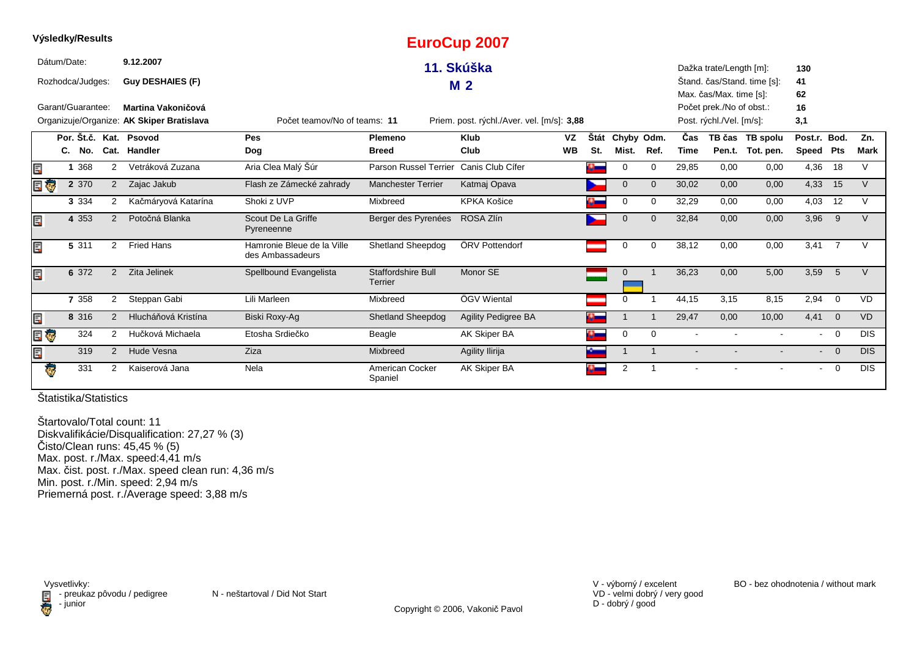**Výsledky/Results**

# EuroCup 2007

## 11. Skúška

## M 2

Dátum/Date: **9.12.2007**

Rozhodca/Judges: **Guy DESHAIES (F)**

Garant/Guarantee: **Martina Vakoničová**

Organizuje/Organize: **AK Skiper Bratislava**

Počet teamov/No of teams: **11**

Priem. post. rýchl./Aver. vel. [m/s]: **3,88**

Dažka trate/Length [m]: **130**

Štand. čas/Stand. time [s]: **41**

Max. čas/Max. time [s]: **62**

Počet prek./No of obst.: **16**

Post. rýchl./Vel. [m/s]: **3,1**

| | Por. C. | Št.č. No. | Kat. Cat. | Psovod Handler | Pes Dog | Plemeno Breed | Klub Club | VZ WB | Štát St. | Chyby Mist. | Odm. Ref. | Čas Time | TB čas Pen.t. | TB spolu Tot. pen. | Post.r. Speed | Bod. Pts | Zn. Mark |
|---|---|---|---|---|---|---|---|---|---|---|---|---|---|---|---|---|---|
| pedigree | 1 | 368 | 2 | Vetráková Zuzana | Aria Clea Malý Šúr | Parson Russel Terrier | Canis Club Cífer | | SK | 0 | 0 | 29,85 | 0,00 | 0,00 | 4,36 | 18 | V |
| pedigree, junior | 2 | 370 | 2 | Zajac Jakub | Flash ze Zámecké zahrady | Manchester Terrier | Katmaj Opava | | CZ | 0 | 0 | 30,02 | 0,00 | 0,00 | 4,33 | 15 | V |
| | 3 | 334 | 2 | Kačmáryová Katarína | Shoki z UVP | Mixbreed | KPKA Košice | | SK | 0 | 0 | 32,29 | 0,00 | 0,00 | 4,03 | 12 | V |
| pedigree | 4 | 353 | 2 | Potočná Blanka | Scout De La Griffe Pyreneenne | Berger des Pyrenées | ROSA Zlín | | CZ | 0 | 0 | 32,84 | 0,00 | 0,00 | 3,96 | 9 | V |
| pedigree | 5 | 311 | 2 | Fried Hans | Hamronie Bleue de la Ville des Ambassadeurs | Shetland Sheepdog | ÖRV Pottendorf | | AT | 0 | 0 | 38,12 | 0,00 | 0,00 | 3,41 | 7 | V |
| pedigree | 6 | 372 | 2 | Zita Jelinek | Spellbound Evangelista | Staffordshire Bull Terrier | Monor SE | | HU / UA | 0 | 1 | 36,23 | 0,00 | 5,00 | 3,59 | 5 | V |
| | 7 | 358 | 2 | Steppan Gabi | Lili Marleen | Mixbreed | ÖGV Wiental | | AT | 0 | 1 | 44,15 | 3,15 | 8,15 | 2,94 | 0 | VD |
| pedigree | 8 | 316 | 2 | Hlucháňová Kristína | Biski Roxy-Ag | Shetland Sheepdog | Agility Pedigree BA | | SK | 1 | 1 | 29,47 | 0,00 | 10,00 | 4,41 | 0 | VD |
| pedigree, junior | | 324 | 2 | Hučková Michaela | Etosha Srdiečko | Beagle | AK Skiper BA | | SK | 0 | 0 | - | - | - | - | 0 | DIS |
| pedigree | | 319 | 2 | Hude Vesna | Ziza | Mixbreed | Agility Ilirija | | SI | 1 | 1 | - | - | - | - | 0 | DIS |
| junior | | 331 | 2 | Kaiserová Jana | Nela | American Cocker Spaniel | AK Skiper BA | | SK | 2 | 1 | - | - | - | - | 0 | DIS |

Štatistika/Statistics

Štartovalo/Total count: 11
Diskvalifikácie/Disqualification: 27,27 % (3)
Čisto/Clean runs: 45,45 % (5)
Max. post. r./Max. speed:4,41 m/s
Max. čist. post. r./Max. speed clean run: 4,36 m/s
Min. post. r./Min. speed: 2,94 m/s
Priemerná post. r./Average speed: 3,88 m/s

Vysvetlivky:
- preukaz pôvodu / pedigree
- junior

N - neštartoval / Did Not Start

V - výborný / excelent
VD - velmi dobrý / very good
D - dobrý / good

BO - bez ohodnotenia / without mark

Copyright © 2006, Vakonič Pavol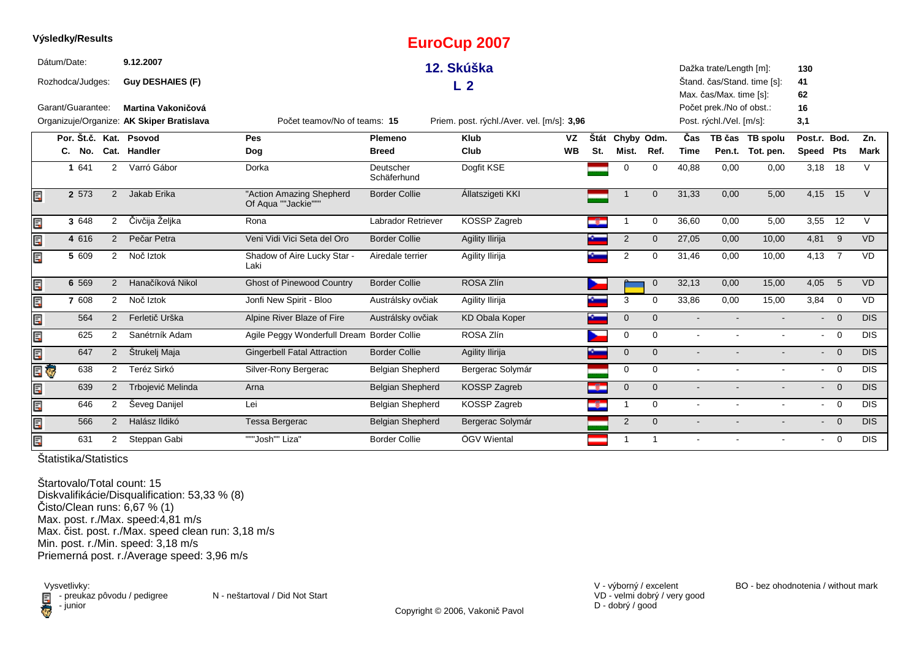**Výsledky/Results**

# EuroCup 2007

## 12. Skúška

## L 2

Dátum/Date: **9.12.2007**

Rozhodca/Judges: **Guy DESHAIES (F)**

Garant/Guarantee: **Martina Vakoničová**

Organizuje/Organize: **AK Skiper Bratislava**

Počet teamov/No of teams: **15**

Priem. post. rýchl./Aver. vel. [m/s]: **3,96**

Dažka trate/Length [m]: **130**
Štand. čas/Stand. time [s]: **41**
Max. čas/Max. time [s]: **62**
Počet prek./No of obst.: **16**
Post. rýchl./Vel. [m/s]: **3,1**

| Por. C. | Št.č. No. | Kat. Cat. | Psovod Handler | Pes Dog | Plemeno Breed | Klub Club | VZ WB | Štát St. | Chyby Mist. | Odm. Ref. | Čas Time | TB čas Pen.t. | TB spolu Tot. pen. | Post.r. Speed | Bod. Pts | Zn. Mark |
|---|---|---|---|---|---|---|---|---|---|---|---|---|---|---|---|---|
| 1 | 641 | 2 | Varró Gábor | Dorka | Deutscher Schäferhund | Dogfit KSE | | | 0 | 0 | 40,88 | 0,00 | 0,00 | 3,18 | 18 | V |
| 2 | 573 | 2 | Jakab Erika | "Action Amazing Shepherd Of Aqua ""Jackie""" | Border Collie | Állatszigeti KKI | | | 1 | 0 | 31,33 | 0,00 | 5,00 | 4,15 | 15 | V |
| 3 | 648 | 2 | Čivčija Željka | Rona | Labrador Retriever | KOSSP Zagreb | | | 1 | 0 | 36,60 | 0,00 | 5,00 | 3,55 | 12 | V |
| 4 | 616 | 2 | Pečar Petra | Veni Vidi Vici Seta del Oro | Border Collie | Agility Ilirija | | | 2 | 0 | 27,05 | 0,00 | 10,00 | 4,81 | 9 | VD |
| 5 | 609 | 2 | Nоč Iztok | Shadow of Aire Lucky Star - Laki | Airedale terrier | Agility Ilirija | | | 2 | 0 | 31,46 | 0,00 | 10,00 | 4,13 | 7 | VD |
| 6 | 569 | 2 | Hanačíková Nikol | Ghost of Pinewood Country | Border Collie | ROSA Zlín | | | | 0 | 32,13 | 0,00 | 15,00 | 4,05 | 5 | VD |
| 7 | 608 | 2 | Nоč Iztok | Jonfi New Spirit - Bloo | Austrálsky ovčiak | Agility Ilirija | | | 3 | 0 | 33,86 | 0,00 | 15,00 | 3,84 | 0 | VD |
| | 564 | 2 | Ferletič Urška | Alpine River Blaze of Fire | Austrálsky ovčiak | KD Obala Koper | | | 0 | 0 | - | - | - | - | 0 | DIS |
| | 625 | 2 | Sanétrník Adam | Agile Peggy Wonderfull Dream | Border Collie | ROSA Zlín | | | 0 | 0 | - | - | - | - | 0 | DIS |
| | 647 | 2 | Štrukelj Maja | Gingerbell Fatal Attraction | Border Collie | Agility Ilirija | | | 0 | 0 | - | - | - | - | 0 | DIS |
| | 638 | 2 | Teréz Sirkó | Silver-Rony Bergerac | Belgian Shepherd | Bergerac Solymár | | | 0 | 0 | - | - | - | - | 0 | DIS |
| | 639 | 2 | Trbojević Melinda | Arna | Belgian Shepherd | KOSSP Zagreb | | | 0 | 0 | - | - | - | - | 0 | DIS |
| | 646 | 2 | Ševeg Danijel | Lei | Belgian Shepherd | KOSSP Zagreb | | | 1 | 0 | - | - | - | - | 0 | DIS |
| | 566 | 2 | Halász Ildikó | Tessa Bergerac | Belgian Shepherd | Bergerac Solymár | | | 2 | 0 | - | - | - | - | 0 | DIS |
| | 631 | 2 | Steppan Gabi | """Josh"" Liza" | Border Collie | ÖGV Wiental | | | 1 | 1 | - | - | - | - | 0 | DIS |

Štatistika/Statistics

Štartovalo/Total count: 15
Diskvalifikácie/Disqualification: 53,33 % (8)
Čisto/Clean runs: 6,67 % (1)
Max. post. r./Max. speed:4,81 m/s
Max. čist. post. r./Max. speed clean run: 3,18 m/s
Min. post. r./Min. speed: 3,18 m/s
Priemerná post. r./Average speed: 3,96 m/s

Vysvetlivky:
- preukaz pôvodu / pedigree
- junior

N - neštartoval / Did Not Start

V - výborný / excelent
VD - velmi dobrý / very good
D - dobrý / good

BO - bez ohodnotenia / without mark

Copyright © 2006, Vakonič Pavol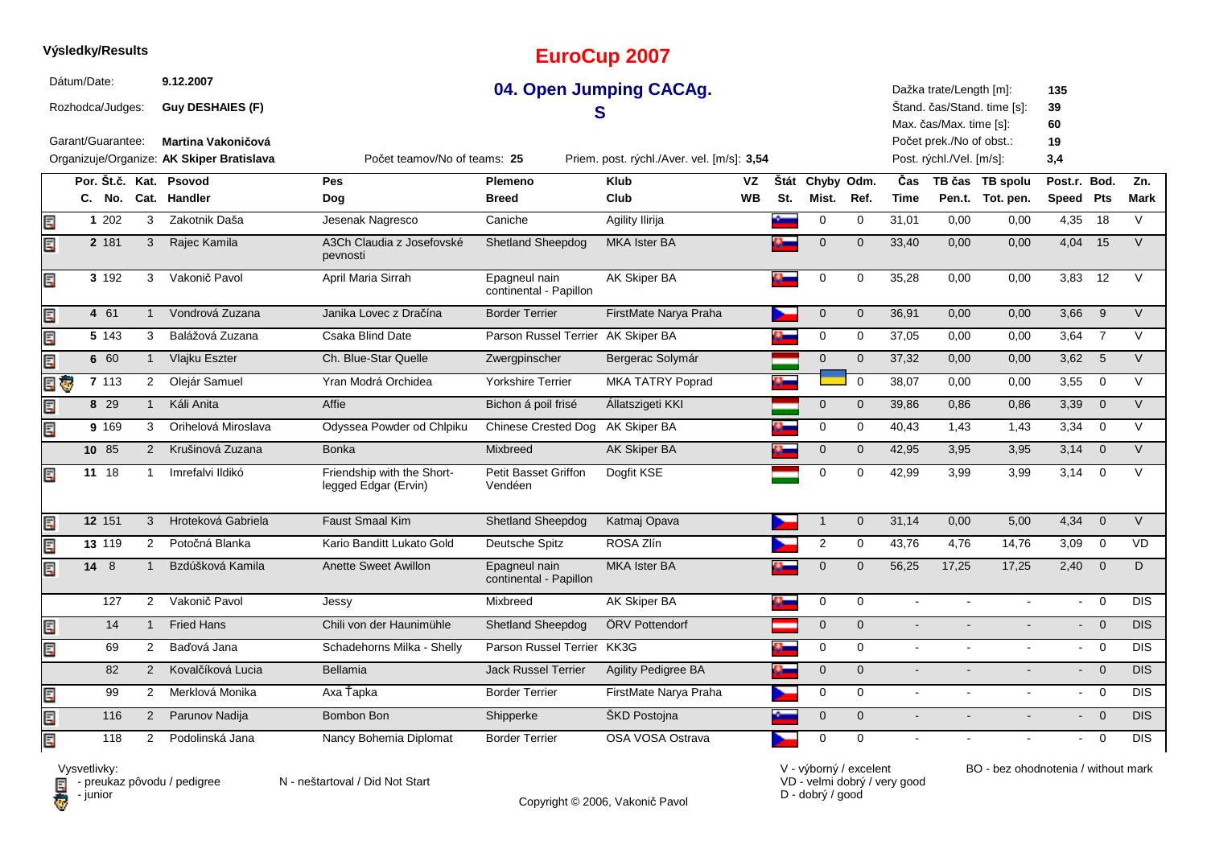**Výsledky/Results**

# EuroCup 2007

## 04. Open Jumping CACAg. S

Dátum/Date: **9.12.2007**
Rozhodca/Judges: **Guy DESHAIES (F)**
Garant/Guarantee: **Martina Vakoničová**
Organizuje/Organize: **AK Skiper Bratislava**

Počet teamov/No of teams: **25**
Priem. post. rýchl./Aver. vel. [m/s]: **3,54**

Dažka trate/Length [m]: **135**
Štand. čas/Stand. time [s]: **39**
Max. čas/Max. time [s]: **60**
Počet prek./No of obst.: **19**
Post. rýchl./Vel. [m/s]: **3,4**

| Por. C. | Št.č. No. | Kat. Cat. | Psovod Handler | Pes Dog | Plemeno Breed | Klub Club | VZ WB | Štát St. | Chyby Mist. | Odm. Ref. | Čas Time | TB čas Pen.t. | TB spolu Tot. pen. | Post.r. Speed | Bod. Pts | Zn. Mark |
|---|---|---|---|---|---|---|---|---|---|---|---|---|---|---|---|---|
| 1 | 202 | 3 | Zakotnik Daša | Jesenak Nagresco | Caniche | Agility Ilirija | | | 0 | 0 | 31,01 | 0,00 | 0,00 | 4,35 | 18 | V |
| 2 | 181 | 3 | Rajec Kamila | A3Ch Claudia z Josefovské pevnosti | Shetland Sheepdog | MKA Ister BA | | | 0 | 0 | 33,40 | 0,00 | 0,00 | 4,04 | 15 | V |
| 3 | 192 | 3 | Vakonič Pavol | April Maria Sirrah | Epagneul nain continental - Papillon | AK Skiper BA | | | 0 | 0 | 35,28 | 0,00 | 0,00 | 3,83 | 12 | V |
| 4 | 61 | 1 | Vondrová Zuzana | Janika Lovec z Dračína | Border Terrier | FirstMate Narya Praha | | | 0 | 0 | 36,91 | 0,00 | 0,00 | 3,66 | 9 | V |
| 5 | 143 | 3 | Balážová Zuzana | Csaka Blind Date | Parson Russel Terrier | AK Skiper BA | | | 0 | 0 | 37,05 | 0,00 | 0,00 | 3,64 | 7 | V |
| 6 | 60 | 1 | Vlajku Eszter | Ch. Blue-Star Quelle | Zwergpinscher | Bergerac Solymár | | | 0 | 0 | 37,32 | 0,00 | 0,00 | 3,62 | 5 | V |
| 7 | 113 | 2 | Olejár Samuel | Yran Modrá Orchidea | Yorkshire Terrier | MKA TATRY Poprad | | | | 0 | 38,07 | 0,00 | 0,00 | 3,55 | 0 | V |
| 8 | 29 | 1 | Káli Anita | Affie | Bichon á poil frisé | Állatszigeti KKI | | | 0 | 0 | 39,86 | 0,86 | 0,86 | 3,39 | 0 | V |
| 9 | 169 | 3 | Orihelová Miroslava | Odyssea Powder od Chlpiku | Chinese Crested Dog | AK Skiper BA | | | 0 | 0 | 40,43 | 1,43 | 1,43 | 3,34 | 0 | V |
| 10 | 85 | 2 | Krušinová Zuzana | Bonka | Mixbreed | AK Skiper BA | | | 0 | 0 | 42,95 | 3,95 | 3,95 | 3,14 | 0 | V |
| 11 | 18 | 1 | Imrefalvi Ildikó | Friendship with the Short-legged Edgar (Ervin) | Petit Basset Griffon Vendéen | Dogfit KSE | | | 0 | 0 | 42,99 | 3,99 | 3,99 | 3,14 | 0 | V |
| 12 | 151 | 3 | Hroteková Gabriela | Faust Smaal Kim | Shetland Sheepdog | Katmaj Opava | | | 1 | 0 | 31,14 | 0,00 | 5,00 | 4,34 | 0 | V |
| 13 | 119 | 2 | Potočná Blanka | Kario Banditt Lukato Gold | Deutsche Spitz | ROSA Zlín | | | 2 | 0 | 43,76 | 4,76 | 14,76 | 3,09 | 0 | VD |
| 14 | 8 | 1 | Bzdúšková Kamila | Anette Sweet Awillon | Epagneul nain continental - Papillon | MKA Ister BA | | | 0 | 0 | 56,25 | 17,25 | 17,25 | 2,40 | 0 | D |
| | 127 | 2 | Vakonič Pavol | Jessy | Mixbreed | AK Skiper BA | | | 0 | 0 | - | - | - | - | 0 | DIS |
| | 14 | 1 | Fried Hans | Chili von der Haunimühle | Shetland Sheepdog | ÖRV Pottendorf | | | 0 | 0 | - | - | - | - | 0 | DIS |
| | 69 | 2 | Baďová Jana | Schadehorns Milka - Shelly | Parson Russel Terrier | KK3G | | | 0 | 0 | - | - | - | - | 0 | DIS |
| | 82 | 2 | Kovalčíková Lucia | Bellamia | Jack Russel Terrier | Agility Pedigree BA | | | 0 | 0 | - | - | - | - | 0 | DIS |
| | 99 | 2 | Merklová Monika | Axa Ťapka | Border Terrier | FirstMate Narya Praha | | | 0 | 0 | - | - | - | - | 0 | DIS |
| | 116 | 2 | Parunov Nadija | Bombon Bon | Shipperke | ŠKD Postojna | | | 0 | 0 | - | - | - | - | 0 | DIS |
| | 118 | 2 | Podolinská Jana | Nancy Bohemia Diplomat | Border Terrier | OSA VOSA Ostrava | | | 0 | 0 | - | - | - | - | 0 | DIS |

Vysvetlivky:
- preukaz pôvodu / pedigree
- junior

N - neštartoval / Did Not Start

V - výborný / excelent
VD - velmi dobrý / very good
D - dobrý / good

BO - bez ohodnotenia / without mark

Copyright © 2006, Vakonič Pavol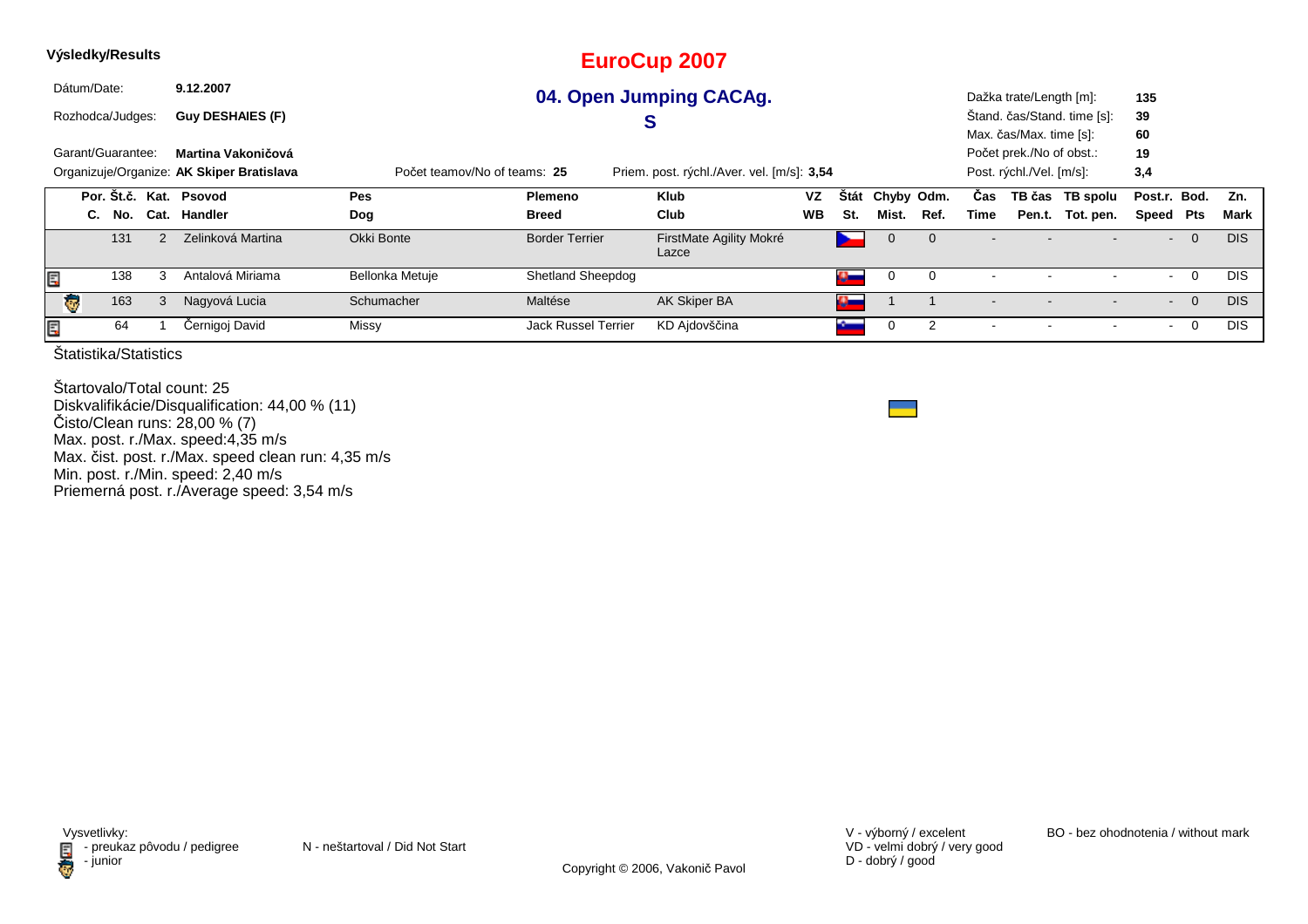**Výsledky/Results**

# EuroCup 2007

## 04. Open Jumping CACAg. S

Dátum/Date: **9.12.2007**
Rozhodca/Judges: **Guy DESHAIES (F)**
Garant/Guarantee: **Martina Vakoničová**
Organizuje/Organize: **AK Skiper Bratislava**

Počet teamov/No of teams: **25**
Priem. post. rýchl./Aver. vel. [m/s]: **3,54**

Dažka trate/Length [m]: **135**
Štand. čas/Stand. time [s]: **39**
Max. čas/Max. time [s]: **60**
Počet prek./No of obst.: **19**
Post. rýchl./Vel. [m/s]: **3,4**

| Por. C. | Št.č. No. | Kat. Cat. | Psovod Handler | Pes Dog | Plemeno Breed | Klub Club | VZ WB | Štát St. | Chyby Mist. | Odm. Ref. | Čas Time | TB čas Pen.t. | TB spolu Tot. pen. | Post.r. Speed | Bod. Pts | Zn. Mark |
|---|---|---|---|---|---|---|---|---|---|---|---|---|---|---|---|---|
| | 131 | 2 | Zelinková Martina | Okki Bonte | Border Terrier | FirstMate Agility Mokré Lazce | | | 0 | 0 | - | - | - | - | 0 | DIS |
| | 138 | 3 | Antalová Miriama | Bellonka Metuje | Shetland Sheepdog | | | | 0 | 0 | - | - | - | - | 0 | DIS |
| | 163 | 3 | Nagyová Lucia | Schumacher | Maltése | AK Skiper BA | | | 1 | 1 | - | - | - | - | 0 | DIS |
| | 64 | 1 | Černigoj David | Missy | Jack Russel Terrier | KD Ajdovščina | | | 0 | 2 | - | - | - | - | 0 | DIS |

Štatistika/Statistics

Štartovalo/Total count: 25
Diskvalifikácie/Disqualification: 44,00 % (11)
Čisto/Clean runs: 28,00 % (7)
Max. post. r./Max. speed:4,35 m/s
Max. čist. post. r./Max. speed clean run: 4,35 m/s
Min. post. r./Min. speed: 2,40 m/s
Priemerná post. r./Average speed: 3,54 m/s

Vysvetlivky:
- preukaz pôvodu / pedigree
- junior

N - neštartoval / Did Not Start

V - výborný / excelent
VD - velmi dobrý / very good
D - dobrý / good

BO - bez ohodnotenia / without mark

Copyright © 2006, Vakonič Pavol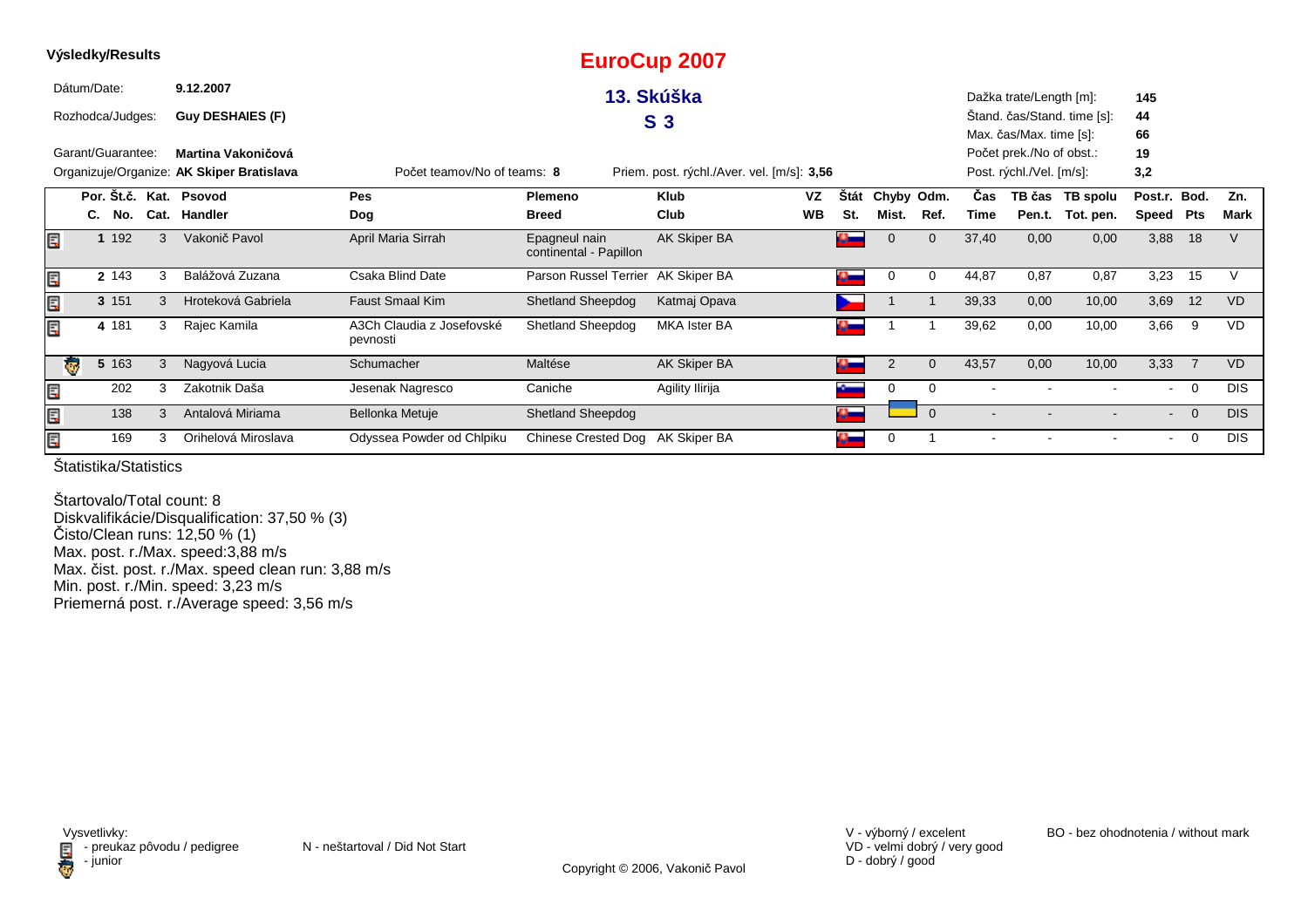**Výsledky/Results**

# EuroCup 2007

## 13. Skúška

## S 3

Dátum/Date: **9.12.2007**

Rozhodca/Judges: **Guy DESHAIES (F)**

Garant/Guarantee: **Martina Vakoničová**

Organizuje/Organize: **AK Skiper Bratislava**

Počet teamov/No of teams: **8**

Priem. post. rýchl./Aver. vel. [m/s]: **3,56**

Dažka trate/Length [m]: **145**
Štand. čas/Stand. time [s]: **44**
Max. čas/Max. time [s]: **66**
Počet prek./No of obst.: **19**
Post. rýchl./Vel. [m/s]: **3,2**

| Por. C. | Št.č. No. | Kat. Cat. | Psovod Handler | Pes Dog | Plemeno Breed | Klub Club | VZ WB | Štát St. | Chyby Mist. | Odm. Ref. | Čas Time | TB čas Pen.t. | TB spolu Tot. pen. | Post.r. Speed | Bod. Pts | Zn. Mark |
|---|---|---|---|---|---|---|---|---|---|---|---|---|---|---|---|---|
| 1 | 192 | 3 | Vakonič Pavol | April Maria Sirrah | Epagneul nain continental - Papillon | AK Skiper BA | | | 0 | 0 | 37,40 | 0,00 | 0,00 | 3,88 | 18 | V |
| 2 | 143 | 3 | Balážová Zuzana | Csaka Blind Date | Parson Russel Terrier | AK Skiper BA | | | 0 | 0 | 44,87 | 0,87 | 0,87 | 3,23 | 15 | V |
| 3 | 151 | 3 | Hroteková Gabriela | Faust Smaal Kim | Shetland Sheepdog | Katmaj Opava | | | 1 | 1 | 39,33 | 0,00 | 10,00 | 3,69 | 12 | VD |
| 4 | 181 | 3 | Rajec Kamila | A3Ch Claudia z Josefovské pevnosti | Shetland Sheepdog | MKA Ister BA | | | 1 | 1 | 39,62 | 0,00 | 10,00 | 3,66 | 9 | VD |
| 5 | 163 | 3 | Nagyová Lucia | Schumacher | Maltése | AK Skiper BA | | | 2 | 0 | 43,57 | 0,00 | 10,00 | 3,33 | 7 | VD |
| | 202 | 3 | Zakotnik Daša | Jesenak Nagresco | Caniche | Agility Ilirija | | | 0 | 0 | - | - | - | - | 0 | DIS |
| | 138 | 3 | Antalová Miriama | Bellonka Metuje | Shetland Sheepdog | | | | | 0 | - | - | - | - | 0 | DIS |
| | 169 | 3 | Orihelová Miroslava | Odyssea Powder od Chlpiku | Chinese Crested Dog | AK Skiper BA | | | 0 | 1 | - | - | - | - | 0 | DIS |

Štatistika/Statistics

Štartovalo/Total count: 8
Diskvalifikácie/Disqualification: 37,50 % (3)
Čisto/Clean runs: 12,50 % (1)
Max. post. r./Max. speed:3,88 m/s
Max. čist. post. r./Max. speed clean run: 3,88 m/s
Min. post. r./Min. speed: 3,23 m/s
Priemerná post. r./Average speed: 3,56 m/s

Vysvetlivky:
- preukaz pôvodu / pedigree
- junior

N - neštartoval / Did Not Start

V - výborný / excelent
VD - velmi dobrý / very good
D - dobrý / good

BO - bez ohodnotenia / without mark

Copyright © 2006, Vakonič Pavol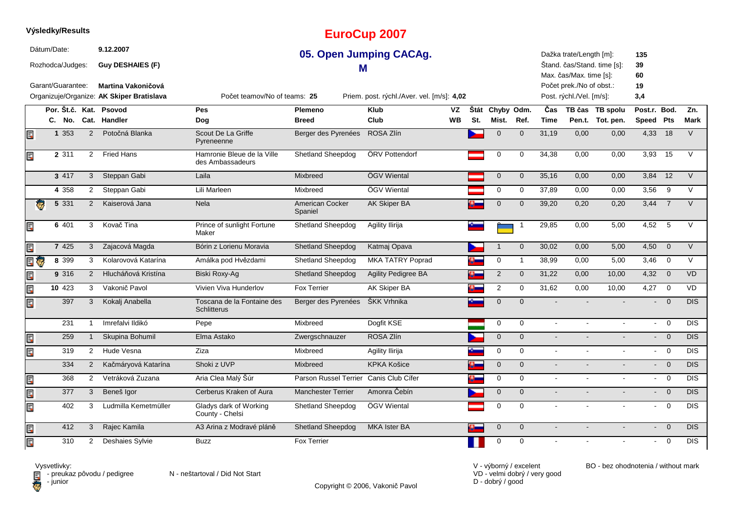**Výsledky/Results**

# EuroCup 2007

## 05. Open Jumping CACAg.
## M

Dátum/Date: **9.12.2007**
Rozhodca/Judges: **Guy DESHAIES (F)**
Garant/Guarantee: **Martina Vakoničová**
Organizuje/Organize: **AK Skiper Bratislava**

Počet teamov/No of teams: **25**
Priem. post. rýchl./Aver. vel. [m/s]: **4,02**

Dažka trate/Length [m]: **135**
Štand. čas/Stand. time [s]: **39**
Max. čas/Max. time [s]: **60**
Počet prek./No of obst.: **19**
Post. rýchl./Vel. [m/s]: **3,4**

| Por. C. | Št.č. No. | Kat. Cat. | Psovod Handler | Pes Dog | Plemeno Breed | Klub Club | VZ WB | Štát St. | Chyby Mist. | Odm. Ref. | Čas Time | TB čas Pen.t. | TB spolu Tot. pen. | Post.r. Speed | Bod. Pts | Zn. Mark |
|---|---|---|---|---|---|---|---|---|---|---|---|---|---|---|---|---|
| 1 | 353 | 2 | Potočná Blanka | Scout De La Griffe Pyreneenne | Berger des Pyrenées | ROSA Zlín | | | 0 | 0 | 31,19 | 0,00 | 0,00 | 4,33 | 18 | V |
| 2 | 311 | 2 | Fried Hans | Hamronie Bleue de la Ville des Ambassadeurs | Shetland Sheepdog | ÖRV Pottendorf | | | 0 | 0 | 34,38 | 0,00 | 0,00 | 3,93 | 15 | V |
| 3 | 417 | 3 | Steppan Gabi | Laila | Mixbreed | ÖGV Wiental | | | 0 | 0 | 35,16 | 0,00 | 0,00 | 3,84 | 12 | V |
| 4 | 358 | 2 | Steppan Gabi | Lili Marleen | Mixbreed | ÖGV Wiental | | | 0 | 0 | 37,89 | 0,00 | 0,00 | 3,56 | 9 | V |
| 5 | 331 | 2 | Kaiserová Jana | Nela | American Cocker Spaniel | AK Skiper BA | | | 0 | 0 | 39,20 | 0,20 | 0,20 | 3,44 | 7 | V |
| 6 | 401 | 3 | Kovač Tina | Prince of sunlight Fortune Maker | Shetland Sheepdog | Agility Ilirija | | | | 1 | 29,85 | 0,00 | 5,00 | 4,52 | 5 | V |
| 7 | 425 | 3 | Zajacová Magda | Bórin z Lorienu Moravia | Shetland Sheepdog | Katmaj Opava | | | 1 | 0 | 30,02 | 0,00 | 5,00 | 4,50 | 0 | V |
| 8 | 399 | 3 | Kolarovová Katarína | Amálka pod Hvězdami | Shetland Sheepdog | MKA TATRY Poprad | | | 0 | 1 | 38,99 | 0,00 | 5,00 | 3,46 | 0 | V |
| 9 | 316 | 2 | Hlucháňová Kristína | Biski Roxy-Ag | Shetland Sheepdog | Agility Pedigree BA | | | 2 | 0 | 31,22 | 0,00 | 10,00 | 4,32 | 0 | VD |
| 10 | 423 | 3 | Vakonič Pavol | Vivien Viva Hunderlov | Fox Terrier | AK Skiper BA | | | 2 | 0 | 31,62 | 0,00 | 10,00 | 4,27 | 0 | VD |
| | 397 | 3 | Kokalj Anabella | Toscana de la Fontaine des Schlitterus | Berger des Pyrenées | ŠKK Vrhnika | | | 0 | 0 | - | - | - | - | 0 | DIS |
| | 231 | 1 | Imrefalvi Ildikó | Pepe | Mixbreed | Dogfit KSE | | | 0 | 0 | - | - | - | - | 0 | DIS |
| | 259 | 1 | Skupina Bohumil | Elma Astako | Zwergschnauzer | ROSA Zlín | | | 0 | 0 | - | - | - | - | 0 | DIS |
| | 319 | 2 | Hude Vesna | Ziza | Mixbreed | Agility Ilirija | | | 0 | 0 | - | - | - | - | 0 | DIS |
| | 334 | 2 | Kačmáryová Katarína | Shoki z UVP | Mixbreed | KPKA Košice | | | 0 | 0 | - | - | - | - | 0 | DIS |
| | 368 | 2 | Vetráková Zuzana | Aria Clea Malý Šúr | Parson Russel Terrier | Canis Club Cífer | | | 0 | 0 | - | - | - | - | 0 | DIS |
| | 377 | 3 | Beneš Igor | Cerberus Kraken of Aura | Manchester Terrier | Amonra Čebín | | | 0 | 0 | - | - | - | - | 0 | DIS |
| | 402 | 3 | Ludmilla Kemetmüller | Gladys dark of Working County - Chelsi | Shetland Sheepdog | ÖGV Wiental | | | 0 | 0 | - | - | - | - | 0 | DIS |
| | 412 | 3 | Rajec Kamila | A3 Arina z Modravé pláně | Shetland Sheepdog | MKA Ister BA | | | 0 | 0 | - | - | - | - | 0 | DIS |
| | 310 | 2 | Deshaies Sylvie | Buzz | Fox Terrier | | | | 0 | 0 | - | - | - | - | 0 | DIS |

Vysvetlivky:
- preukaz pôvodu / pedigree
- junior

N - neštartoval / Did Not Start

V - výborný / excelent
VD - velmi dobrý / very good
D - dobrý / good

BO - bez ohodnotenia / without mark

Copyright © 2006, Vakonič Pavol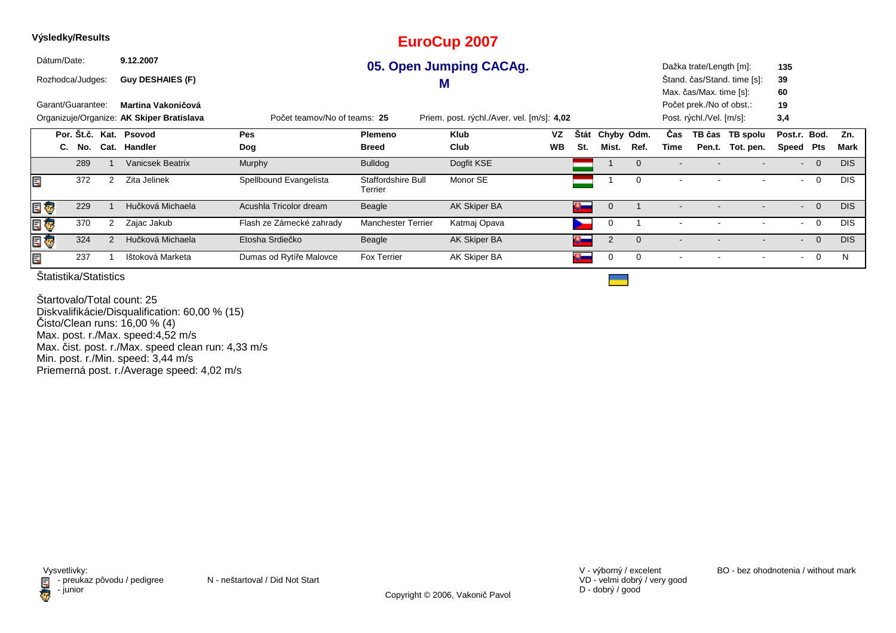**Výsledky/Results**

# EuroCup 2007

## 05. Open Jumping CACAg.

## M

Dátum/Date: **9.12.2007**

Rozhodca/Judges: **Guy DESHAIES (F)**

Garant/Guarantee: **Martina Vakoničová**

Organizuje/Organize: **AK Skiper Bratislava**

Počet teamov/No of teams: **25**

Priem. post. rýchl./Aver. vel. [m/s]: **4,02**

Dažka trate/Length [m]: **135**

Štand. čas/Stand. time [s]: **39**

Max. čas/Max. time [s]: **60**

Počet prek./No of obst.: **19**

Post. rýchl./Vel. [m/s]: **3,4**

| | Por. C. | Št.č. No. | Kat. Cat. | Psovod Handler | Pes Dog | Plemeno Breed | Klub Club | VZ WB | Štát St. | Chyby Mist. | Odm. Ref. | Čas Time | TB čas Pen.t. | TB spolu Tot. pen. | Post.r. Speed | Bod. Pts | Zn. Mark |
|---|---|---|---|---|---|---|---|---|---|---|---|---|---|---|---|---|---|
| | | 289 | 1 | Vanicsek Beatrix | Murphy | Bulldog | Dogfit KSE | | | 1 | 0 | - | - | - | - | 0 | DIS |
| | | 372 | 2 | Zita Jelinek | Spellbound Evangelista | Staffordshire Bull Terrier | Monor SE | | | 1 | 0 | - | - | - | - | 0 | DIS |
| | | 229 | 1 | Hučková Michaela | Acushla Tricolor dream | Beagle | AK Skiper BA | | | 0 | 1 | - | - | - | - | 0 | DIS |
| | | 370 | 2 | Zajac Jakub | Flash ze Zámecké zahrady | Manchester Terrier | Katmaj Opava | | | 0 | 1 | - | - | - | - | 0 | DIS |
| | | 324 | 2 | Hučková Michaela | Etosha Srdiečko | Beagle | AK Skiper BA | | | 2 | 0 | - | - | - | - | 0 | DIS |
| | | 237 | 1 | Ištoková Marketa | Dumas od Rytíře Malovce | Fox Terrier | AK Skiper BA | | | 0 | 0 | - | - | - | - | 0 | N |

Štatistika/Statistics

Štartovalo/Total count: 25
Diskvalifikácie/Disqualification: 60,00 % (15)
Čisto/Clean runs: 16,00 % (4)
Max. post. r./Max. speed:4,52 m/s
Max. čist. post. r./Max. speed clean run: 4,33 m/s
Min. post. r./Min. speed: 3,44 m/s
Priemerná post. r./Average speed: 4,02 m/s

Vysvetlivky:
- preukaz pôvodu / pedigree
- junior

N - neštartoval / Did Not Start

V - výborný / excelent
VD - velmi dobrý / very good
D - dobrý / good

BO - bez ohodnotenia / without mark

Copyright © 2006, Vakonič Pavol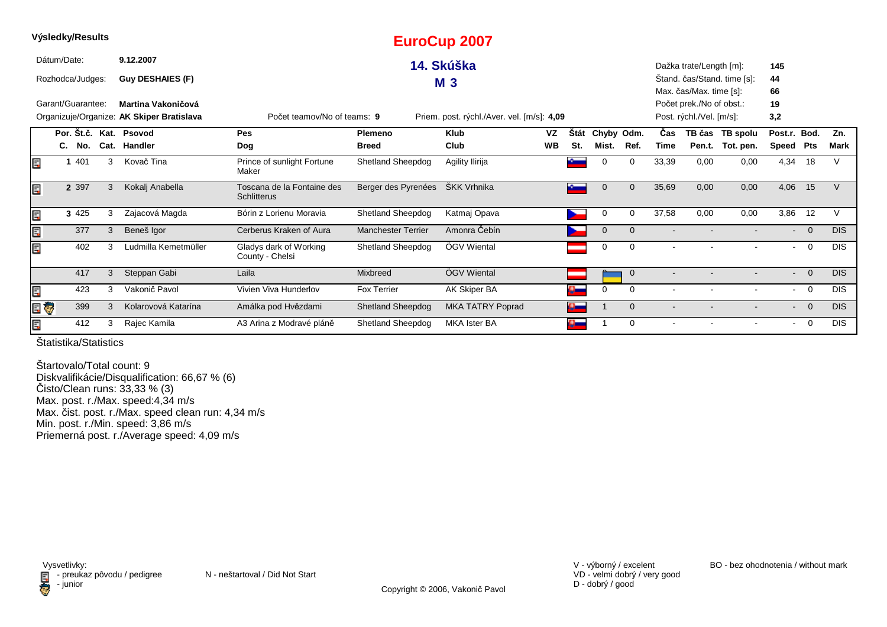**Výsledky/Results**

# EuroCup 2007

## 14. Skúška

## M 3

Dátum/Date: **9.12.2007**

Rozhodca/Judges: **Guy DESHAIES (F)**

Garant/Guarantee: **Martina Vakoničová**

Organizuje/Organize: **AK Skiper Bratislava**

Počet teamov/No of teams: **9**

Priem. post. rýchl./Aver. vel. [m/s]: **4,09**

Dažka trate/Length [m]: **145**
Štand. čas/Stand. time [s]: **44**
Max. čas/Max. time [s]: **66**
Počet prek./No of obst.: **19**
Post. rýchl./Vel. [m/s]: **3,2**

| Por. C. | Št.č. No. | Kat. Cat. | Psovod Handler | Pes Dog | Plemeno Breed | Klub Club | VZ WB | Štát St. | Chyby Mist. | Odm. Ref. | Čas Time | TB čas Pen.t. | TB spolu Tot. pen. | Post.r. Speed | Bod. Pts | Zn. Mark |
|---|---|---|---|---|---|---|---|---|---|---|---|---|---|---|---|---|
| 1 | 401 | 3 | Kovač Tina | Prince of sunlight Fortune Maker | Shetland Sheepdog | Agility Ilirija | | | 0 | 0 | 33,39 | 0,00 | 0,00 | 4,34 | 18 | V |
| 2 | 397 | 3 | Kokalj Anabella | Toscana de la Fontaine des Schlitterus | Berger des Pyrenées | ŠKK Vrhnika | | | 0 | 0 | 35,69 | 0,00 | 0,00 | 4,06 | 15 | V |
| 3 | 425 | 3 | Zajacová Magda | Bórin z Lorienu Moravia | Shetland Sheepdog | Katmaj Opava | | | 0 | 0 | 37,58 | 0,00 | 0,00 | 3,86 | 12 | V |
| | 377 | 3 | Beneš Igor | Cerberus Kraken of Aura | Manchester Terrier | Amonra Čebín | | | 0 | 0 | - | - | - | - | 0 | DIS |
| | 402 | 3 | Ludmilla Kemetmüller | Gladys dark of Working County - Chelsi | Shetland Sheepdog | ÖGV Wiental | | | 0 | 0 | - | - | - | - | 0 | DIS |
| | 417 | 3 | Steppan Gabi | Laila | Mixbreed | ÖGV Wiental | | | | 0 | - | - | - | - | 0 | DIS |
| | 423 | 3 | Vakonič Pavol | Vivien Viva Hunderlov | Fox Terrier | AK Skiper BA | | | 0 | 0 | - | - | - | - | 0 | DIS |
| | 399 | 3 | Kolarovová Katarína | Amálka pod Hvězdami | Shetland Sheepdog | MKA TATRY Poprad | | | 1 | 0 | - | - | - | - | 0 | DIS |
| | 412 | 3 | Rajec Kamila | A3 Arina z Modravé pláně | Shetland Sheepdog | MKA Ister BA | | | 1 | 0 | - | - | - | - | 0 | DIS |

Štatistika/Statistics

Štartovalo/Total count: 9
Diskvalifikácie/Disqualification: 66,67 % (6)
Čisto/Clean runs: 33,33 % (3)
Max. post. r./Max. speed:4,34 m/s
Max. čist. post. r./Max. speed clean run: 4,34 m/s
Min. post. r./Min. speed: 3,86 m/s
Priemerná post. r./Average speed: 4,09 m/s

Vysvetlivky:
- preukaz pôvodu / pedigree
- junior

N - neštartoval / Did Not Start

V - výborný / excelent
VD - velmi dobrý / very good
D - dobrý / good

BO - bez ohodnotenia / without mark

Copyright © 2006, Vakonič Pavol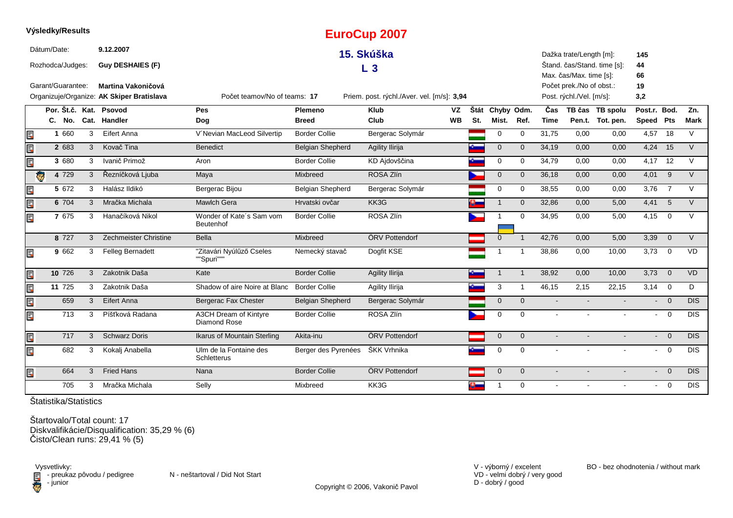**Výsledky/Results**

# EuroCup 2007

## 15. Skúška

## L 3

Dátum/Date: **9.12.2007**

Rozhodca/Judges: **Guy DESHAIES (F)**

Garant/Guarantee: **Martina Vakoničová**

Organizuje/Organize: **AK Skiper Bratislava**

Počet teamov/No of teams: **17**

Priem. post. rýchl./Aver. vel. [m/s]: **3,94**

Dažka trate/Length [m]: **145**

Štand. čas/Stand. time [s]: **44**

Max. čas/Max. time [s]: **66**

Počet prek./No of obst.: **19**

Post. rýchl./Vel. [m/s]: **3,2**

| Por. C. | Št.č. No. | Kat. Cat. | Psovod Handler | Pes Dog | Plemeno Breed | Klub Club | VZ WB | Štát St. | Chyby Mist. | Odm. Ref. | Čas Time | TB čas Pen.t. | TB spolu Tot. pen. | Post.r. Speed | Bod. Pts | Zn. Mark |
|---|---|---|---|---|---|---|---|---|---|---|---|---|---|---|---|---|
| 1 | 660 | 3 | Eifert Anna | V´Nevian MacLeod Silvertip | Border Collie | Bergerac Solymár | | | 0 | 0 | 31,75 | 0,00 | 0,00 | 4,57 | 18 | V |
| 2 | 683 | 3 | Kovač Tina | Benedict | Belgian Shepherd | Agility Ilirija | | | 0 | 0 | 34,19 | 0,00 | 0,00 | 4,24 | 15 | V |
| 3 | 680 | 3 | Ivanič Primož | Aron | Border Collie | KD Ajdovščina | | | 0 | 0 | 34,79 | 0,00 | 0,00 | 4,17 | 12 | V |
| 4 | 729 | 3 | Řezníčková Ljuba | Maya | Mixbreed | ROSA Zlín | | | 0 | 0 | 36,18 | 0,00 | 0,00 | 4,01 | 9 | V |
| 5 | 672 | 3 | Halász Ildikó | Bergerac Bijou | Belgian Shepherd | Bergerac Solymár | | | 0 | 0 | 38,55 | 0,00 | 0,00 | 3,76 | 7 | V |
| 6 | 704 | 3 | Mračka Michala | Mawlch Gera | Hrvatski ovčar | KK3G | | | 1 | 0 | 32,86 | 0,00 | 5,00 | 4,41 | 5 | V |
| 7 | 675 | 3 | Hanačíková Nikol | Wonder of Kate´s Sam vom Beutenhof | Border Collie | ROSA Zlín | | | 1 | 0 | 34,95 | 0,00 | 5,00 | 4,15 | 0 | V |
| 8 | 727 | 3 | Zechmeister Christine | Bella | Mixbreed | ÖRV Pottendorf | | | 0 | 1 | 42,76 | 0,00 | 5,00 | 3,39 | 0 | V |
| 9 | 662 | 3 | Felleg Bernadett | "Zitavári Nyúlűző Cseles ""Spuri""" | Nemecký stavač | Dogfit KSE | | | 1 | 1 | 38,86 | 0,00 | 10,00 | 3,73 | 0 | VD |
| 10 | 726 | 3 | Zakotnik Daša | Kate | Border Collie | Agility Ilirija | | | 1 | 1 | 38,92 | 0,00 | 10,00 | 3,73 | 0 | VD |
| 11 | 725 | 3 | Zakotnik Daša | Shadow of aire Noire at Blanc | Border Collie | Agility Ilirija | | | 3 | 1 | 46,15 | 2,15 | 22,15 | 3,14 | 0 | D |
| | 659 | 3 | Eifert Anna | Bergerac Fax Chester | Belgian Shepherd | Bergerac Solymár | | | 0 | 0 | - | - | - | - | 0 | DIS |
| | 713 | 3 | Píšťková Radana | A3CH Dream of Kintyre Diamond Rose | Border Collie | ROSA Zlín | | | 0 | 0 | - | - | - | - | 0 | DIS |
| | 717 | 3 | Schwarz Doris | Ikarus of Mountain Sterling | Akita-inu | ÖRV Pottendorf | | | 0 | 0 | - | - | - | - | 0 | DIS |
| | 682 | 3 | Kokalj Anabella | Ulm de la Fontaine des Schletterus | Berger des Pyrenées | ŠKK Vrhnika | | | 0 | 0 | - | - | - | - | 0 | DIS |
| | 664 | 3 | Fried Hans | Nana | Border Collie | ÖRV Pottendorf | | | 0 | 0 | - | - | - | - | 0 | DIS |
| | 705 | 3 | Mračka Michala | Selly | Mixbreed | KK3G | | | 1 | 0 | - | - | - | - | 0 | DIS |

Štatistika/Statistics

Štartovalo/Total count: 17
Diskvalifikácie/Disqualification: 35,29 % (6)
Čisto/Clean runs: 29,41 % (5)

Vysvetlivky:
- preukaz pôvodu / pedigree
- junior

N - neštartoval / Did Not Start

V - výborný / excelent
VD - velmi dobrý / very good
D - dobrý / good

BO - bez ohodnotenia / without mark

Copyright © 2006, Vakonič Pavol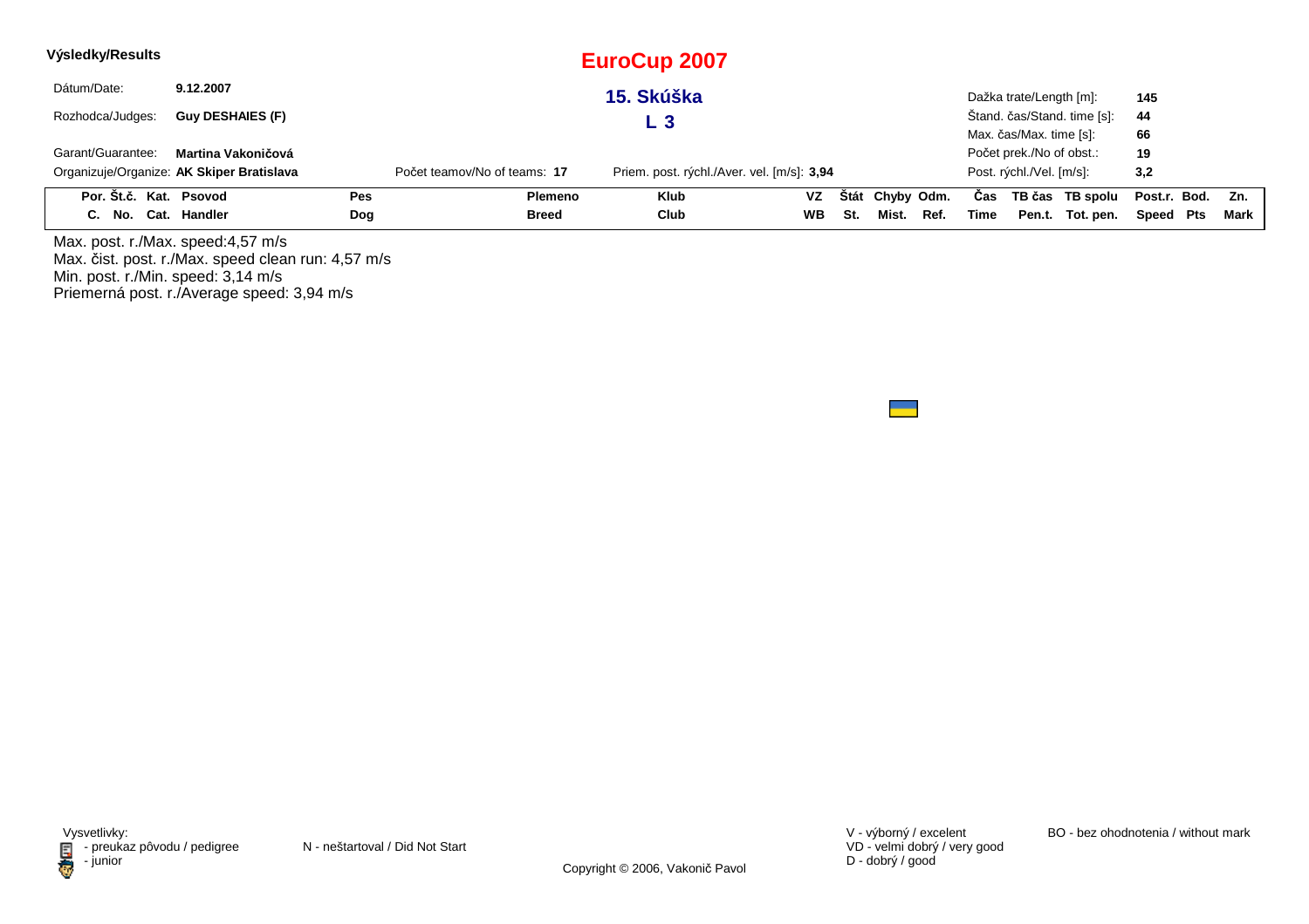**Výsledky/Results**

# EuroCup 2007

## 15. Skúška

## L 3

Dátum/Date: **9.12.2007**

Rozhodca/Judges: **Guy DESHAIES (F)**

Garant/Guarantee: **Martina Vakoničová**

Organizuje/Organize: **AK Skiper Bratislava**

Počet teamov/No of teams: **17**

Priem. post. rýchl./Aver. vel. [m/s]: **3,94**

Dažka trate/Length [m]: **145**

Štand. čas/Stand. time [s]: **44**

Max. čas/Max. time [s]: **66**

Počet prek./No of obst.: **19**

Post. rýchl./Vel. [m/s]: **3,2**

| Por. C. | Št.č. No. | Kat. Cat. | Psovod Handler | Pes Dog | Plemeno Breed | Klub Club | VZ WB | Štát St. | Chyby Mist. | Odm. Ref. | Čas Time | TB čas Pen.t. | TB spolu Tot. pen. | Post.r. Speed | Bod. Pts | Zn. Mark |
|---|---|---|---|---|---|---|---|---|---|---|---|---|---|---|---|---|

Max. post. r./Max. speed:4,57 m/s
Max. čist. post. r./Max. speed clean run: 4,57 m/s
Min. post. r./Min. speed: 3,14 m/s
Priemerná post. r./Average speed: 3,94 m/s

Vysvetlivky:
- preukaz pôvodu / pedigree
- junior

N - neštartoval / Did Not Start

V - výborný / excelent
VD - velmi dobrý / very good
D - dobrý / good

BO - bez ohodnotenia / without mark

Copyright © 2006, Vakonič Pavol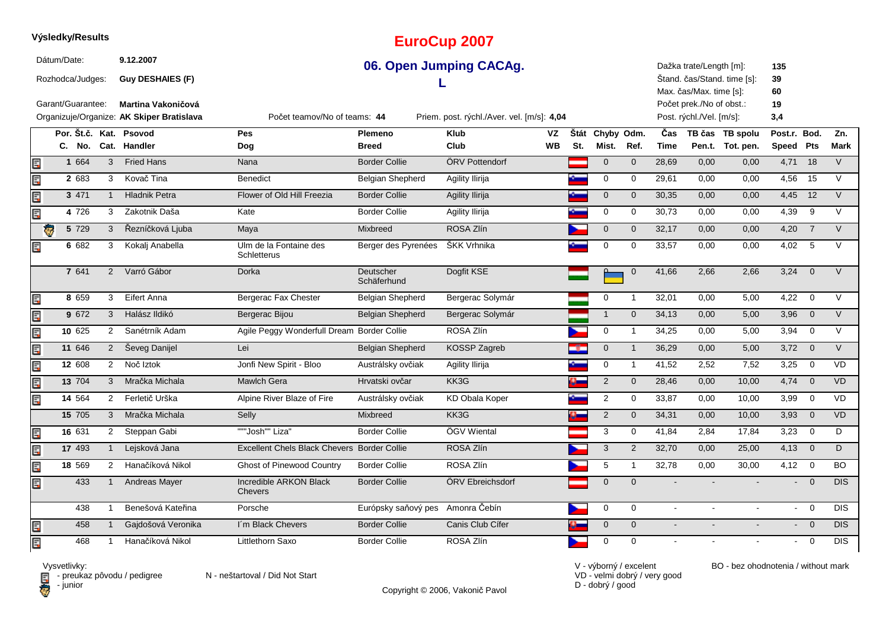**Výsledky/Results**

# EuroCup 2007

## 06. Open Jumping CACAg. L

Dátum/Date: **9.12.2007**
Rozhodca/Judges: **Guy DESHAIES (F)**
Garant/Guarantee: **Martina Vakoničová**
Organizuje/Organize: **AK Skiper Bratislava**

Počet teamov/No of teams: **44**
Priem. post. rýchl./Aver. vel. [m/s]: **4,04**

Dažka trate/Length [m]: **135**
Štand. čas/Stand. time [s]: **39**
Max. čas/Max. time [s]: **60**
Počet prek./No of obst.: **19**
Post. rýchl./Vel. [m/s]: **3,4**

| Por. C. | Št.č. No. | Kat. Cat. | Psovod Handler | Pes Dog | Plemeno Breed | Klub Club | VZ WB | Štát St. | Chyby Mist. | Odm. Ref. | Čas Time | TB čas Pen.t. | TB spolu Tot. pen. | Post.r. Speed | Bod. Pts | Zn. Mark |
|---|---|---|---|---|---|---|---|---|---|---|---|---|---|---|---|---|
| 1 | 664 | 3 | Fried Hans | Nana | Border Collie | ÖRV Pottendorf | | | 0 | 0 | 28,69 | 0,00 | 0,00 | 4,71 | 18 | V |
| 2 | 683 | 3 | Kovač Tina | Benedict | Belgian Shepherd | Agility Ilirija | | | 0 | 0 | 29,61 | 0,00 | 0,00 | 4,56 | 15 | V |
| 3 | 471 | 1 | Hladnik Petra | Flower of Old Hill Freezia | Border Collie | Agility Ilirija | | | 0 | 0 | 30,35 | 0,00 | 0,00 | 4,45 | 12 | V |
| 4 | 726 | 3 | Zakotnik Daša | Kate | Border Collie | Agility Ilirija | | | 0 | 0 | 30,73 | 0,00 | 0,00 | 4,39 | 9 | V |
| 5 | 729 | 3 | Řezníčková Ljuba | Maya | Mixbreed | ROSA Zlín | | | 0 | 0 | 32,17 | 0,00 | 0,00 | 4,20 | 7 | V |
| 6 | 682 | 3 | Kokalj Anabella | Ulm de la Fontaine des Schletterus | Berger des Pyrenées | ŠKK Vrhnika | | | 0 | 0 | 33,57 | 0,00 | 0,00 | 4,02 | 5 | V |
| 7 | 641 | 2 | Varró Gábor | Dorka | Deutscher Schäferhund | Dogfit KSE | | | 0 | 0 | 41,66 | 2,66 | 2,66 | 3,24 | 0 | V |
| 8 | 659 | 3 | Eifert Anna | Bergerac Fax Chester | Belgian Shepherd | Bergerac Solymár | | | 0 | 1 | 32,01 | 0,00 | 5,00 | 4,22 | 0 | V |
| 9 | 672 | 3 | Halász Ildikó | Bergerac Bijou | Belgian Shepherd | Bergerac Solymár | | | 1 | 0 | 34,13 | 0,00 | 5,00 | 3,96 | 0 | V |
| 10 | 625 | 2 | Sanétrník Adam | Agile Peggy Wonderfull Dream | Border Collie | ROSA Zlín | | | 0 | 1 | 34,25 | 0,00 | 5,00 | 3,94 | 0 | V |
| 11 | 646 | 2 | Ševeg Danijel | Lei | Belgian Shepherd | KOSSP Zagreb | | | 0 | 1 | 36,29 | 0,00 | 5,00 | 3,72 | 0 | V |
| 12 | 608 | 2 | Noč Iztok | Jonfi New Spirit - Bloo | Austrálsky ovčiak | Agility Ilirija | | | 0 | 1 | 41,52 | 2,52 | 7,52 | 3,25 | 0 | VD |
| 13 | 704 | 3 | Mračka Michala | Mawlch Gera | Hrvatski ovčar | KK3G | | | 2 | 0 | 28,46 | 0,00 | 10,00 | 4,74 | 0 | VD |
| 14 | 564 | 2 | Ferletič Urška | Alpine River Blaze of Fire | Austrálsky ovčiak | KD Obala Koper | | | 2 | 0 | 33,87 | 0,00 | 10,00 | 3,99 | 0 | VD |
| 15 | 705 | 3 | Mračka Michala | Selly | Mixbreed | KK3G | | | 2 | 0 | 34,31 | 0,00 | 10,00 | 3,93 | 0 | VD |
| 16 | 631 | 2 | Steppan Gabi | """Josh"" Liza" | Border Collie | ÖGV Wiental | | | 3 | 0 | 41,84 | 2,84 | 17,84 | 3,23 | 0 | D |
| 17 | 493 | 1 | Lejsková Jana | Excellent Chels Black Chevers | Border Collie | ROSA Zlín | | | 3 | 2 | 32,70 | 0,00 | 25,00 | 4,13 | 0 | D |
| 18 | 569 | 2 | Hanačíková Nikol | Ghost of Pinewood Country | Border Collie | ROSA Zlín | | | 5 | 1 | 32,78 | 0,00 | 30,00 | 4,12 | 0 | BO |
| | 433 | 1 | Andreas Mayer | Incredible ARKON Black Chevers | Border Collie | ÖRV Ebreichsdorf | | | 0 | 0 | - | - | - | - | 0 | DIS |
| | 438 | 1 | Benešová Kateřina | Porsche | Európsky saňový pes | Amonra Čebín | | | 0 | 0 | - | - | - | - | 0 | DIS |
| | 458 | 1 | Gajdošová Veronika | I´m Black Chevers | Border Collie | Canis Club Cífer | | | 0 | 0 | - | - | - | - | 0 | DIS |
| | 468 | 1 | Hanačíková Nikol | Littlethorn Saxo | Border Collie | ROSA Zlín | | | 0 | 0 | - | - | - | - | 0 | DIS |

Vysvetlivky:
- preukaz pôvodu / pedigree
- junior

N - neštartoval / Did Not Start

V - výborný / excelent
VD - velmi dobrý / very good
D - dobrý / good

BO - bez ohodnotenia / without mark

Copyright © 2006, Vakonič Pavol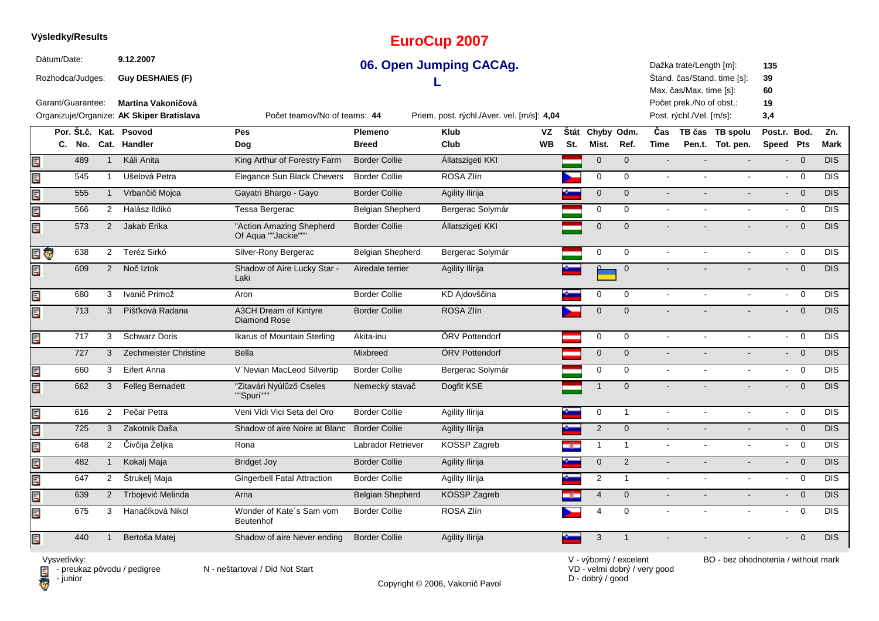**Výsledky/Results**

# EuroCup 2007

## 06. Open Jumping CACAg.

## L

Dátum/Date: **9.12.2007**

Rozhodca/Judges: **Guy DESHAIES (F)**

Garant/Guarantee: **Martina Vakoničová**

Organizuje/Organize: **AK Skiper Bratislava**

Počet teamov/No of teams: **44**

Priem. post. rýchl./Aver. vel. [m/s]: **4,04**

Dažka trate/Length [m]: **135**
Štand. čas/Stand. time [s]: **39**
Max. čas/Max. time [s]: **60**
Počet prek./No of obst.: **19**
Post. rýchl./Vel. [m/s]: **3,4**

| Por. C. | Št.č. No. | Kat. Cat. | Psovod Handler | Pes Dog | Plemeno Breed | Klub Club | VZ WB | Štát St. | Chyby Mist. | Odm. Ref. | Čas Time | TB čas Pen.t. | TB spolu Tot. pen. | Post.r. Speed | Bod. Pts | Zn. Mark |
|---|---|---|---|---|---|---|---|---|---|---|---|---|---|---|---|---|
| | 489 | 1 | Káli Anita | King Arthur of Forestry Farm | Border Collie | Állatszigeti KKI | | | 0 | 0 | - | - | - | - | 0 | DIS |
| | 545 | 1 | Ušelová Petra | Elegance Sun Black Chevers | Border Collie | ROSA Zlín | | | 0 | 0 | - | - | - | - | 0 | DIS |
| | 555 | 1 | Vrbančič Mojca | Gayatri Bhargo - Gayo | Border Collie | Agility Ilirija | | | 0 | 0 | - | - | - | - | 0 | DIS |
| | 566 | 2 | Halász Ildikó | Tessa Bergerac | Belgian Shepherd | Bergerac Solymár | | | 0 | 0 | - | - | - | - | 0 | DIS |
| | 573 | 2 | Jakab Erika | "Action Amazing Shepherd Of Aqua ""Jackie""" | Border Collie | Állatszigeti KKI | | | 0 | 0 | - | - | - | - | 0 | DIS |
| | 638 | 2 | Teréz Sirkó | Silver-Rony Bergerac | Belgian Shepherd | Bergerac Solymár | | | 0 | 0 | - | - | - | - | 0 | DIS |
| | 609 | 2 | Noč Iztok | Shadow of Aire Lucky Star - Laki | Airedale terrier | Agility Ilirija | | | 0 | 0 | - | - | - | - | 0 | DIS |
| | 680 | 3 | Ivanič Primož | Aron | Border Collie | KD Ajdovščina | | | 0 | 0 | - | - | - | - | 0 | DIS |
| | 713 | 3 | Píšťková Radana | A3CH Dream of Kintyre Diamond Rose | Border Collie | ROSA Zlín | | | 0 | 0 | - | - | - | - | 0 | DIS |
| | 717 | 3 | Schwarz Doris | Ikarus of Mountain Sterling | Akita-inu | ÖRV Pottendorf | | | 0 | 0 | - | - | - | - | 0 | DIS |
| | 727 | 3 | Zechmeister Christine | Bella | Mixbreed | ÖRV Pottendorf | | | 0 | 0 | - | - | - | - | 0 | DIS |
| | 660 | 3 | Eifert Anna | V´Nevian MacLeod Silvertip | Border Collie | Bergerac Solymár | | | 0 | 0 | - | - | - | - | 0 | DIS |
| | 662 | 3 | Felleg Bernadett | "Zitavári Nyúlűző Cseles ""Spuri""" | Nemecký stavač | Dogfit KSE | | | 1 | 0 | - | - | - | - | 0 | DIS |
| | 616 | 2 | Pečar Petra | Veni Vidi Vici Seta del Oro | Border Collie | Agility Ilirija | | | 0 | 1 | - | - | - | - | 0 | DIS |
| | 725 | 3 | Zakotnik Daša | Shadow of aire Noire at Blanc | Border Collie | Agility Ilirija | | | 2 | 0 | - | - | - | - | 0 | DIS |
| | 648 | 2 | Čivčija Željka | Rona | Labrador Retriever | KOSSP Zagreb | | | 1 | 1 | - | - | - | - | 0 | DIS |
| | 482 | 1 | Kokalj Maja | Bridget Joy | Border Collie | Agility Ilirija | | | 0 | 2 | - | - | - | - | 0 | DIS |
| | 647 | 2 | Štrukelj Maja | Gingerbell Fatal Attraction | Border Collie | Agility Ilirija | | | 2 | 1 | - | - | - | - | 0 | DIS |
| | 639 | 2 | Trbojević Melinda | Arna | Belgian Shepherd | KOSSP Zagreb | | | 4 | 0 | - | - | - | - | 0 | DIS |
| | 675 | 3 | Hanačíková Nikol | Wonder of Kate´s Sam vom Beutenhof | Border Collie | ROSA Zlín | | | 4 | 0 | - | - | - | - | 0 | DIS |
| | 440 | 1 | Bertoša Matej | Shadow of aire Never ending | Border Collie | Agility Ilirija | | | 3 | 1 | - | - | - | - | 0 | DIS |

Vysvetlivky:
- preukaz pôvodu / pedigree
- junior

N - neštartoval / Did Not Start

V - výborný / excelent
VD - velmi dobrý / very good
D - dobrý / good

BO - bez ohodnotenia / without mark

Copyright © 2006, Vakonič Pavol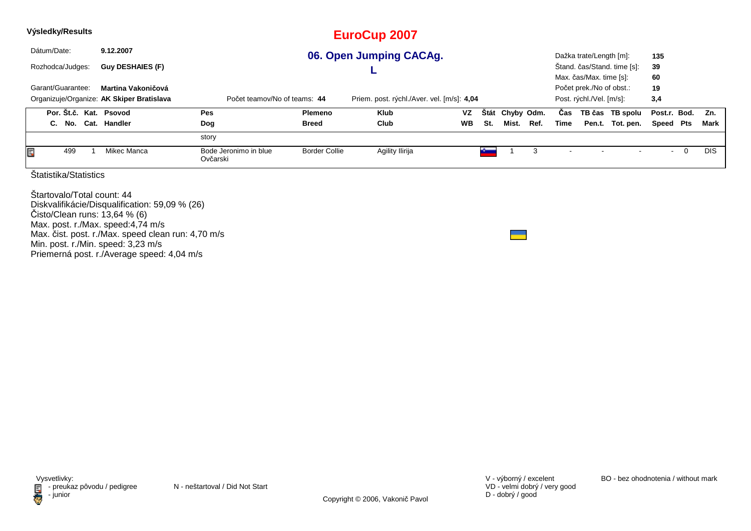**Výsledky/Results**

# EuroCup 2007

## 06. Open Jumping CACAg.

## L

Dátum/Date: **9.12.2007**

Rozhodca/Judges: **Guy DESHAIES (F)**

Garant/Guarantee: **Martina Vakoničová**

Organizuje/Organize: **AK Skiper Bratislava**

Počet teamov/No of teams: **44**

Priem. post. rýchl./Aver. vel. [m/s]: **4,04**

Dažka trate/Length [m]: **135**
Štand. čas/Stand. time [s]: **39**
Max. čas/Max. time [s]: **60**
Počet prek./No of obst.: **19**
Post. rýchl./Vel. [m/s]: **3,4**

| Por. C. | Št.č. No. | Kat. Cat. | Psovod Handler | Pes Dog | Plemeno Breed | Klub Club | VZ WB | Štát St. | Chyby Mist. | Odm. Ref. | Čas Time | TB čas Pen.t. | TB spolu Tot. pen. | Post.r. Speed | Bod. Pts | Zn. Mark |
|---|---|---|---|---|---|---|---|---|---|---|---|---|---|---|---|---|
| | | | | story | | | | | | | | | | | | |
| | 499 | 1 | Mikec Manca | Bode Jeronimo in blue Ovčarski | Border Collie | Agility Ilirija | | | 1 | 3 | - | - | - | - | 0 | DIS |

Štatistika/Statistics

Štartovalo/Total count: 44
Diskvalifikácie/Disqualification: 59,09 % (26)
Čisto/Clean runs: 13,64 % (6)
Max. post. r./Max. speed:4,74 m/s
Max. čist. post. r./Max. speed clean run: 4,70 m/s
Min. post. r./Min. speed: 3,23 m/s
Priemerná post. r./Average speed: 4,04 m/s

Vysvetlivky:
- preukaz pôvodu / pedigree
- junior

N - neštartoval / Did Not Start

V - výborný / excelent
VD - velmi dobrý / very good
D - dobrý / good

BO - bez ohodnotenia / without mark

Copyright © 2006, Vakonič Pavol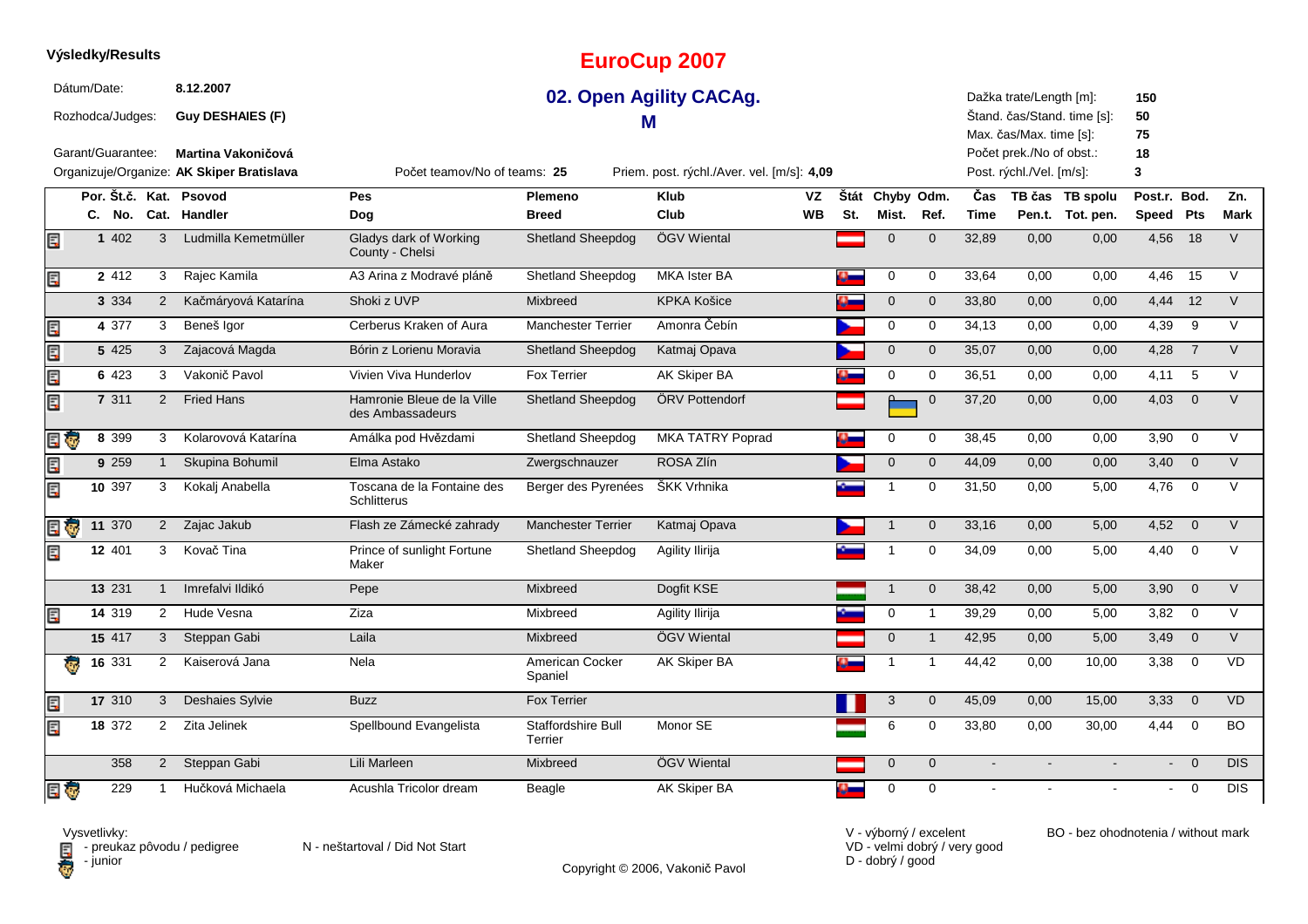**Výsledky/Results**

# EuroCup 2007

## 02. Open Agility CACAg.

## M

| | | | |
|---|---|---|---|
| Dátum/Date: | 8.12.2007 | Dažka trate/Length [m]: | 150 |
| Rozhodca/Judges: | Guy DESHAIES (F) | Štand. čas/Stand. time [s]: | 50 |
| | | Max. čas/Max. time [s]: | 75 |
| Garant/Guarantee: | Martina Vakoničová | Počet prek./No of obst.: | 18 |
| Organizuje/Organize: | AK Skiper Bratislava | Post. rýchl./Vel. [m/s]: | 3 |

Počet teamov/No of teams: 25 — Priem. post. rýchl./Aver. vel. [m/s]: 4,09

| Por. C. | Št.č. No. | Kat. Cat. | Psovod Handler | Pes Dog | Plemeno Breed | Klub Club | VZ WB | Štát St. | Chyby Mist. | Odm. Ref. | Čas Time | TB čas Pen.t. | TB spolu Tot. pen. | Post.r. Speed | Bod. Pts | Zn. Mark |
|---|---|---|---|---|---|---|---|---|---|---|---|---|---|---|---|---|
| 1 | 402 | 3 | Ludmilla Kemetmüller | Gladys dark of Working County - Chelsi | Shetland Sheepdog | ÖGV Wiental | | | 0 | 0 | 32,89 | 0,00 | 0,00 | 4,56 | 18 | V |
| 2 | 412 | 3 | Rajec Kamila | A3 Arina z Modravé pláně | Shetland Sheepdog | MKA Ister BA | | | 0 | 0 | 33,64 | 0,00 | 0,00 | 4,46 | 15 | V |
| 3 | 334 | 2 | Kačmáryová Katarína | Shoki z UVP | Mixbreed | KPKA Košice | | | 0 | 0 | 33,80 | 0,00 | 0,00 | 4,44 | 12 | V |
| 4 | 377 | 3 | Beneš Igor | Cerberus Kraken of Aura | Manchester Terrier | Amonra Čebín | | | 0 | 0 | 34,13 | 0,00 | 0,00 | 4,39 | 9 | V |
| 5 | 425 | 3 | Zajacová Magda | Bórin z Lorienu Moravia | Shetland Sheepdog | Katmaj Opava | | | 0 | 0 | 35,07 | 0,00 | 0,00 | 4,28 | 7 | V |
| 6 | 423 | 3 | Vakonič Pavol | Vivien Viva Hunderlov | Fox Terrier | AK Skiper BA | | | 0 | 0 | 36,51 | 0,00 | 0,00 | 4,11 | 5 | V |
| 7 | 311 | 2 | Fried Hans | Hamronie Bleue de la Ville des Ambassadeurs | Shetland Sheepdog | ÖRV Pottendorf | | | 0 | 0 | 37,20 | 0,00 | 0,00 | 4,03 | 0 | V |
| 8 | 399 | 3 | Kolarovová Katarína | Amálka pod Hvězdami | Shetland Sheepdog | MKA TATRY Poprad | | | 0 | 0 | 38,45 | 0,00 | 0,00 | 3,90 | 0 | V |
| 9 | 259 | 1 | Skupina Bohumil | Elma Astako | Zwergschnauzer | ROSA Zlín | | | 0 | 0 | 44,09 | 0,00 | 0,00 | 3,40 | 0 | V |
| 10 | 397 | 3 | Kokalj Anabella | Toscana de la Fontaine des Schlitterus | Berger des Pyrenées | ŠKK Vrhnika | | | 1 | 0 | 31,50 | 0,00 | 5,00 | 4,76 | 0 | V |
| 11 | 370 | 2 | Zajac Jakub | Flash ze Zámecké zahrady | Manchester Terrier | Katmaj Opava | | | 1 | 0 | 33,16 | 0,00 | 5,00 | 4,52 | 0 | V |
| 12 | 401 | 3 | Kovač Tina | Prince of sunlight Fortune Maker | Shetland Sheepdog | Agility Ilirija | | | 1 | 0 | 34,09 | 0,00 | 5,00 | 4,40 | 0 | V |
| 13 | 231 | 1 | Imrefalvi Ildikó | Pepe | Mixbreed | Dogfit KSE | | | 1 | 0 | 38,42 | 0,00 | 5,00 | 3,90 | 0 | V |
| 14 | 319 | 2 | Hude Vesna | Ziza | Mixbreed | Agility Ilirija | | | 0 | 1 | 39,29 | 0,00 | 5,00 | 3,82 | 0 | V |
| 15 | 417 | 3 | Steppan Gabi | Laila | Mixbreed | ÖGV Wiental | | | 0 | 1 | 42,95 | 0,00 | 5,00 | 3,49 | 0 | V |
| 16 | 331 | 2 | Kaiserová Jana | Nela | American Cocker Spaniel | AK Skiper BA | | | 1 | 1 | 44,42 | 0,00 | 10,00 | 3,38 | 0 | VD |
| 17 | 310 | 3 | Deshaies Sylvie | Buzz | Fox Terrier | | | | 3 | 0 | 45,09 | 0,00 | 15,00 | 3,33 | 0 | VD |
| 18 | 372 | 2 | Zita Jelinek | Spellbound Evangelista | Staffordshire Bull Terrier | Monor SE | | | 6 | 0 | 33,80 | 0,00 | 30,00 | 4,44 | 0 | BO |
| | 358 | 2 | Steppan Gabi | Lili Marleen | Mixbreed | ÖGV Wiental | | | 0 | 0 | - | - | - | - | 0 | DIS |
| | 229 | 1 | Hučková Michaela | Acushla Tricolor dream | Beagle | AK Skiper BA | | | 0 | 0 | - | - | - | - | 0 | DIS |

Vysvetlivky:
- preukaz pôvodu / pedigree
- junior

N - neštartoval / Did Not Start

V - výborný / excelent
VD - velmi dobrý / very good
D - dobrý / good

BO - bez ohodnotenia / without mark

Copyright © 2006, Vakonič Pavol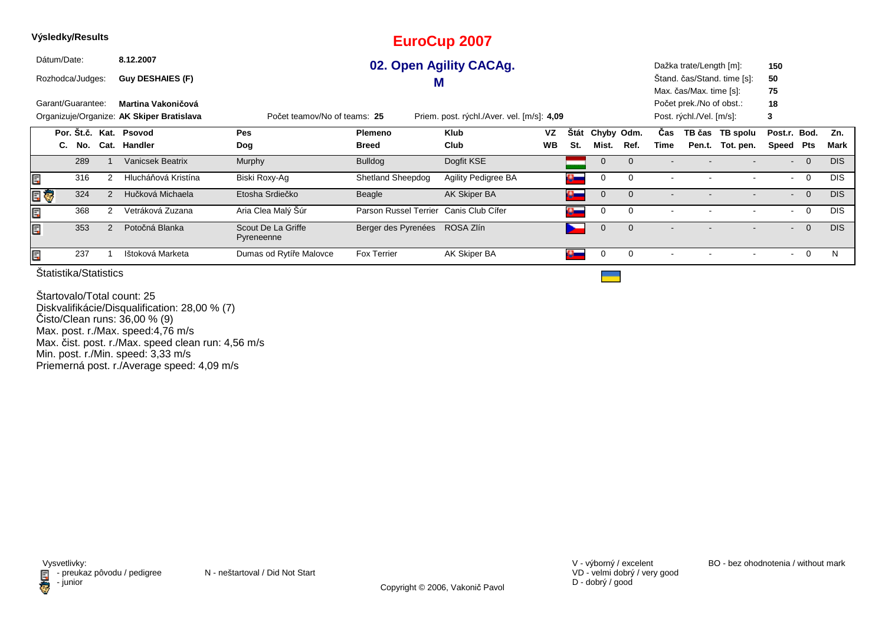**Výsledky/Results**

# EuroCup 2007

## 02. Open Agility CACAg.

## M

Dátum/Date: **8.12.2007**

Rozhodca/Judges: **Guy DESHAIES (F)**

Garant/Guarantee: **Martina Vakoničová**

Organizuje/Organize: **AK Skiper Bratislava**

Počet teamov/No of teams: **25**

Priem. post. rýchl./Aver. vel. [m/s]: **4,09**

Dažka trate/Length [m]: **150**

Štand. čas/Stand. time [s]: **50**

Max. čas/Max. time [s]: **75**

Počet prek./No of obst.: **18**

Post. rýchl./Vel. [m/s]: **3**

| Por. C. | Št.č. No. | Kat. Cat. | Psovod Handler | Pes Dog | Plemeno Breed | Klub Club | VZ WB | Štát St. | Chyby Mist. | Odm. Ref. | Čas Time | TB čas Pen.t. | TB spolu Tot. pen. | Post.r. Speed | Bod. Pts | Zn. Mark |
|---|---|---|---|---|---|---|---|---|---|---|---|---|---|---|---|---|
| | 289 | 1 | Vanicsek Beatrix | Murphy | Bulldog | Dogfit KSE | | | 0 | 0 | - | - | - | - | 0 | DIS |
| | 316 | 2 | Hlucháňová Kristína | Biski Roxy-Ag | Shetland Sheepdog | Agility Pedigree BA | | | 0 | 0 | - | - | - | - | 0 | DIS |
| | 324 | 2 | Hučková Michaela | Etosha Srdiečko | Beagle | AK Skiper BA | | | 0 | 0 | - | - | - | - | 0 | DIS |
| | 368 | 2 | Vetráková Zuzana | Aria Clea Malý Šúr | Parson Russel Terrier | Canis Club Cífer | | | 0 | 0 | - | - | - | - | 0 | DIS |
| | 353 | 2 | Potočná Blanka | Scout De La Griffe Pyreneenne | Berger des Pyrenées | ROSA Zlín | | | 0 | 0 | - | - | - | - | 0 | DIS |
| | 237 | 1 | Ištoková Marketa | Dumas od Rytíře Malovce | Fox Terrier | AK Skiper BA | | | 0 | 0 | - | - | - | - | 0 | N |

Štatistika/Statistics

Štartovalo/Total count: 25
Diskvalifikácie/Disqualification: 28,00 % (7)
Čisto/Clean runs: 36,00 % (9)
Max. post. r./Max. speed:4,76 m/s
Max. čist. post. r./Max. speed clean run: 4,56 m/s
Min. post. r./Min. speed: 3,33 m/s
Priemerná post. r./Average speed: 4,09 m/s

Vysvetlivky:
- preukaz pôvodu / pedigree
- junior

N - neštartoval / Did Not Start

V - výborný / excelent
VD - velmi dobrý / very good
D - dobrý / good

BO - bez ohodnotenia / without mark

Copyright © 2006, Vakonič Pavol